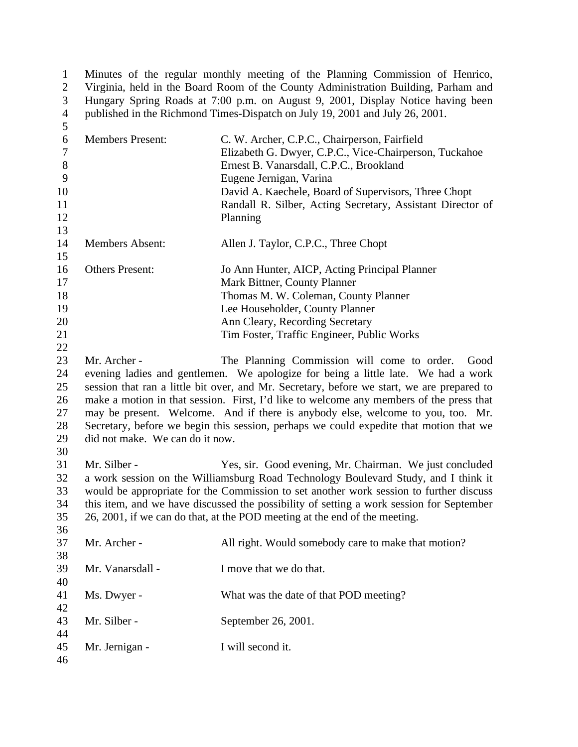Minutes of the regular monthly meeting of the Planning Commission of Henrico, Virginia, held in the Board Room of the County Administration Building, Parham and Hungary Spring Roads at 7:00 p.m. on August 9, 2001, Display Notice having been published in the Richmond Times-Dispatch on July 19, 2001 and July 26, 2001.

| | |
|---|---|
| Members Present: | C. W. Archer, C.P.C., Chairperson, Fairfield |
| | Elizabeth G. Dwyer, C.P.C., Vice-Chairperson, Tuckahoe |
| | Ernest B. Vanarsdall, C.P.C., Brookland |
| | Eugene Jernigan, Varina |
| | David A. Kaechele, Board of Supervisors, Three Chopt |
| | Randall R. Silber, Acting Secretary, Assistant Director of Planning |
| Members Absent: | Allen J. Taylor, C.P.C., Three Chopt |
| Others Present: | Jo Ann Hunter, AICP, Acting Principal Planner |
| | Mark Bittner, County Planner |
| | Thomas M. W. Coleman, County Planner |
| | Lee Householder, County Planner |
| | Ann Cleary, Recording Secretary |
| | Tim Foster, Traffic Engineer, Public Works |

Mr. Archer - The Planning Commission will come to order. Good evening ladies and gentlemen. We apologize for being a little late. We had a work session that ran a little bit over, and Mr. Secretary, before we start, we are prepared to make a motion in that session. First, I'd like to welcome any members of the press that may be present. Welcome. And if there is anybody else, welcome to you, too. Mr. Secretary, before we begin this session, perhaps we could expedite that motion that we did not make. We can do it now.

Mr. Silber - Yes, sir. Good evening, Mr. Chairman. We just concluded a work session on the Williamsburg Road Technology Boulevard Study, and I think it would be appropriate for the Commission to set another work session to further discuss this item, and we have discussed the possibility of setting a work session for September 26, 2001, if we can do that, at the POD meeting at the end of the meeting.

Mr. Archer - All right. Would somebody care to make that motion?

Mr. Vanarsdall - I move that we do that.

Ms. Dwyer - What was the date of that POD meeting?

Mr. Silber - September 26, 2001.

Mr. Jernigan - I will second it.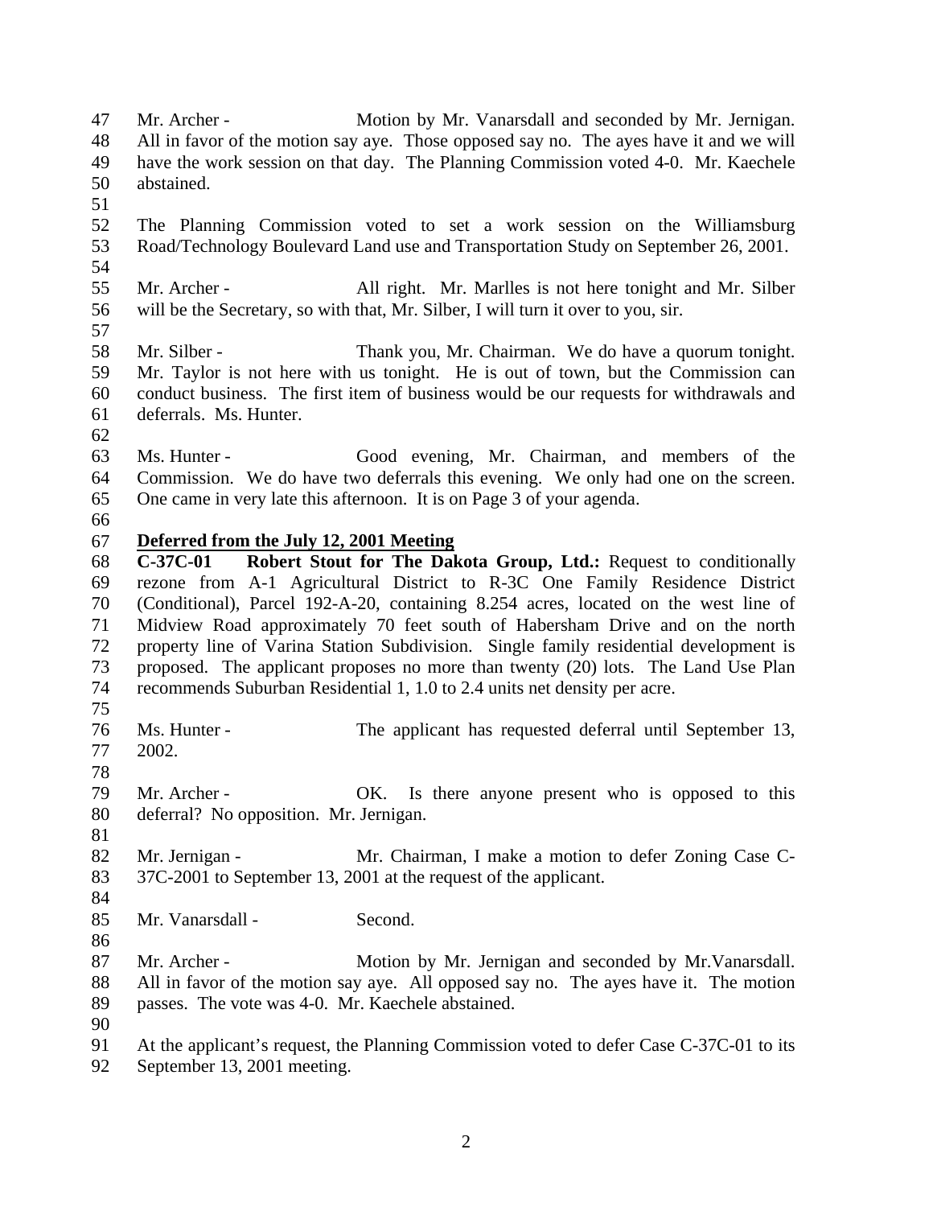Mr. Archer - Motion by Mr. Vanarsdall and seconded by Mr. Jernigan. All in favor of the motion say aye. Those opposed say no. The ayes have it and we will have the work session on that day. The Planning Commission voted 4-0. Mr. Kaechele abstained.

The Planning Commission voted to set a work session on the Williamsburg Road/Technology Boulevard Land use and Transportation Study on September 26, 2001.

Mr. Archer - All right. Mr. Marlles is not here tonight and Mr. Silber will be the Secretary, so with that, Mr. Silber, I will turn it over to you, sir.

Mr. Silber - Thank you, Mr. Chairman. We do have a quorum tonight. Mr. Taylor is not here with us tonight. He is out of town, but the Commission can conduct business. The first item of business would be our requests for withdrawals and deferrals. Ms. Hunter.

Ms. Hunter - Good evening, Mr. Chairman, and members of the Commission. We do have two deferrals this evening. We only had one on the screen. One came in very late this afternoon. It is on Page 3 of your agenda.

**Deferred from the July 12, 2001 Meeting**

**C-37C-01 Robert Stout for The Dakota Group, Ltd.:** Request to conditionally rezone from A-1 Agricultural District to R-3C One Family Residence District (Conditional), Parcel 192-A-20, containing 8.254 acres, located on the west line of Midview Road approximately 70 feet south of Habersham Drive and on the north property line of Varina Station Subdivision. Single family residential development is proposed. The applicant proposes no more than twenty (20) lots. The Land Use Plan recommends Suburban Residential 1, 1.0 to 2.4 units net density per acre.

Ms. Hunter - The applicant has requested deferral until September 13, 2002.

Mr. Archer - OK. Is there anyone present who is opposed to this deferral? No opposition. Mr. Jernigan.

Mr. Jernigan - Mr. Chairman, I make a motion to defer Zoning Case C-37C-2001 to September 13, 2001 at the request of the applicant.

Mr. Vanarsdall - Second.

Mr. Archer - Motion by Mr. Jernigan and seconded by Mr.Vanarsdall. All in favor of the motion say aye. All opposed say no. The ayes have it. The motion passes. The vote was 4-0. Mr. Kaechele abstained.

At the applicant's request, the Planning Commission voted to defer Case C-37C-01 to its September 13, 2001 meeting.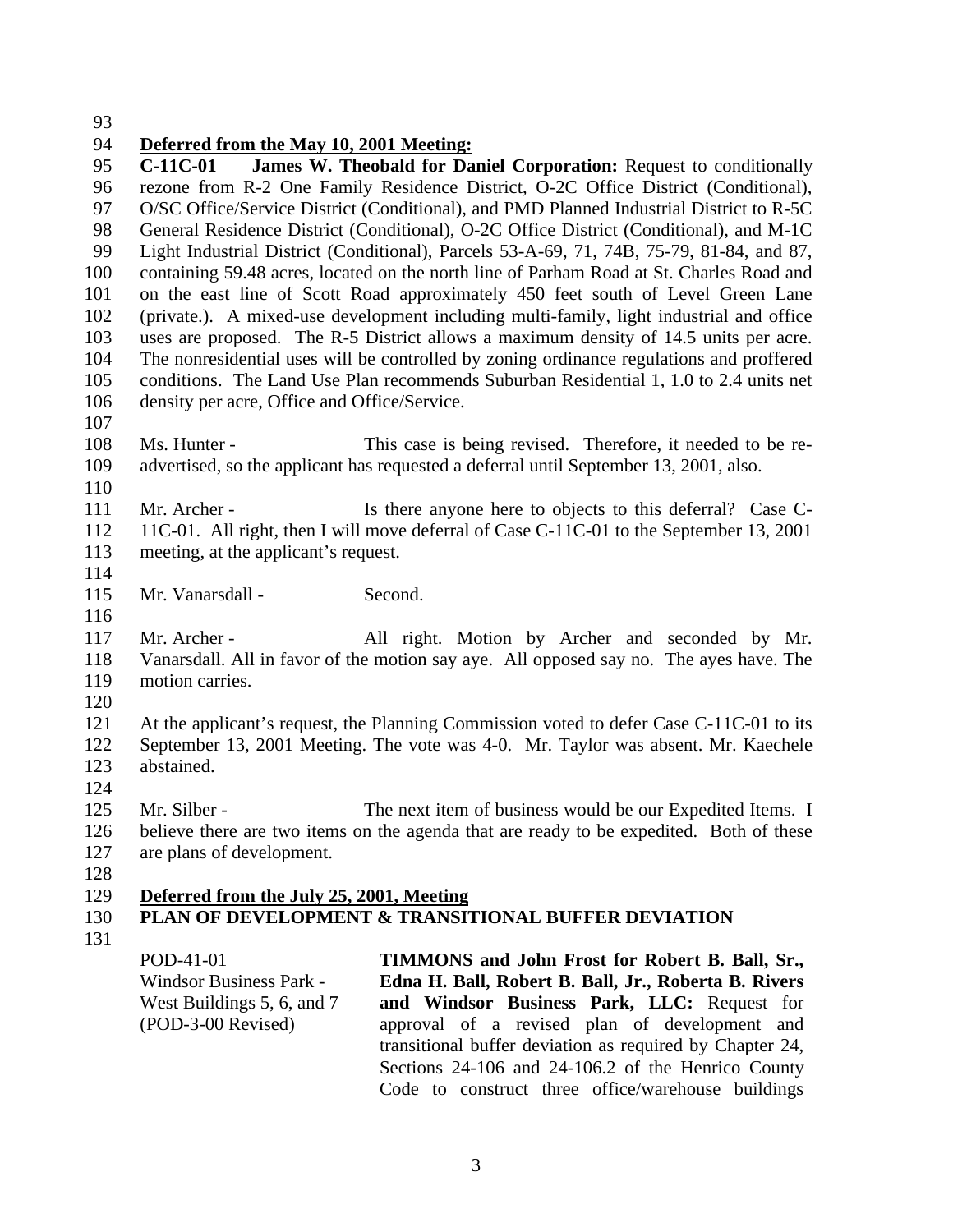**Deferred from the May 10, 2001 Meeting:**

**C-11C-01 James W. Theobald for Daniel Corporation:** Request to conditionally rezone from R-2 One Family Residence District, O-2C Office District (Conditional), O/SC Office/Service District (Conditional), and PMD Planned Industrial District to R-5C General Residence District (Conditional), O-2C Office District (Conditional), and M-1C Light Industrial District (Conditional), Parcels 53-A-69, 71, 74B, 75-79, 81-84, and 87, containing 59.48 acres, located on the north line of Parham Road at St. Charles Road and on the east line of Scott Road approximately 450 feet south of Level Green Lane (private.). A mixed-use development including multi-family, light industrial and office uses are proposed. The R-5 District allows a maximum density of 14.5 units per acre. The nonresidential uses will be controlled by zoning ordinance regulations and proffered conditions. The Land Use Plan recommends Suburban Residential 1, 1.0 to 2.4 units net density per acre, Office and Office/Service.

Ms. Hunter - This case is being revised. Therefore, it needed to be re-advertised, so the applicant has requested a deferral until September 13, 2001, also.

Mr. Archer - Is there anyone here to objects to this deferral? Case C-11C-01. All right, then I will move deferral of Case C-11C-01 to the September 13, 2001 meeting, at the applicant's request.

Mr. Vanarsdall - Second.

Mr. Archer - All right. Motion by Archer and seconded by Mr. Vanarsdall. All in favor of the motion say aye. All opposed say no. The ayes have. The motion carries.

At the applicant's request, the Planning Commission voted to defer Case C-11C-01 to its September 13, 2001 Meeting. The vote was 4-0. Mr. Taylor was absent. Mr. Kaechele abstained.

Mr. Silber - The next item of business would be our Expedited Items. I believe there are two items on the agenda that are ready to be expedited. Both of these are plans of development.

**Deferred from the July 25, 2001, Meeting**

**PLAN OF DEVELOPMENT & TRANSITIONAL BUFFER DEVIATION**

POD-41-01
Windsor Business Park - West Buildings 5, 6, and 7
(POD-3-00 Revised)

**TIMMONS and John Frost for Robert B. Ball, Sr., Edna H. Ball, Robert B. Ball, Jr., Roberta B. Rivers and Windsor Business Park, LLC:** Request for approval of a revised plan of development and transitional buffer deviation as required by Chapter 24, Sections 24-106 and 24-106.2 of the Henrico County Code to construct three office/warehouse buildings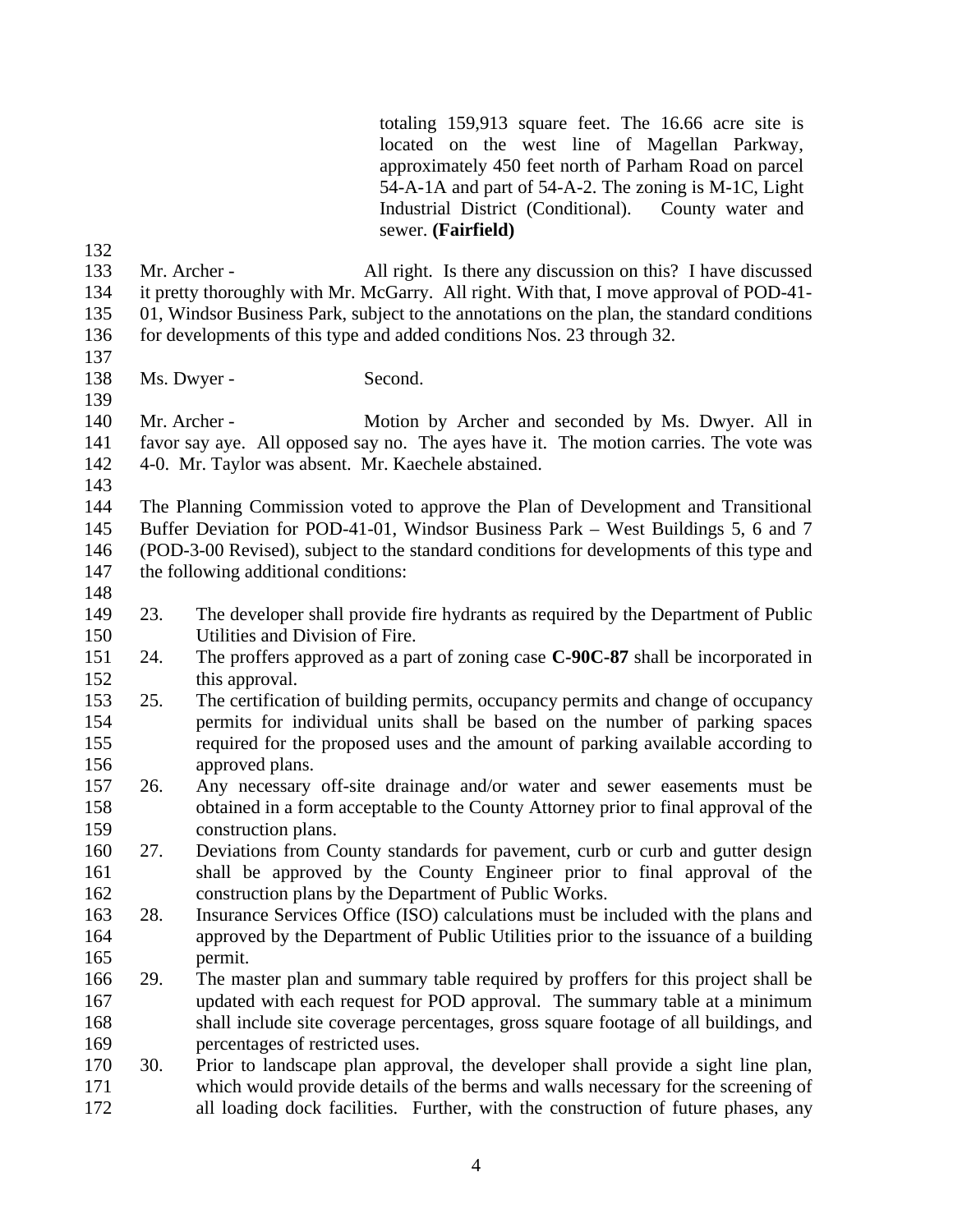totaling 159,913 square feet. The 16.66 acre site is located on the west line of Magellan Parkway, approximately 450 feet north of Parham Road on parcel 54-A-1A and part of 54-A-2. The zoning is M-1C, Light Industrial District (Conditional). County water and sewer. **(Fairfield)**

Mr. Archer - All right. Is there any discussion on this? I have discussed it pretty thoroughly with Mr. McGarry. All right. With that, I move approval of POD-41-01, Windsor Business Park, subject to the annotations on the plan, the standard conditions for developments of this type and added conditions Nos. 23 through 32.

Ms. Dwyer - Second.

Mr. Archer - Motion by Archer and seconded by Ms. Dwyer. All in favor say aye. All opposed say no. The ayes have it. The motion carries. The vote was 4-0. Mr. Taylor was absent. Mr. Kaechele abstained.

The Planning Commission voted to approve the Plan of Development and Transitional Buffer Deviation for POD-41-01, Windsor Business Park – West Buildings 5, 6 and 7 (POD-3-00 Revised), subject to the standard conditions for developments of this type and the following additional conditions:

23. The developer shall provide fire hydrants as required by the Department of Public Utilities and Division of Fire.
24. The proffers approved as a part of zoning case **C-90C-87** shall be incorporated in this approval.
25. The certification of building permits, occupancy permits and change of occupancy permits for individual units shall be based on the number of parking spaces required for the proposed uses and the amount of parking available according to approved plans.
26. Any necessary off-site drainage and/or water and sewer easements must be obtained in a form acceptable to the County Attorney prior to final approval of the construction plans.
27. Deviations from County standards for pavement, curb or curb and gutter design shall be approved by the County Engineer prior to final approval of the construction plans by the Department of Public Works.
28. Insurance Services Office (ISO) calculations must be included with the plans and approved by the Department of Public Utilities prior to the issuance of a building permit.
29. The master plan and summary table required by proffers for this project shall be updated with each request for POD approval. The summary table at a minimum shall include site coverage percentages, gross square footage of all buildings, and percentages of restricted uses.
30. Prior to landscape plan approval, the developer shall provide a sight line plan, which would provide details of the berms and walls necessary for the screening of all loading dock facilities. Further, with the construction of future phases, any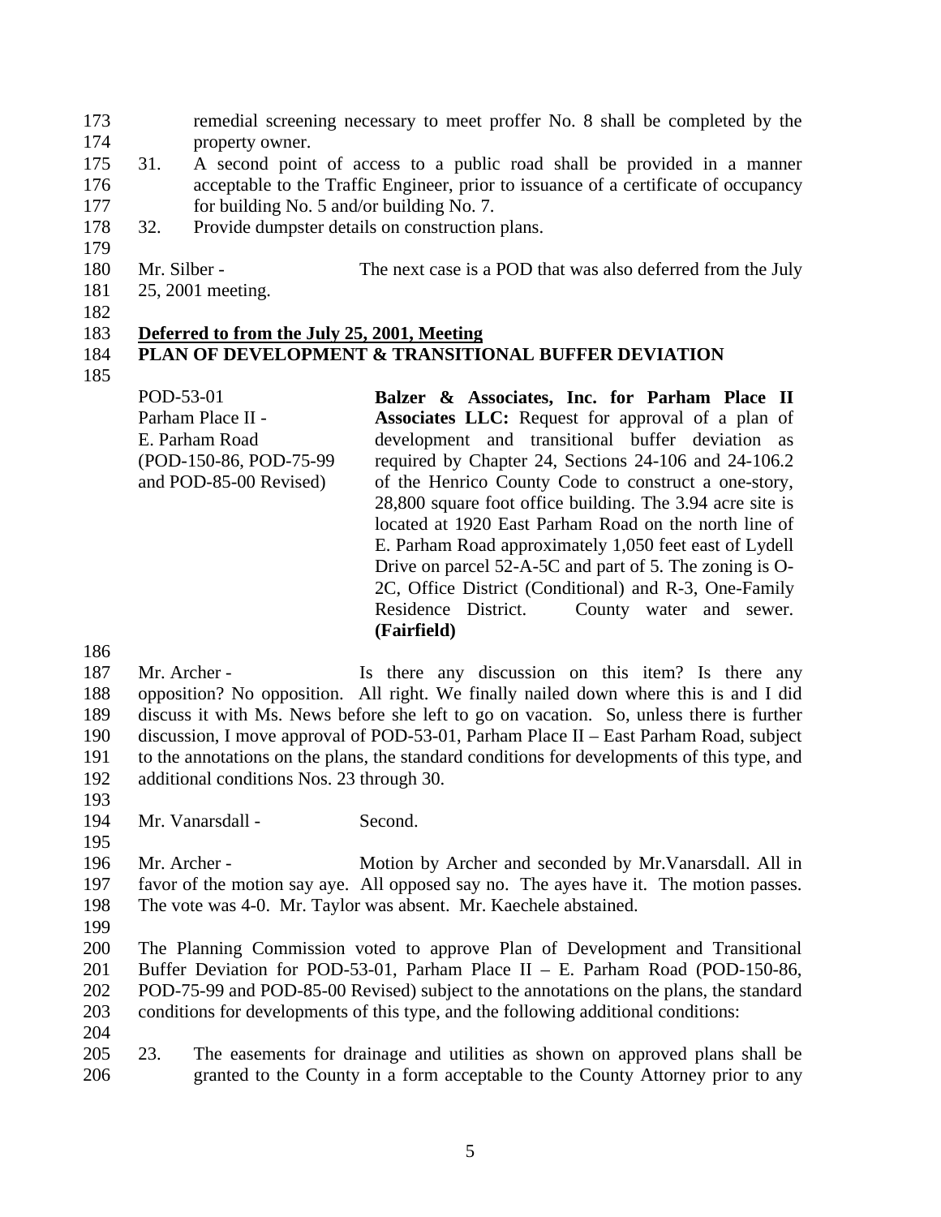remedial screening necessary to meet proffer No. 8 shall be completed by the property owner.

31. A second point of access to a public road shall be provided in a manner acceptable to the Traffic Engineer, prior to issuance of a certificate of occupancy for building No. 5 and/or building No. 7.
32. Provide dumpster details on construction plans.

Mr. Silber - The next case is a POD that was also deferred from the July 25, 2001 meeting.

**Deferred to from the July 25, 2001, Meeting**
**PLAN OF DEVELOPMENT & TRANSITIONAL BUFFER DEVIATION**

| | |
|---|---|
| POD-53-01<br>Parham Place II -<br>E. Parham Road<br>(POD-150-86, POD-75-99 and POD-85-00 Revised) | **Balzer & Associates, Inc. for Parham Place II Associates LLC:** Request for approval of a plan of development and transitional buffer deviation as required by Chapter 24, Sections 24-106 and 24-106.2 of the Henrico County Code to construct a one-story, 28,800 square foot office building. The 3.94 acre site is located at 1920 East Parham Road on the north line of E. Parham Road approximately 1,050 feet east of Lydell Drive on parcel 52-A-5C and part of 5. The zoning is O-2C, Office District (Conditional) and R-3, One-Family Residence District. County water and sewer. **(Fairfield)** |

Mr. Archer - Is there any discussion on this item? Is there any opposition? No opposition. All right. We finally nailed down where this is and I did discuss it with Ms. News before she left to go on vacation. So, unless there is further discussion, I move approval of POD-53-01, Parham Place II – East Parham Road, subject to the annotations on the plans, the standard conditions for developments of this type, and additional conditions Nos. 23 through 30.

Mr. Vanarsdall - Second.

Mr. Archer - Motion by Archer and seconded by Mr.Vanarsdall. All in favor of the motion say aye. All opposed say no. The ayes have it. The motion passes. The vote was 4-0. Mr. Taylor was absent. Mr. Kaechele abstained.

The Planning Commission voted to approve Plan of Development and Transitional Buffer Deviation for POD-53-01, Parham Place II – E. Parham Road (POD-150-86, POD-75-99 and POD-85-00 Revised) subject to the annotations on the plans, the standard conditions for developments of this type, and the following additional conditions:

23. The easements for drainage and utilities as shown on approved plans shall be granted to the County in a form acceptable to the County Attorney prior to any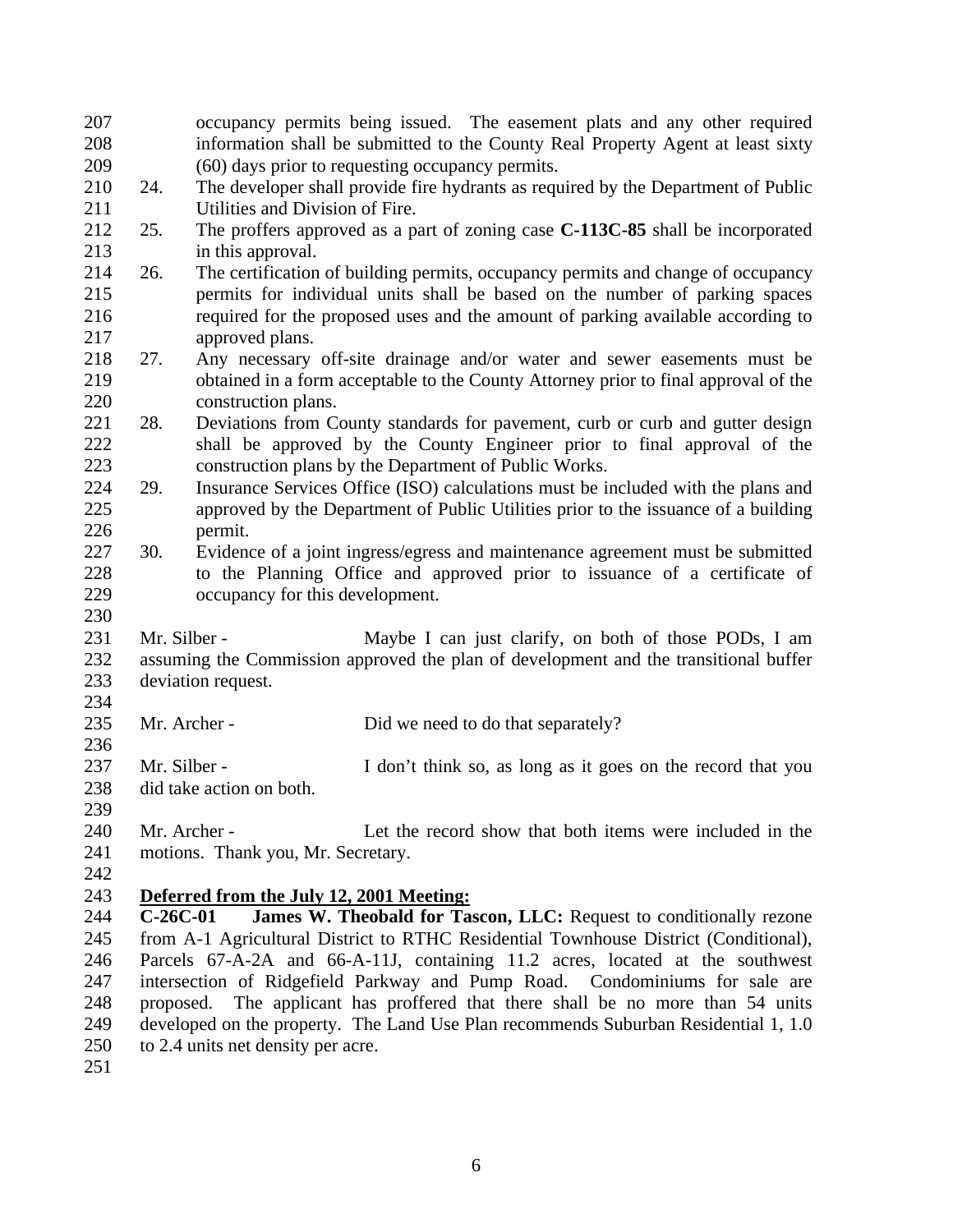occupancy permits being issued. The easement plats and any other required information shall be submitted to the County Real Property Agent at least sixty (60) days prior to requesting occupancy permits.

24. The developer shall provide fire hydrants as required by the Department of Public Utilities and Division of Fire.
25. The proffers approved as a part of zoning case **C-113C-85** shall be incorporated in this approval.
26. The certification of building permits, occupancy permits and change of occupancy permits for individual units shall be based on the number of parking spaces required for the proposed uses and the amount of parking available according to approved plans.
27. Any necessary off-site drainage and/or water and sewer easements must be obtained in a form acceptable to the County Attorney prior to final approval of the construction plans.
28. Deviations from County standards for pavement, curb or curb and gutter design shall be approved by the County Engineer prior to final approval of the construction plans by the Department of Public Works.
29. Insurance Services Office (ISO) calculations must be included with the plans and approved by the Department of Public Utilities prior to the issuance of a building permit.
30. Evidence of a joint ingress/egress and maintenance agreement must be submitted to the Planning Office and approved prior to issuance of a certificate of occupancy for this development.

Mr. Silber - Maybe I can just clarify, on both of those PODs, I am assuming the Commission approved the plan of development and the transitional buffer deviation request.

Mr. Archer - Did we need to do that separately?

Mr. Silber - I don't think so, as long as it goes on the record that you did take action on both.

Mr. Archer - Let the record show that both items were included in the motions. Thank you, Mr. Secretary.

**Deferred from the July 12, 2001 Meeting:**

**C-26C-01 James W. Theobald for Tascon, LLC:** Request to conditionally rezone from A-1 Agricultural District to RTHC Residential Townhouse District (Conditional), Parcels 67-A-2A and 66-A-11J, containing 11.2 acres, located at the southwest intersection of Ridgefield Parkway and Pump Road. Condominiums for sale are proposed. The applicant has proffered that there shall be no more than 54 units developed on the property. The Land Use Plan recommends Suburban Residential 1, 1.0 to 2.4 units net density per acre.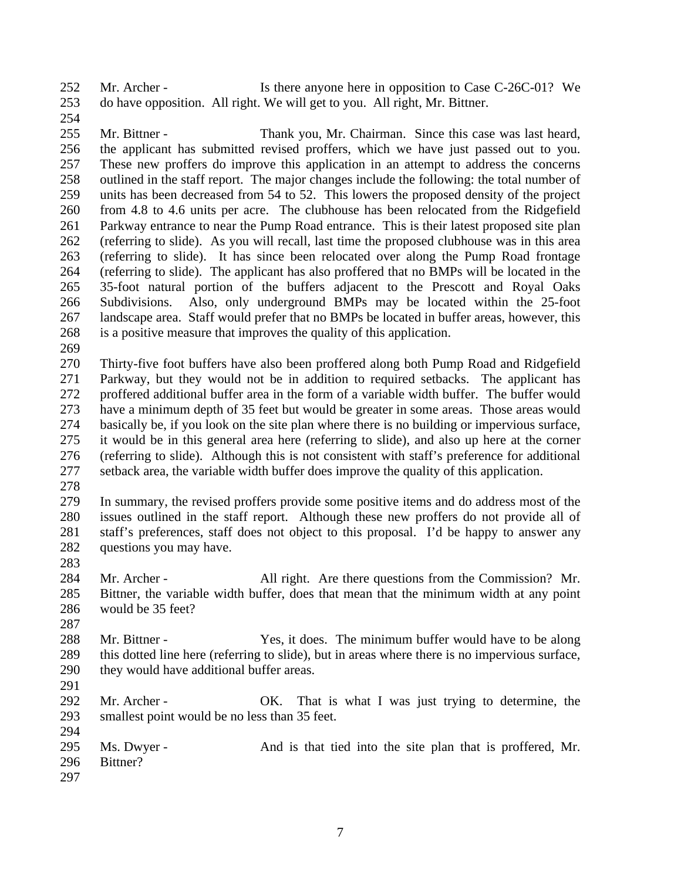252 Mr. Archer - Is there anyone here in opposition to Case C-26C-01? We
253 do have opposition. All right. We will get to you. All right, Mr. Bittner.
254
255 Mr. Bittner - Thank you, Mr. Chairman. Since this case was last heard,
256 the applicant has submitted revised proffers, which we have just passed out to you.
257 These new proffers do improve this application in an attempt to address the concerns
258 outlined in the staff report. The major changes include the following: the total number of
259 units has been decreased from 54 to 52. This lowers the proposed density of the project
260 from 4.8 to 4.6 units per acre. The clubhouse has been relocated from the Ridgefield
261 Parkway entrance to near the Pump Road entrance. This is their latest proposed site plan
262 (referring to slide). As you will recall, last time the proposed clubhouse was in this area
263 (referring to slide). It has since been relocated over along the Pump Road frontage
264 (referring to slide). The applicant has also proffered that no BMPs will be located in the
265 35-foot natural portion of the buffers adjacent to the Prescott and Royal Oaks
266 Subdivisions. Also, only underground BMPs may be located within the 25-foot
267 landscape area. Staff would prefer that no BMPs be located in buffer areas, however, this
268 is a positive measure that improves the quality of this application.
269
270 Thirty-five foot buffers have also been proffered along both Pump Road and Ridgefield
271 Parkway, but they would not be in addition to required setbacks. The applicant has
272 proffered additional buffer area in the form of a variable width buffer. The buffer would
273 have a minimum depth of 35 feet but would be greater in some areas. Those areas would
274 basically be, if you look on the site plan where there is no building or impervious surface,
275 it would be in this general area here (referring to slide), and also up here at the corner
276 (referring to slide). Although this is not consistent with staff's preference for additional
277 setback area, the variable width buffer does improve the quality of this application.
278
279 In summary, the revised proffers provide some positive items and do address most of the
280 issues outlined in the staff report. Although these new proffers do not provide all of
281 staff's preferences, staff does not object to this proposal. I'd be happy to answer any
282 questions you may have.
283
284 Mr. Archer - All right. Are there questions from the Commission? Mr.
285 Bittner, the variable width buffer, does that mean that the minimum width at any point
286 would be 35 feet?
287
288 Mr. Bittner - Yes, it does. The minimum buffer would have to be along
289 this dotted line here (referring to slide), but in areas where there is no impervious surface,
290 they would have additional buffer areas.
291
292 Mr. Archer - OK. That is what I was just trying to determine, the
293 smallest point would be no less than 35 feet.
294
295 Ms. Dwyer - And is that tied into the site plan that is proffered, Mr.
296 Bittner?
297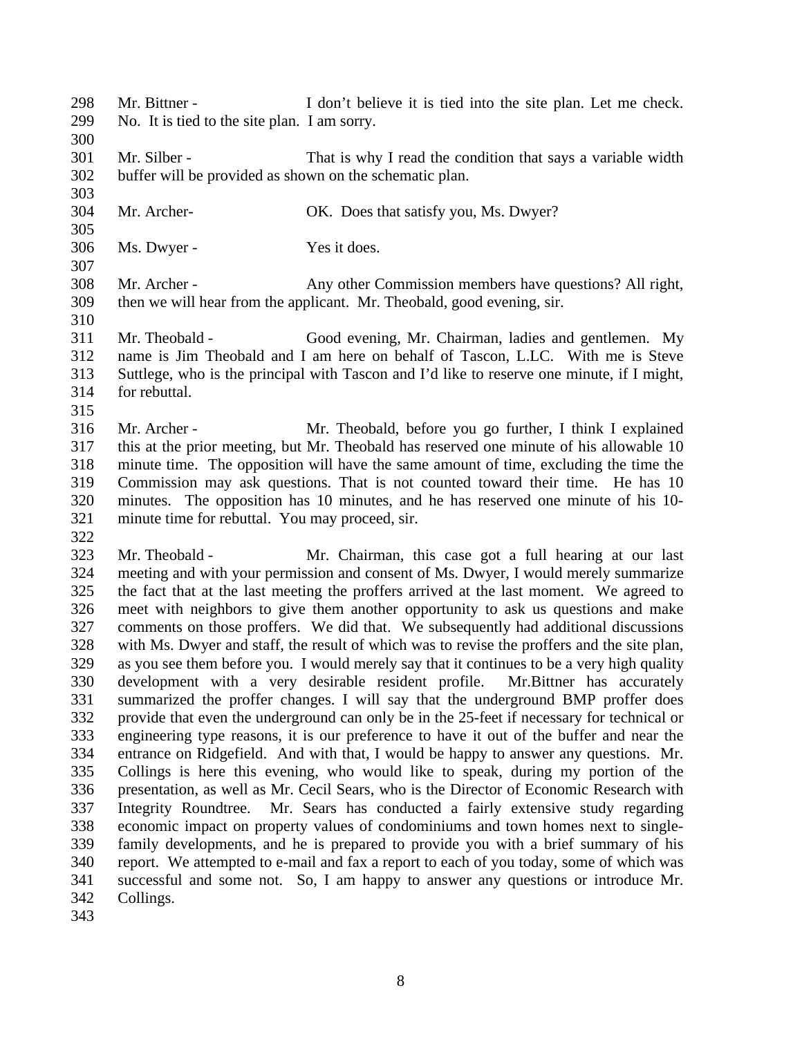298 Mr. Bittner - I don't believe it is tied into the site plan. Let me check.
299 No. It is tied to the site plan. I am sorry.
300
301 Mr. Silber - That is why I read the condition that says a variable width
302 buffer will be provided as shown on the schematic plan.
303
304 Mr. Archer- OK. Does that satisfy you, Ms. Dwyer?
305
306 Ms. Dwyer - Yes it does.
307
308 Mr. Archer - Any other Commission members have questions? All right,
309 then we will hear from the applicant. Mr. Theobald, good evening, sir.
310
311 Mr. Theobald - Good evening, Mr. Chairman, ladies and gentlemen. My
312 name is Jim Theobald and I am here on behalf of Tascon, L.LC. With me is Steve
313 Suttlege, who is the principal with Tascon and I'd like to reserve one minute, if I might,
314 for rebuttal.
315
316 Mr. Archer - Mr. Theobald, before you go further, I think I explained
317 this at the prior meeting, but Mr. Theobald has reserved one minute of his allowable 10
318 minute time. The opposition will have the same amount of time, excluding the time the
319 Commission may ask questions. That is not counted toward their time. He has 10
320 minutes. The opposition has 10 minutes, and he has reserved one minute of his 10-
321 minute time for rebuttal. You may proceed, sir.
322
323 Mr. Theobald - Mr. Chairman, this case got a full hearing at our last
324 meeting and with your permission and consent of Ms. Dwyer, I would merely summarize
325 the fact that at the last meeting the proffers arrived at the last moment. We agreed to
326 meet with neighbors to give them another opportunity to ask us questions and make
327 comments on those proffers. We did that. We subsequently had additional discussions
328 with Ms. Dwyer and staff, the result of which was to revise the proffers and the site plan,
329 as you see them before you. I would merely say that it continues to be a very high quality
330 development with a very desirable resident profile. Mr.Bittner has accurately
331 summarized the proffer changes. I will say that the underground BMP proffer does
332 provide that even the underground can only be in the 25-feet if necessary for technical or
333 engineering type reasons, it is our preference to have it out of the buffer and near the
334 entrance on Ridgefield. And with that, I would be happy to answer any questions. Mr.
335 Collings is here this evening, who would like to speak, during my portion of the
336 presentation, as well as Mr. Cecil Sears, who is the Director of Economic Research with
337 Integrity Roundtree. Mr. Sears has conducted a fairly extensive study regarding
338 economic impact on property values of condominiums and town homes next to single-
339 family developments, and he is prepared to provide you with a brief summary of his
340 report. We attempted to e-mail and fax a report to each of you today, some of which was
341 successful and some not. So, I am happy to answer any questions or introduce Mr.
342 Collings.
343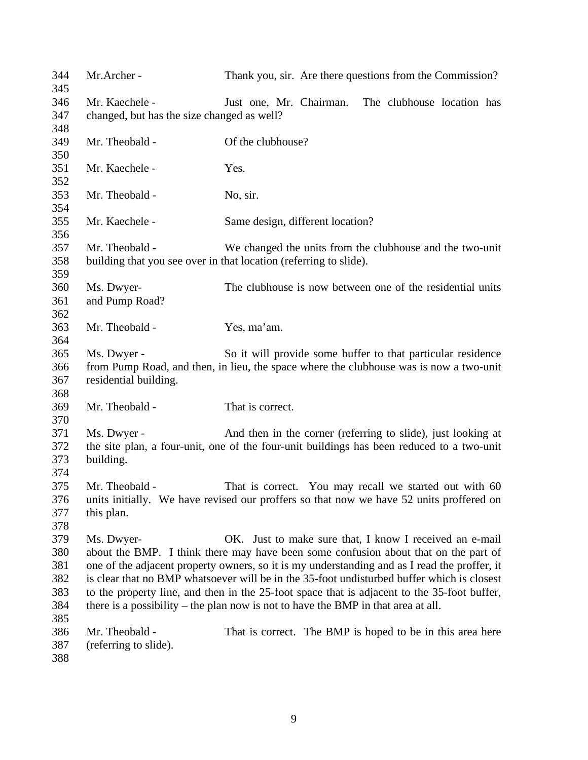344 Mr.Archer - Thank you, sir. Are there questions from the Commission?
345
346 Mr. Kaechele - Just one, Mr. Chairman. The clubhouse location has
347 changed, but has the size changed as well?
348
349 Mr. Theobald - Of the clubhouse?
350
351 Mr. Kaechele - Yes.
352
353 Mr. Theobald - No, sir.
354
355 Mr. Kaechele - Same design, different location?
356
357 Mr. Theobald - We changed the units from the clubhouse and the two-unit
358 building that you see over in that location (referring to slide).
359
360 Ms. Dwyer- The clubhouse is now between one of the residential units
361 and Pump Road?
362
363 Mr. Theobald - Yes, ma'am.
364
365 Ms. Dwyer - So it will provide some buffer to that particular residence
366 from Pump Road, and then, in lieu, the space where the clubhouse was is now a two-unit
367 residential building.
368
369 Mr. Theobald - That is correct.
370
371 Ms. Dwyer - And then in the corner (referring to slide), just looking at
372 the site plan, a four-unit, one of the four-unit buildings has been reduced to a two-unit
373 building.
374
375 Mr. Theobald - That is correct. You may recall we started out with 60
376 units initially. We have revised our proffers so that now we have 52 units proffered on
377 this plan.
378
379 Ms. Dwyer- OK. Just to make sure that, I know I received an e-mail
380 about the BMP. I think there may have been some confusion about that on the part of
381 one of the adjacent property owners, so it is my understanding and as I read the proffer, it
382 is clear that no BMP whatsoever will be in the 35-foot undisturbed buffer which is closest
383 to the property line, and then in the 25-foot space that is adjacent to the 35-foot buffer,
384 there is a possibility – the plan now is not to have the BMP in that area at all.
385
386 Mr. Theobald - That is correct. The BMP is hoped to be in this area here
387 (referring to slide).
388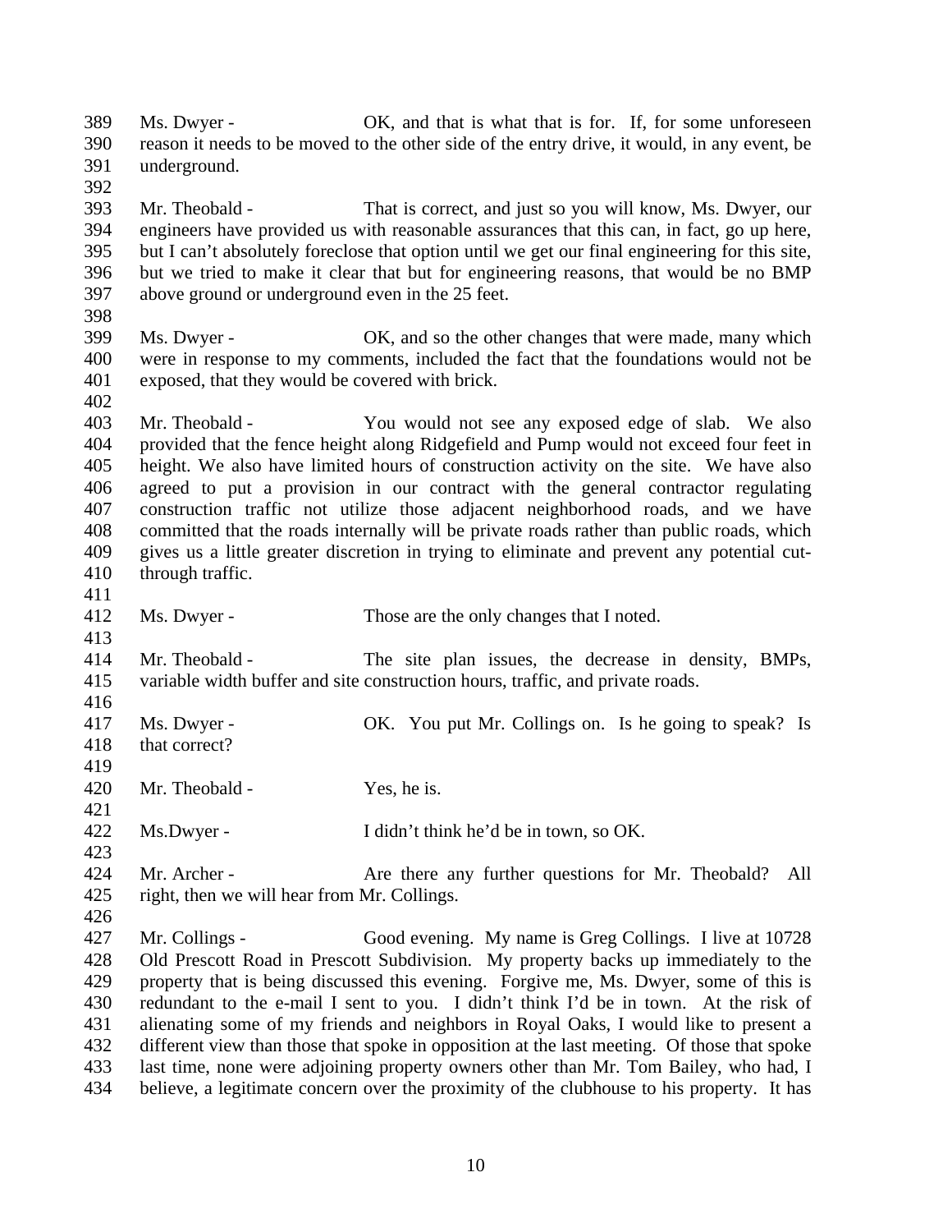Ms. Dwyer - OK, and that is what that is for. If, for some unforeseen reason it needs to be moved to the other side of the entry drive, it would, in any event, be underground.

Mr. Theobald - That is correct, and just so you will know, Ms. Dwyer, our engineers have provided us with reasonable assurances that this can, in fact, go up here, but I can't absolutely foreclose that option until we get our final engineering for this site, but we tried to make it clear that but for engineering reasons, that would be no BMP above ground or underground even in the 25 feet.

Ms. Dwyer - OK, and so the other changes that were made, many which were in response to my comments, included the fact that the foundations would not be exposed, that they would be covered with brick.

Mr. Theobald - You would not see any exposed edge of slab. We also provided that the fence height along Ridgefield and Pump would not exceed four feet in height. We also have limited hours of construction activity on the site. We have also agreed to put a provision in our contract with the general contractor regulating construction traffic not utilize those adjacent neighborhood roads, and we have committed that the roads internally will be private roads rather than public roads, which gives us a little greater discretion in trying to eliminate and prevent any potential cut-through traffic.

Ms. Dwyer - Those are the only changes that I noted.

Mr. Theobald - The site plan issues, the decrease in density, BMPs, variable width buffer and site construction hours, traffic, and private roads.

Ms. Dwyer - OK. You put Mr. Collings on. Is he going to speak? Is that correct?

Mr. Theobald - Yes, he is.

Ms.Dwyer - I didn't think he'd be in town, so OK.

Mr. Archer - Are there any further questions for Mr. Theobald? All right, then we will hear from Mr. Collings.

Mr. Collings - Good evening. My name is Greg Collings. I live at 10728 Old Prescott Road in Prescott Subdivision. My property backs up immediately to the property that is being discussed this evening. Forgive me, Ms. Dwyer, some of this is redundant to the e-mail I sent to you. I didn't think I'd be in town. At the risk of alienating some of my friends and neighbors in Royal Oaks, I would like to present a different view than those that spoke in opposition at the last meeting. Of those that spoke last time, none were adjoining property owners other than Mr. Tom Bailey, who had, I believe, a legitimate concern over the proximity of the clubhouse to his property. It has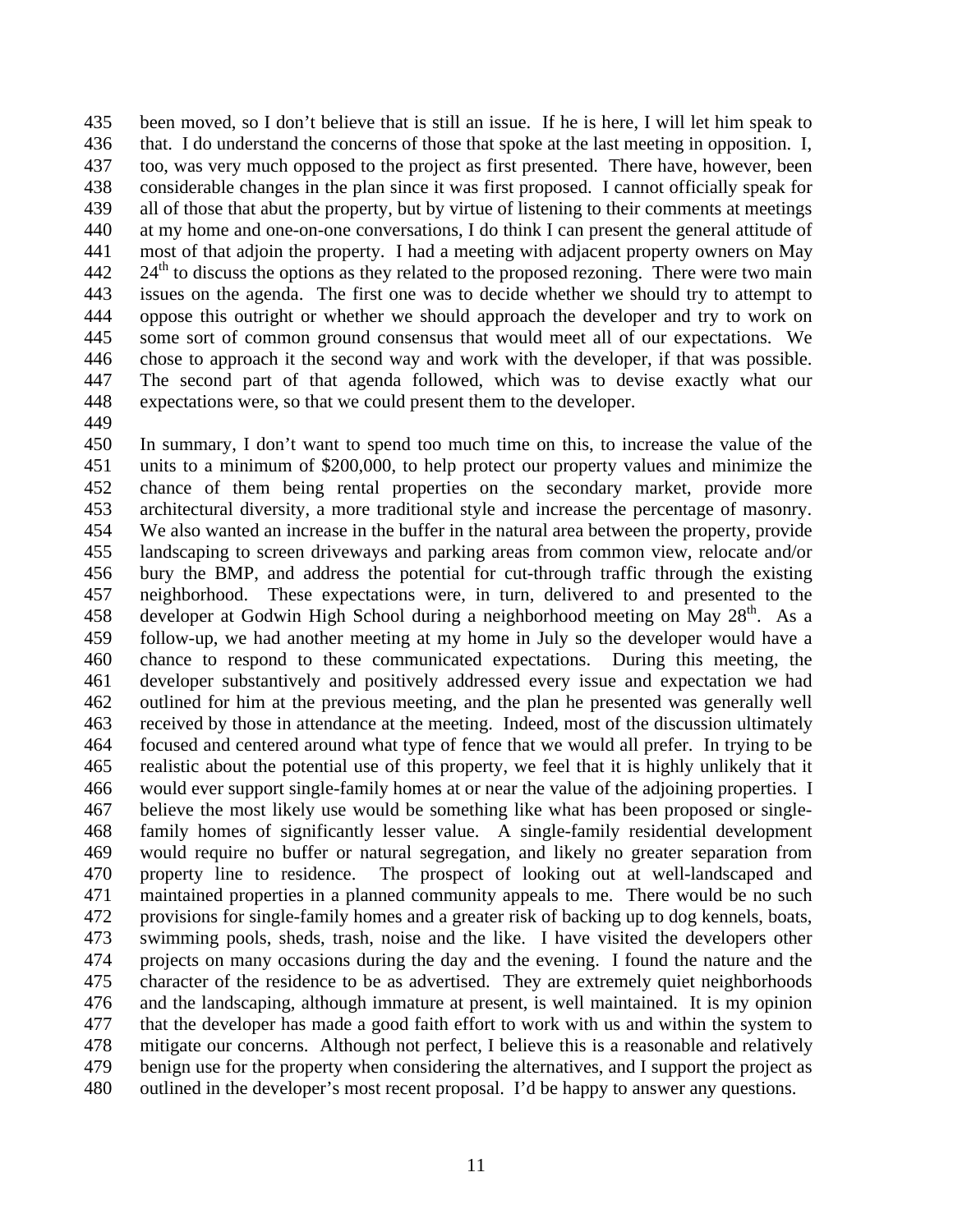been moved, so I don't believe that is still an issue. If he is here, I will let him speak to that. I do understand the concerns of those that spoke at the last meeting in opposition. I, too, was very much opposed to the project as first presented. There have, however, been considerable changes in the plan since it was first proposed. I cannot officially speak for all of those that abut the property, but by virtue of listening to their comments at meetings at my home and one-on-one conversations, I do think I can present the general attitude of most of that adjoin the property. I had a meeting with adjacent property owners on May 24th to discuss the options as they related to the proposed rezoning. There were two main issues on the agenda. The first one was to decide whether we should try to attempt to oppose this outright or whether we should approach the developer and try to work on some sort of common ground consensus that would meet all of our expectations. We chose to approach it the second way and work with the developer, if that was possible. The second part of that agenda followed, which was to devise exactly what our expectations were, so that we could present them to the developer.

In summary, I don't want to spend too much time on this, to increase the value of the units to a minimum of $200,000, to help protect our property values and minimize the chance of them being rental properties on the secondary market, provide more architectural diversity, a more traditional style and increase the percentage of masonry. We also wanted an increase in the buffer in the natural area between the property, provide landscaping to screen driveways and parking areas from common view, relocate and/or bury the BMP, and address the potential for cut-through traffic through the existing neighborhood. These expectations were, in turn, delivered to and presented to the developer at Godwin High School during a neighborhood meeting on May 28th. As a follow-up, we had another meeting at my home in July so the developer would have a chance to respond to these communicated expectations. During this meeting, the developer substantively and positively addressed every issue and expectation we had outlined for him at the previous meeting, and the plan he presented was generally well received by those in attendance at the meeting. Indeed, most of the discussion ultimately focused and centered around what type of fence that we would all prefer. In trying to be realistic about the potential use of this property, we feel that it is highly unlikely that it would ever support single-family homes at or near the value of the adjoining properties. I believe the most likely use would be something like what has been proposed or single-family homes of significantly lesser value. A single-family residential development would require no buffer or natural segregation, and likely no greater separation from property line to residence. The prospect of looking out at well-landscaped and maintained properties in a planned community appeals to me. There would be no such provisions for single-family homes and a greater risk of backing up to dog kennels, boats, swimming pools, sheds, trash, noise and the like. I have visited the developers other projects on many occasions during the day and the evening. I found the nature and the character of the residence to be as advertised. They are extremely quiet neighborhoods and the landscaping, although immature at present, is well maintained. It is my opinion that the developer has made a good faith effort to work with us and within the system to mitigate our concerns. Although not perfect, I believe this is a reasonable and relatively benign use for the property when considering the alternatives, and I support the project as outlined in the developer's most recent proposal. I'd be happy to answer any questions.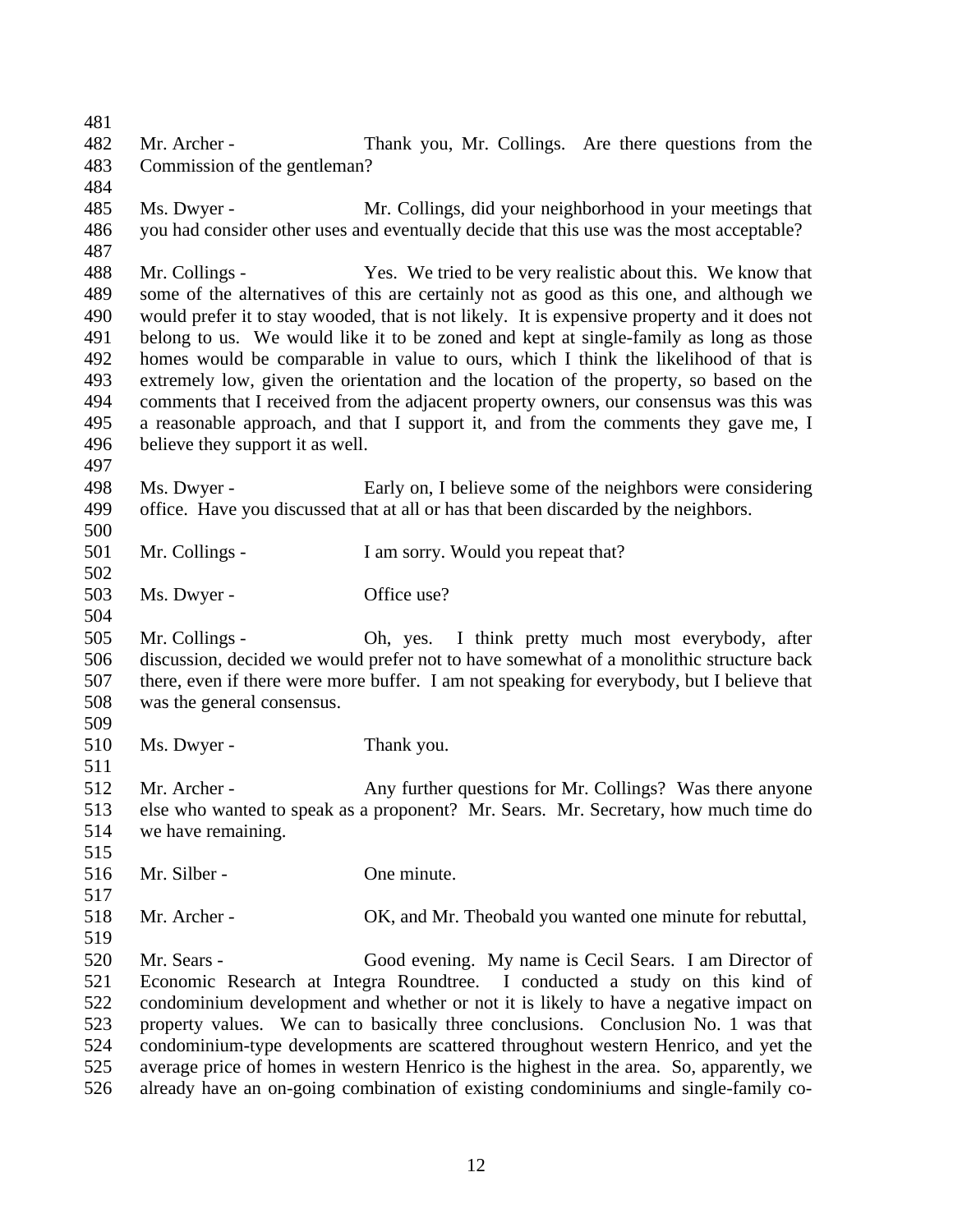Mr. Archer - Thank you, Mr. Collings. Are there questions from the Commission of the gentleman?

Ms. Dwyer - Mr. Collings, did your neighborhood in your meetings that you had consider other uses and eventually decide that this use was the most acceptable?

Mr. Collings - Yes. We tried to be very realistic about this. We know that some of the alternatives of this are certainly not as good as this one, and although we would prefer it to stay wooded, that is not likely. It is expensive property and it does not belong to us. We would like it to be zoned and kept at single-family as long as those homes would be comparable in value to ours, which I think the likelihood of that is extremely low, given the orientation and the location of the property, so based on the comments that I received from the adjacent property owners, our consensus was this was a reasonable approach, and that I support it, and from the comments they gave me, I believe they support it as well.

Ms. Dwyer - Early on, I believe some of the neighbors were considering office. Have you discussed that at all or has that been discarded by the neighbors.

Mr. Collings - I am sorry. Would you repeat that?

Ms. Dwyer - Office use?

Mr. Collings - Oh, yes. I think pretty much most everybody, after discussion, decided we would prefer not to have somewhat of a monolithic structure back there, even if there were more buffer. I am not speaking for everybody, but I believe that was the general consensus.

Ms. Dwyer - Thank you.

Mr. Archer - Any further questions for Mr. Collings? Was there anyone else who wanted to speak as a proponent? Mr. Sears. Mr. Secretary, how much time do we have remaining.

Mr. Silber - One minute.

Mr. Archer - OK, and Mr. Theobald you wanted one minute for rebuttal,

Mr. Sears - Good evening. My name is Cecil Sears. I am Director of Economic Research at Integra Roundtree. I conducted a study on this kind of condominium development and whether or not it is likely to have a negative impact on property values. We can to basically three conclusions. Conclusion No. 1 was that condominium-type developments are scattered throughout western Henrico, and yet the average price of homes in western Henrico is the highest in the area. So, apparently, we already have an on-going combination of existing condominiums and single-family co-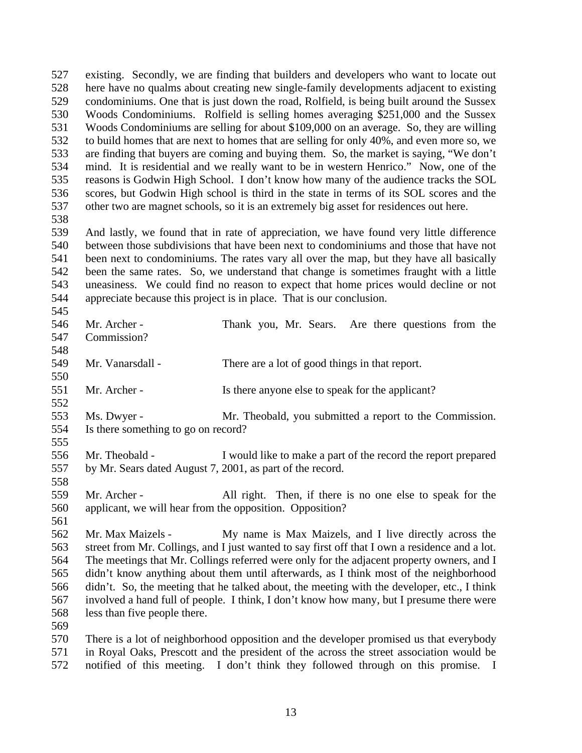existing. Secondly, we are finding that builders and developers who want to locate out here have no qualms about creating new single-family developments adjacent to existing condominiums. One that is just down the road, Rolfield, is being built around the Sussex Woods Condominiums. Rolfield is selling homes averaging $251,000 and the Sussex Woods Condominiums are selling for about $109,000 on an average. So, they are willing to build homes that are next to homes that are selling for only 40%, and even more so, we are finding that buyers are coming and buying them. So, the market is saying, "We don't mind. It is residential and we really want to be in western Henrico." Now, one of the reasons is Godwin High School. I don't know how many of the audience tracks the SOL scores, but Godwin High school is third in the state in terms of its SOL scores and the other two are magnet schools, so it is an extremely big asset for residences out here.

And lastly, we found that in rate of appreciation, we have found very little difference between those subdivisions that have been next to condominiums and those that have not been next to condominiums. The rates vary all over the map, but they have all basically been the same rates. So, we understand that change is sometimes fraught with a little uneasiness. We could find no reason to expect that home prices would decline or not appreciate because this project is in place. That is our conclusion.

Mr. Archer - Thank you, Mr. Sears. Are there questions from the Commission?

Mr. Vanarsdall - There are a lot of good things in that report.

Mr. Archer - Is there anyone else to speak for the applicant?

Ms. Dwyer - Mr. Theobald, you submitted a report to the Commission. Is there something to go on record?

Mr. Theobald - I would like to make a part of the record the report prepared by Mr. Sears dated August 7, 2001, as part of the record.

Mr. Archer - All right. Then, if there is no one else to speak for the applicant, we will hear from the opposition. Opposition?

Mr. Max Maizels - My name is Max Maizels, and I live directly across the street from Mr. Collings, and I just wanted to say first off that I own a residence and a lot. The meetings that Mr. Collings referred were only for the adjacent property owners, and I didn't know anything about them until afterwards, as I think most of the neighborhood didn't. So, the meeting that he talked about, the meeting with the developer, etc., I think involved a hand full of people. I think, I don't know how many, but I presume there were less than five people there.

There is a lot of neighborhood opposition and the developer promised us that everybody in Royal Oaks, Prescott and the president of the across the street association would be notified of this meeting. I don't think they followed through on this promise. I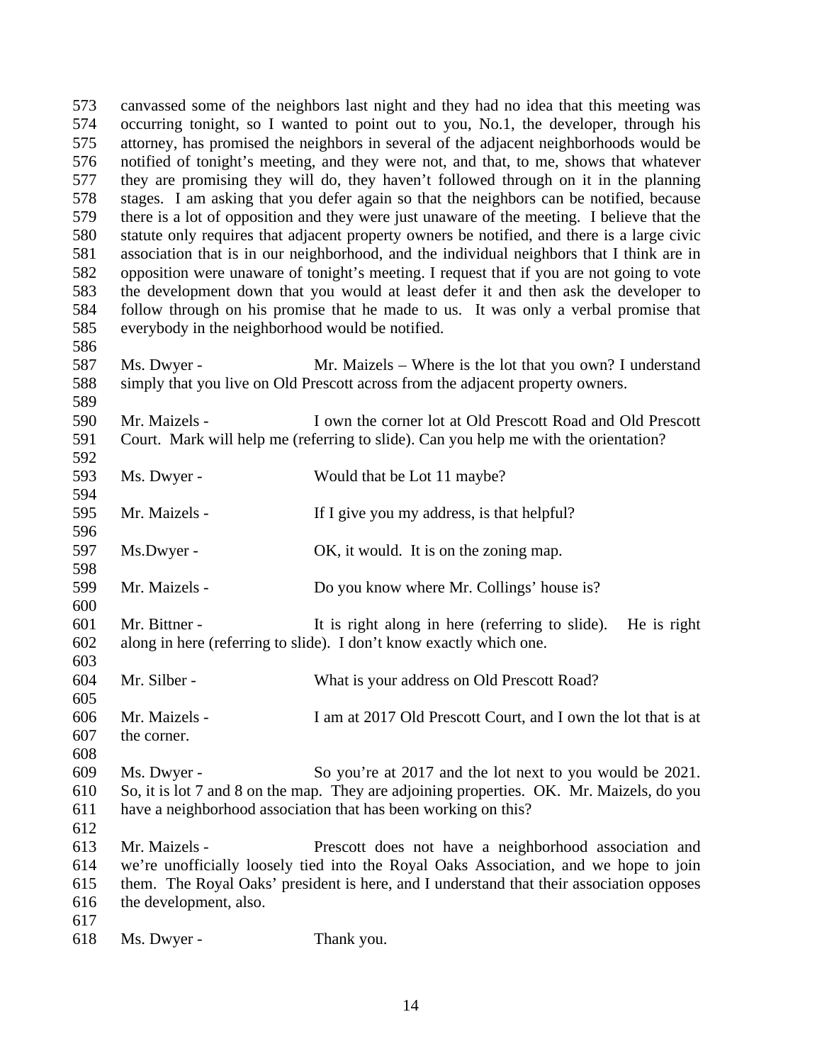canvassed some of the neighbors last night and they had no idea that this meeting was occurring tonight, so I wanted to point out to you, No.1, the developer, through his attorney, has promised the neighbors in several of the adjacent neighborhoods would be notified of tonight's meeting, and they were not, and that, to me, shows that whatever they are promising they will do, they haven't followed through on it in the planning stages. I am asking that you defer again so that the neighbors can be notified, because there is a lot of opposition and they were just unaware of the meeting. I believe that the statute only requires that adjacent property owners be notified, and there is a large civic association that is in our neighborhood, and the individual neighbors that I think are in opposition were unaware of tonight's meeting. I request that if you are not going to vote the development down that you would at least defer it and then ask the developer to follow through on his promise that he made to us. It was only a verbal promise that everybody in the neighborhood would be notified.

Ms. Dwyer - Mr. Maizels – Where is the lot that you own? I understand simply that you live on Old Prescott across from the adjacent property owners.

Mr. Maizels - I own the corner lot at Old Prescott Road and Old Prescott Court. Mark will help me (referring to slide). Can you help me with the orientation?

Ms. Dwyer - Would that be Lot 11 maybe?

Mr. Maizels - If I give you my address, is that helpful?

Ms.Dwyer - OK, it would. It is on the zoning map.

Mr. Maizels - Do you know where Mr. Collings' house is?

Mr. Bittner - It is right along in here (referring to slide). He is right along in here (referring to slide). I don't know exactly which one.

Mr. Silber - What is your address on Old Prescott Road?

Mr. Maizels - I am at 2017 Old Prescott Court, and I own the lot that is at the corner.

Ms. Dwyer - So you're at 2017 and the lot next to you would be 2021. So, it is lot 7 and 8 on the map. They are adjoining properties. OK. Mr. Maizels, do you have a neighborhood association that has been working on this?

Mr. Maizels - Prescott does not have a neighborhood association and we're unofficially loosely tied into the Royal Oaks Association, and we hope to join them. The Royal Oaks' president is here, and I understand that their association opposes the development, also.

Ms. Dwyer - Thank you.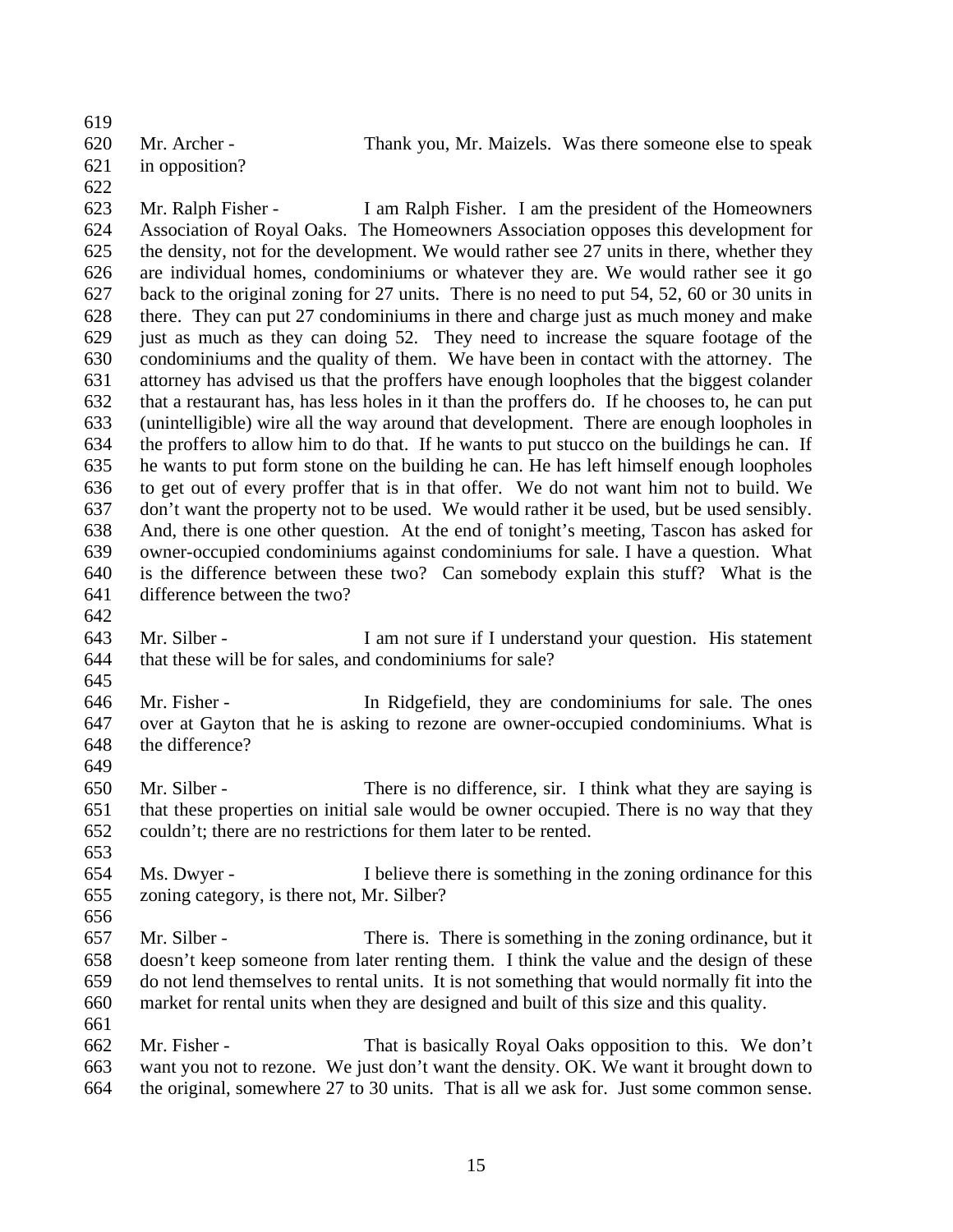Mr. Archer - Thank you, Mr. Maizels. Was there someone else to speak in opposition?

Mr. Ralph Fisher - I am Ralph Fisher. I am the president of the Homeowners Association of Royal Oaks. The Homeowners Association opposes this development for the density, not for the development. We would rather see 27 units in there, whether they are individual homes, condominiums or whatever they are. We would rather see it go back to the original zoning for 27 units. There is no need to put 54, 52, 60 or 30 units in there. They can put 27 condominiums in there and charge just as much money and make just as much as they can doing 52. They need to increase the square footage of the condominiums and the quality of them. We have been in contact with the attorney. The attorney has advised us that the proffers have enough loopholes that the biggest colander that a restaurant has, has less holes in it than the proffers do. If he chooses to, he can put (unintelligible) wire all the way around that development. There are enough loopholes in the proffers to allow him to do that. If he wants to put stucco on the buildings he can. If he wants to put form stone on the building he can. He has left himself enough loopholes to get out of every proffer that is in that offer. We do not want him not to build. We don't want the property not to be used. We would rather it be used, but be used sensibly. And, there is one other question. At the end of tonight's meeting, Tascon has asked for owner-occupied condominiums against condominiums for sale. I have a question. What is the difference between these two? Can somebody explain this stuff? What is the difference between the two?

Mr. Silber - I am not sure if I understand your question. His statement that these will be for sales, and condominiums for sale?

Mr. Fisher - In Ridgefield, they are condominiums for sale. The ones over at Gayton that he is asking to rezone are owner-occupied condominiums. What is the difference?

Mr. Silber - There is no difference, sir. I think what they are saying is that these properties on initial sale would be owner occupied. There is no way that they couldn't; there are no restrictions for them later to be rented.

Ms. Dwyer - I believe there is something in the zoning ordinance for this zoning category, is there not, Mr. Silber?

Mr. Silber - There is. There is something in the zoning ordinance, but it doesn't keep someone from later renting them. I think the value and the design of these do not lend themselves to rental units. It is not something that would normally fit into the market for rental units when they are designed and built of this size and this quality.

Mr. Fisher - That is basically Royal Oaks opposition to this. We don't want you not to rezone. We just don't want the density. OK. We want it brought down to the original, somewhere 27 to 30 units. That is all we ask for. Just some common sense.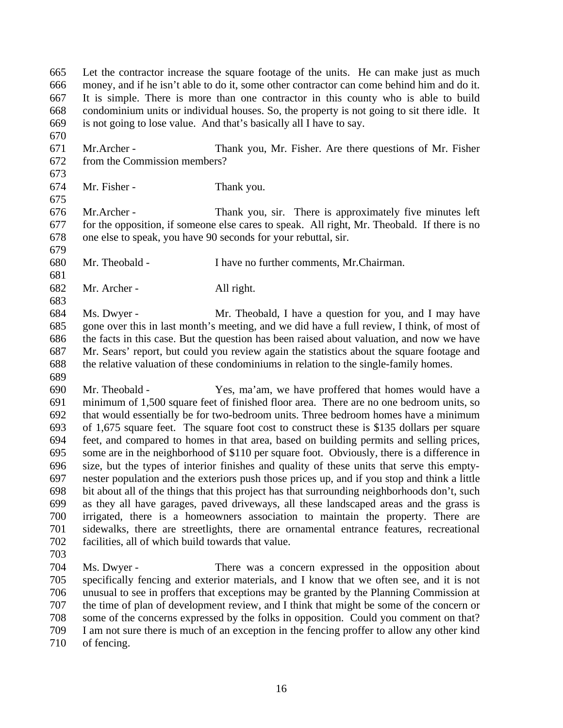665 Let the contractor increase the square footage of the units. He can make just as much
666 money, and if he isn't able to do it, some other contractor can come behind him and do it.
667 It is simple. There is more than one contractor in this county who is able to build
668 condominium units or individual houses. So, the property is not going to sit there idle. It
669 is not going to lose value. And that's basically all I have to say.
670
671 Mr.Archer - Thank you, Mr. Fisher. Are there questions of Mr. Fisher
672 from the Commission members?
673
674 Mr. Fisher - Thank you.
675
676 Mr.Archer - Thank you, sir. There is approximately five minutes left
677 for the opposition, if someone else cares to speak. All right, Mr. Theobald. If there is no
678 one else to speak, you have 90 seconds for your rebuttal, sir.
679
680 Mr. Theobald - I have no further comments, Mr.Chairman.
681
682 Mr. Archer - All right.
683
684 Ms. Dwyer - Mr. Theobald, I have a question for you, and I may have
685 gone over this in last month's meeting, and we did have a full review, I think, of most of
686 the facts in this case. But the question has been raised about valuation, and now we have
687 Mr. Sears' report, but could you review again the statistics about the square footage and
688 the relative valuation of these condominiums in relation to the single-family homes.
689
690 Mr. Theobald - Yes, ma'am, we have proffered that homes would have a
691 minimum of 1,500 square feet of finished floor area. There are no one bedroom units, so
692 that would essentially be for two-bedroom units. Three bedroom homes have a minimum
693 of 1,675 square feet. The square foot cost to construct these is $135 dollars per square
694 feet, and compared to homes in that area, based on building permits and selling prices,
695 some are in the neighborhood of $110 per square foot. Obviously, there is a difference in
696 size, but the types of interior finishes and quality of these units that serve this empty-
697 nester population and the exteriors push those prices up, and if you stop and think a little
698 bit about all of the things that this project has that surrounding neighborhoods don't, such
699 as they all have garages, paved driveways, all these landscaped areas and the grass is
700 irrigated, there is a homeowners association to maintain the property. There are
701 sidewalks, there are streetlights, there are ornamental entrance features, recreational
702 facilities, all of which build towards that value.
703
704 Ms. Dwyer - There was a concern expressed in the opposition about
705 specifically fencing and exterior materials, and I know that we often see, and it is not
706 unusual to see in proffers that exceptions may be granted by the Planning Commission at
707 the time of plan of development review, and I think that might be some of the concern or
708 some of the concerns expressed by the folks in opposition. Could you comment on that?
709 I am not sure there is much of an exception in the fencing proffer to allow any other kind
710 of fencing.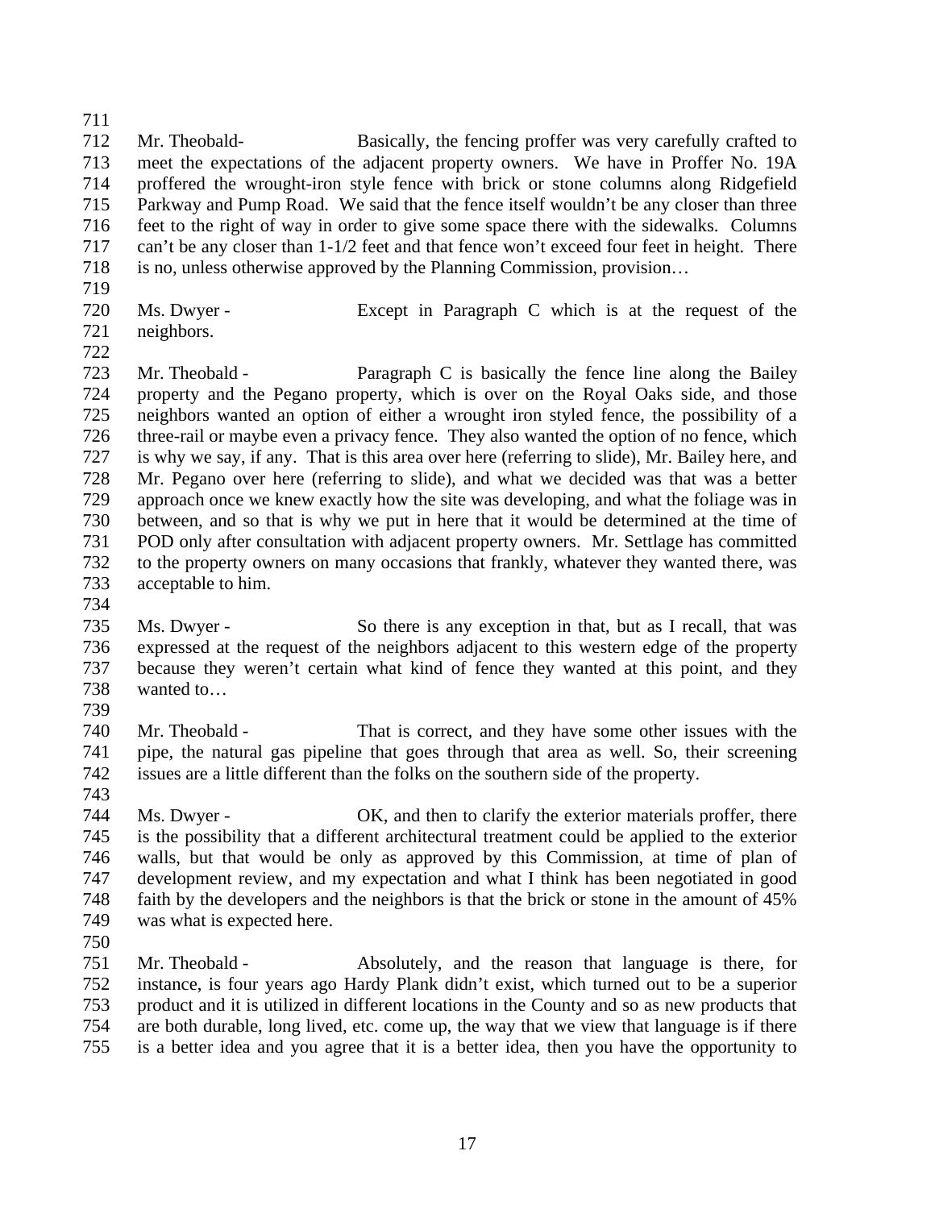Mr. Theobald- Basically, the fencing proffer was very carefully crafted to meet the expectations of the adjacent property owners. We have in Proffer No. 19A proffered the wrought-iron style fence with brick or stone columns along Ridgefield Parkway and Pump Road. We said that the fence itself wouldn't be any closer than three feet to the right of way in order to give some space there with the sidewalks. Columns can't be any closer than 1-1/2 feet and that fence won't exceed four feet in height. There is no, unless otherwise approved by the Planning Commission, provision…

Ms. Dwyer - Except in Paragraph C which is at the request of the neighbors.

Mr. Theobald - Paragraph C is basically the fence line along the Bailey property and the Pegano property, which is over on the Royal Oaks side, and those neighbors wanted an option of either a wrought iron styled fence, the possibility of a three-rail or maybe even a privacy fence. They also wanted the option of no fence, which is why we say, if any. That is this area over here (referring to slide), Mr. Bailey here, and Mr. Pegano over here (referring to slide), and what we decided was that was a better approach once we knew exactly how the site was developing, and what the foliage was in between, and so that is why we put in here that it would be determined at the time of POD only after consultation with adjacent property owners. Mr. Settlage has committed to the property owners on many occasions that frankly, whatever they wanted there, was acceptable to him.

Ms. Dwyer - So there is any exception in that, but as I recall, that was expressed at the request of the neighbors adjacent to this western edge of the property because they weren't certain what kind of fence they wanted at this point, and they wanted to…

Mr. Theobald - That is correct, and they have some other issues with the pipe, the natural gas pipeline that goes through that area as well. So, their screening issues are a little different than the folks on the southern side of the property.

Ms. Dwyer - OK, and then to clarify the exterior materials proffer, there is the possibility that a different architectural treatment could be applied to the exterior walls, but that would be only as approved by this Commission, at time of plan of development review, and my expectation and what I think has been negotiated in good faith by the developers and the neighbors is that the brick or stone in the amount of 45% was what is expected here.

Mr. Theobald - Absolutely, and the reason that language is there, for instance, is four years ago Hardy Plank didn't exist, which turned out to be a superior product and it is utilized in different locations in the County and so as new products that are both durable, long lived, etc. come up, the way that we view that language is if there is a better idea and you agree that it is a better idea, then you have the opportunity to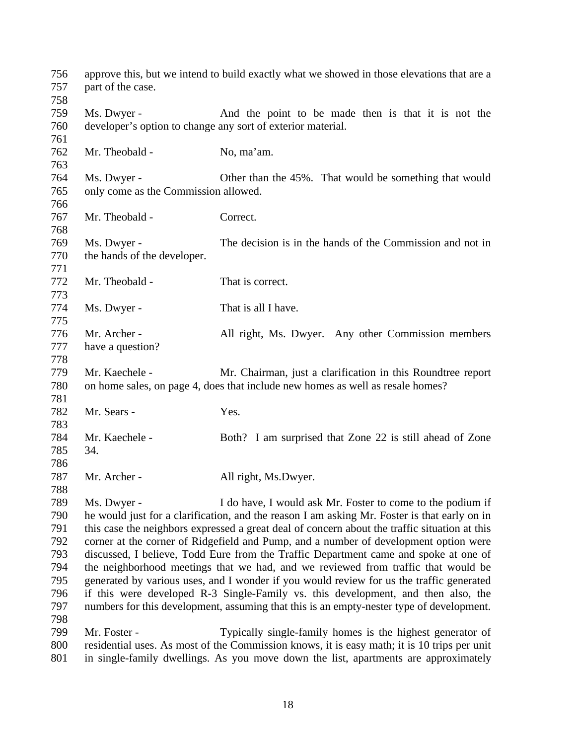approve this, but we intend to build exactly what we showed in those elevations that are a part of the case.

Ms. Dwyer - And the point to be made then is that it is not the developer's option to change any sort of exterior material.

Mr. Theobald - No, ma'am.

Ms. Dwyer - Other than the 45%. That would be something that would only come as the Commission allowed.

Mr. Theobald - Correct.

Ms. Dwyer - The decision is in the hands of the Commission and not in the hands of the developer.

Mr. Theobald - That is correct.

Ms. Dwyer - That is all I have.

Mr. Archer - All right, Ms. Dwyer. Any other Commission members have a question?

Mr. Kaechele - Mr. Chairman, just a clarification in this Roundtree report on home sales, on page 4, does that include new homes as well as resale homes?

Mr. Sears - Yes.

Mr. Kaechele - Both? I am surprised that Zone 22 is still ahead of Zone 34.

Mr. Archer - All right, Ms.Dwyer.

Ms. Dwyer - I do have, I would ask Mr. Foster to come to the podium if he would just for a clarification, and the reason I am asking Mr. Foster is that early on in this case the neighbors expressed a great deal of concern about the traffic situation at this corner at the corner of Ridgefield and Pump, and a number of development option were discussed, I believe, Todd Eure from the Traffic Department came and spoke at one of the neighborhood meetings that we had, and we reviewed from traffic that would be generated by various uses, and I wonder if you would review for us the traffic generated if this were developed R-3 Single-Family vs. this development, and then also, the numbers for this development, assuming that this is an empty-nester type of development.

Mr. Foster - Typically single-family homes is the highest generator of residential uses. As most of the Commission knows, it is easy math; it is 10 trips per unit in single-family dwellings. As you move down the list, apartments are approximately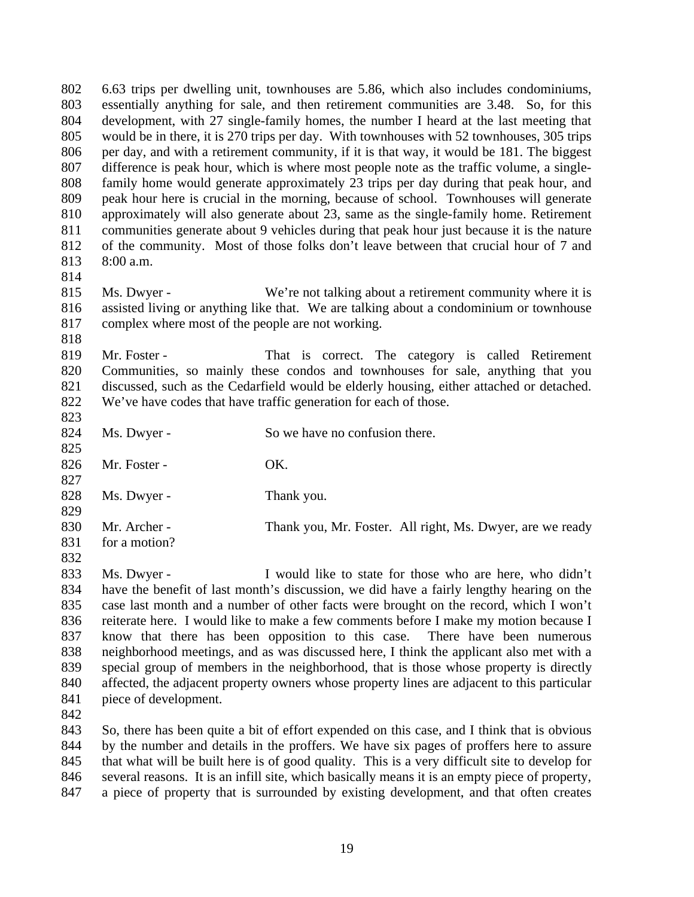6.63 trips per dwelling unit, townhouses are 5.86, which also includes condominiums, essentially anything for sale, and then retirement communities are 3.48. So, for this development, with 27 single-family homes, the number I heard at the last meeting that would be in there, it is 270 trips per day. With townhouses with 52 townhouses, 305 trips per day, and with a retirement community, if it is that way, it would be 181. The biggest difference is peak hour, which is where most people note as the traffic volume, a single-family home would generate approximately 23 trips per day during that peak hour, and peak hour here is crucial in the morning, because of school. Townhouses will generate approximately will also generate about 23, same as the single-family home. Retirement communities generate about 9 vehicles during that peak hour just because it is the nature of the community. Most of those folks don't leave between that crucial hour of 7 and 8:00 a.m.

Ms. Dwyer - We're not talking about a retirement community where it is assisted living or anything like that. We are talking about a condominium or townhouse complex where most of the people are not working.

Mr. Foster - That is correct. The category is called Retirement Communities, so mainly these condos and townhouses for sale, anything that you discussed, such as the Cedarfield would be elderly housing, either attached or detached. We've have codes that have traffic generation for each of those.

Ms. Dwyer - So we have no confusion there.

Mr. Foster - OK.

Ms. Dwyer - Thank you.

Mr. Archer - Thank you, Mr. Foster. All right, Ms. Dwyer, are we ready for a motion?

Ms. Dwyer - I would like to state for those who are here, who didn't have the benefit of last month's discussion, we did have a fairly lengthy hearing on the case last month and a number of other facts were brought on the record, which I won't reiterate here. I would like to make a few comments before I make my motion because I know that there has been opposition to this case. There have been numerous neighborhood meetings, and as was discussed here, I think the applicant also met with a special group of members in the neighborhood, that is those whose property is directly affected, the adjacent property owners whose property lines are adjacent to this particular piece of development.

So, there has been quite a bit of effort expended on this case, and I think that is obvious by the number and details in the proffers. We have six pages of proffers here to assure that what will be built here is of good quality. This is a very difficult site to develop for several reasons. It is an infill site, which basically means it is an empty piece of property, a piece of property that is surrounded by existing development, and that often creates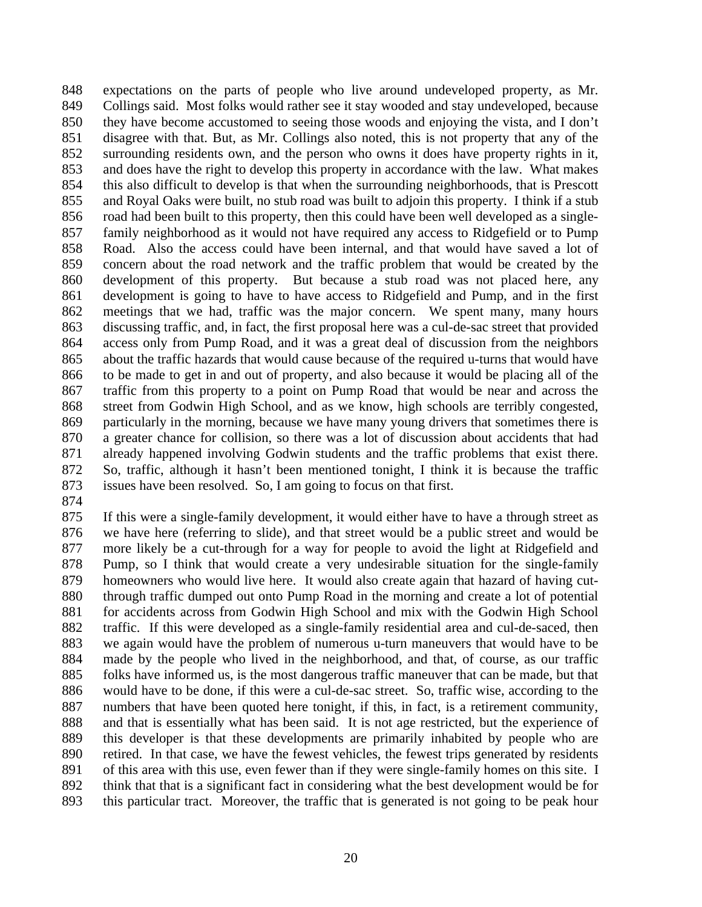expectations on the parts of people who live around undeveloped property, as Mr. Collings said. Most folks would rather see it stay wooded and stay undeveloped, because they have become accustomed to seeing those woods and enjoying the vista, and I don't disagree with that. But, as Mr. Collings also noted, this is not property that any of the surrounding residents own, and the person who owns it does have property rights in it, and does have the right to develop this property in accordance with the law. What makes this also difficult to develop is that when the surrounding neighborhoods, that is Prescott and Royal Oaks were built, no stub road was built to adjoin this property. I think if a stub road had been built to this property, then this could have been well developed as a single-family neighborhood as it would not have required any access to Ridgefield or to Pump Road. Also the access could have been internal, and that would have saved a lot of concern about the road network and the traffic problem that would be created by the development of this property. But because a stub road was not placed here, any development is going to have to have access to Ridgefield and Pump, and in the first meetings that we had, traffic was the major concern. We spent many, many hours discussing traffic, and, in fact, the first proposal here was a cul-de-sac street that provided access only from Pump Road, and it was a great deal of discussion from the neighbors about the traffic hazards that would cause because of the required u-turns that would have to be made to get in and out of property, and also because it would be placing all of the traffic from this property to a point on Pump Road that would be near and across the street from Godwin High School, and as we know, high schools are terribly congested, particularly in the morning, because we have many young drivers that sometimes there is a greater chance for collision, so there was a lot of discussion about accidents that had already happened involving Godwin students and the traffic problems that exist there. So, traffic, although it hasn't been mentioned tonight, I think it is because the traffic issues have been resolved. So, I am going to focus on that first.

If this were a single-family development, it would either have to have a through street as we have here (referring to slide), and that street would be a public street and would be more likely be a cut-through for a way for people to avoid the light at Ridgefield and Pump, so I think that would create a very undesirable situation for the single-family homeowners who would live here. It would also create again that hazard of having cut-through traffic dumped out onto Pump Road in the morning and create a lot of potential for accidents across from Godwin High School and mix with the Godwin High School traffic. If this were developed as a single-family residential area and cul-de-saced, then we again would have the problem of numerous u-turn maneuvers that would have to be made by the people who lived in the neighborhood, and that, of course, as our traffic folks have informed us, is the most dangerous traffic maneuver that can be made, but that would have to be done, if this were a cul-de-sac street. So, traffic wise, according to the numbers that have been quoted here tonight, if this, in fact, is a retirement community, and that is essentially what has been said. It is not age restricted, but the experience of this developer is that these developments are primarily inhabited by people who are retired. In that case, we have the fewest vehicles, the fewest trips generated by residents of this area with this use, even fewer than if they were single-family homes on this site. I think that that is a significant fact in considering what the best development would be for this particular tract. Moreover, the traffic that is generated is not going to be peak hour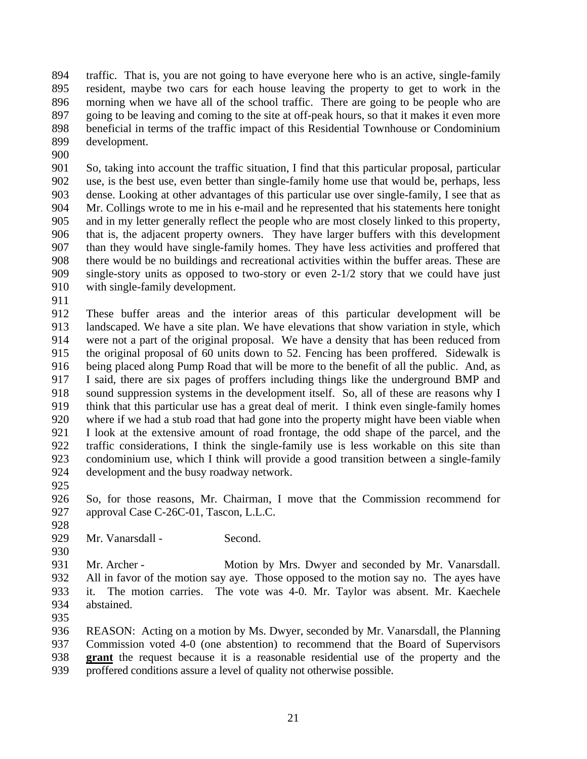traffic. That is, you are not going to have everyone here who is an active, single-family resident, maybe two cars for each house leaving the property to get to work in the morning when we have all of the school traffic. There are going to be people who are going to be leaving and coming to the site at off-peak hours, so that it makes it even more beneficial in terms of the traffic impact of this Residential Townhouse or Condominium development.

So, taking into account the traffic situation, I find that this particular proposal, particular use, is the best use, even better than single-family home use that would be, perhaps, less dense. Looking at other advantages of this particular use over single-family, I see that as Mr. Collings wrote to me in his e-mail and he represented that his statements here tonight and in my letter generally reflect the people who are most closely linked to this property, that is, the adjacent property owners. They have larger buffers with this development than they would have single-family homes. They have less activities and proffered that there would be no buildings and recreational activities within the buffer areas. These are single-story units as opposed to two-story or even 2-1/2 story that we could have just with single-family development.

These buffer areas and the interior areas of this particular development will be landscaped. We have a site plan. We have elevations that show variation in style, which were not a part of the original proposal. We have a density that has been reduced from the original proposal of 60 units down to 52. Fencing has been proffered. Sidewalk is being placed along Pump Road that will be more to the benefit of all the public. And, as I said, there are six pages of proffers including things like the underground BMP and sound suppression systems in the development itself. So, all of these are reasons why I think that this particular use has a great deal of merit. I think even single-family homes where if we had a stub road that had gone into the property might have been viable when I look at the extensive amount of road frontage, the odd shape of the parcel, and the traffic considerations, I think the single-family use is less workable on this site than condominium use, which I think will provide a good transition between a single-family development and the busy roadway network.

So, for those reasons, Mr. Chairman, I move that the Commission recommend for approval Case C-26C-01, Tascon, L.L.C.

Mr. Vanarsdall - Second.

Mr. Archer - Motion by Mrs. Dwyer and seconded by Mr. Vanarsdall. All in favor of the motion say aye. Those opposed to the motion say no. The ayes have it. The motion carries. The vote was 4-0. Mr. Taylor was absent. Mr. Kaechele abstained.

REASON: Acting on a motion by Ms. Dwyer, seconded by Mr. Vanarsdall, the Planning Commission voted 4-0 (one abstention) to recommend that the Board of Supervisors **grant** the request because it is a reasonable residential use of the property and the proffered conditions assure a level of quality not otherwise possible.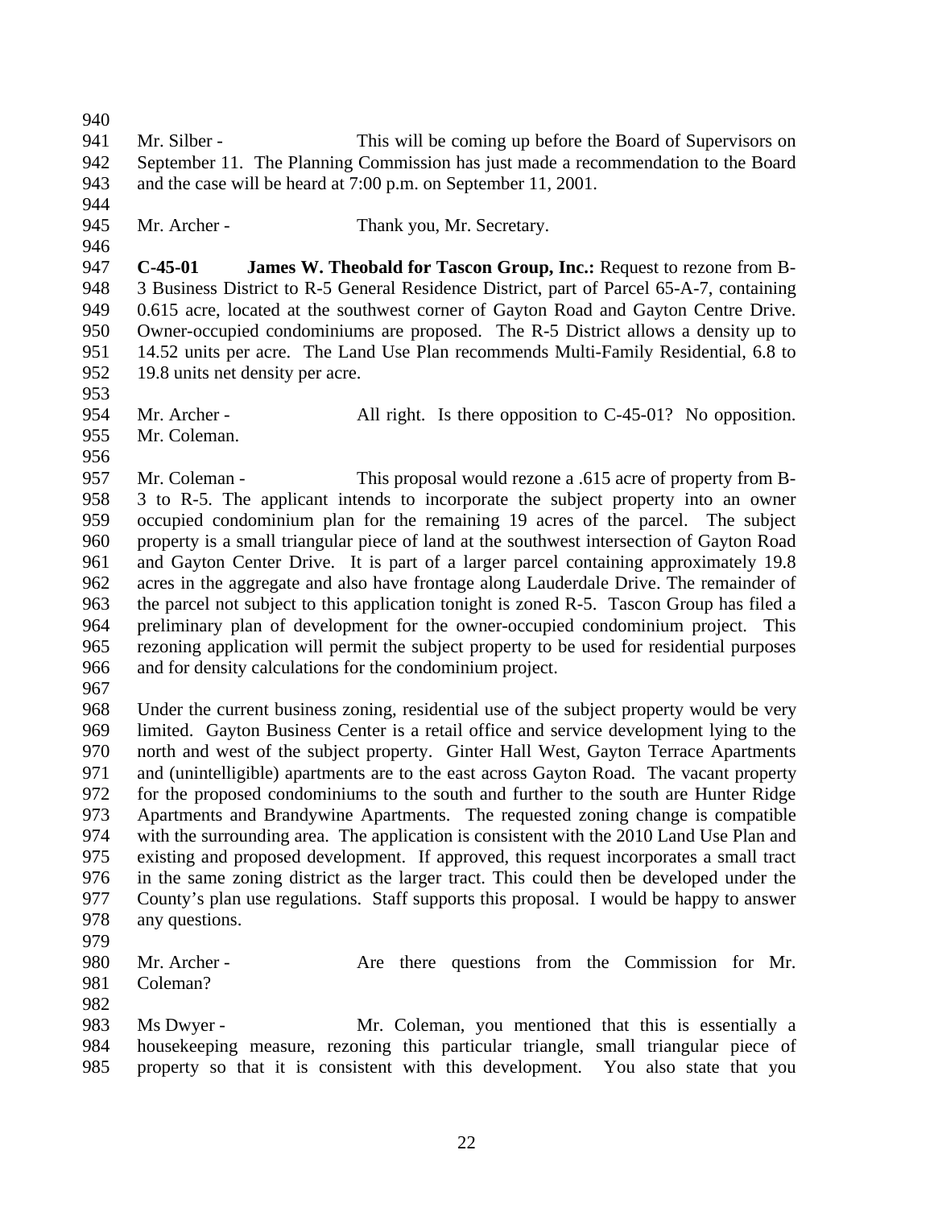Mr. Silber - This will be coming up before the Board of Supervisors on September 11. The Planning Commission has just made a recommendation to the Board and the case will be heard at 7:00 p.m. on September 11, 2001.

Mr. Archer - Thank you, Mr. Secretary.

**C-45-01 James W. Theobald for Tascon Group, Inc.:** Request to rezone from B-3 Business District to R-5 General Residence District, part of Parcel 65-A-7, containing 0.615 acre, located at the southwest corner of Gayton Road and Gayton Centre Drive. Owner-occupied condominiums are proposed. The R-5 District allows a density up to 14.52 units per acre. The Land Use Plan recommends Multi-Family Residential, 6.8 to 19.8 units net density per acre.

Mr. Archer - All right. Is there opposition to C-45-01? No opposition. Mr. Coleman.

Mr. Coleman - This proposal would rezone a .615 acre of property from B-3 to R-5. The applicant intends to incorporate the subject property into an owner occupied condominium plan for the remaining 19 acres of the parcel. The subject property is a small triangular piece of land at the southwest intersection of Gayton Road and Gayton Center Drive. It is part of a larger parcel containing approximately 19.8 acres in the aggregate and also have frontage along Lauderdale Drive. The remainder of the parcel not subject to this application tonight is zoned R-5. Tascon Group has filed a preliminary plan of development for the owner-occupied condominium project. This rezoning application will permit the subject property to be used for residential purposes and for density calculations for the condominium project.

Under the current business zoning, residential use of the subject property would be very limited. Gayton Business Center is a retail office and service development lying to the north and west of the subject property. Ginter Hall West, Gayton Terrace Apartments and (unintelligible) apartments are to the east across Gayton Road. The vacant property for the proposed condominiums to the south and further to the south are Hunter Ridge Apartments and Brandywine Apartments. The requested zoning change is compatible with the surrounding area. The application is consistent with the 2010 Land Use Plan and existing and proposed development. If approved, this request incorporates a small tract in the same zoning district as the larger tract. This could then be developed under the County's plan use regulations. Staff supports this proposal. I would be happy to answer any questions.

Mr. Archer - Are there questions from the Commission for Mr. Coleman?

Ms Dwyer - Mr. Coleman, you mentioned that this is essentially a housekeeping measure, rezoning this particular triangle, small triangular piece of property so that it is consistent with this development. You also state that you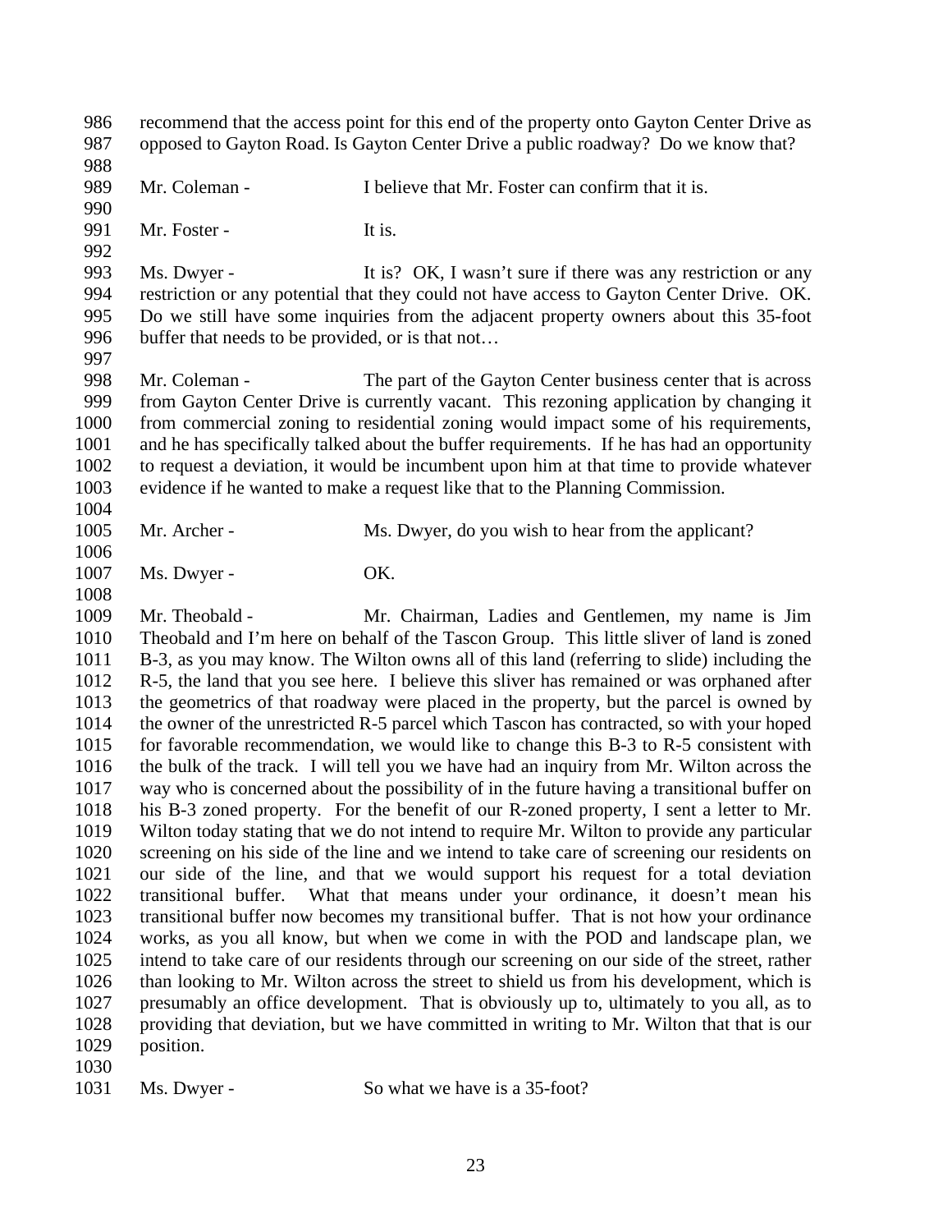recommend that the access point for this end of the property onto Gayton Center Drive as opposed to Gayton Road. Is Gayton Center Drive a public roadway? Do we know that?

Mr. Coleman - I believe that Mr. Foster can confirm that it is.

Mr. Foster - It is.

Ms. Dwyer - It is? OK, I wasn't sure if there was any restriction or any restriction or any potential that they could not have access to Gayton Center Drive. OK. Do we still have some inquiries from the adjacent property owners about this 35-foot buffer that needs to be provided, or is that not…

Mr. Coleman - The part of the Gayton Center business center that is across from Gayton Center Drive is currently vacant. This rezoning application by changing it from commercial zoning to residential zoning would impact some of his requirements, and he has specifically talked about the buffer requirements. If he has had an opportunity to request a deviation, it would be incumbent upon him at that time to provide whatever evidence if he wanted to make a request like that to the Planning Commission.

Mr. Archer - Ms. Dwyer, do you wish to hear from the applicant?

Ms. Dwyer - OK.

Mr. Theobald - Mr. Chairman, Ladies and Gentlemen, my name is Jim Theobald and I'm here on behalf of the Tascon Group. This little sliver of land is zoned B-3, as you may know. The Wilton owns all of this land (referring to slide) including the R-5, the land that you see here. I believe this sliver has remained or was orphaned after the geometrics of that roadway were placed in the property, but the parcel is owned by the owner of the unrestricted R-5 parcel which Tascon has contracted, so with your hoped for favorable recommendation, we would like to change this B-3 to R-5 consistent with the bulk of the track. I will tell you we have had an inquiry from Mr. Wilton across the way who is concerned about the possibility of in the future having a transitional buffer on his B-3 zoned property. For the benefit of our R-zoned property, I sent a letter to Mr. Wilton today stating that we do not intend to require Mr. Wilton to provide any particular screening on his side of the line and we intend to take care of screening our residents on our side of the line, and that we would support his request for a total deviation transitional buffer. What that means under your ordinance, it doesn't mean his transitional buffer now becomes my transitional buffer. That is not how your ordinance works, as you all know, but when we come in with the POD and landscape plan, we intend to take care of our residents through our screening on our side of the street, rather than looking to Mr. Wilton across the street to shield us from his development, which is presumably an office development. That is obviously up to, ultimately to you all, as to providing that deviation, but we have committed in writing to Mr. Wilton that that is our position.

Ms. Dwyer - So what we have is a 35-foot?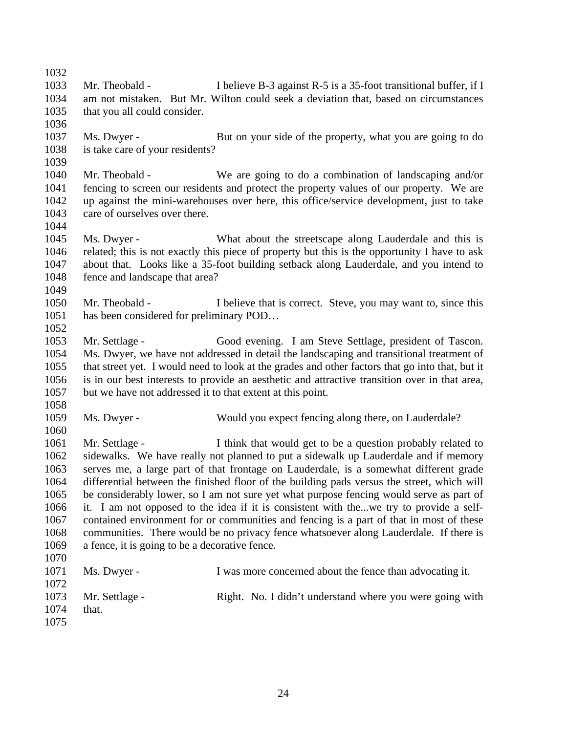Mr. Theobald - I believe B-3 against R-5 is a 35-foot transitional buffer, if I am not mistaken. But Mr. Wilton could seek a deviation that, based on circumstances that you all could consider.

Ms. Dwyer - But on your side of the property, what you are going to do is take care of your residents?

Mr. Theobald - We are going to do a combination of landscaping and/or fencing to screen our residents and protect the property values of our property. We are up against the mini-warehouses over here, this office/service development, just to take care of ourselves over there.

Ms. Dwyer - What about the streetscape along Lauderdale and this is related; this is not exactly this piece of property but this is the opportunity I have to ask about that. Looks like a 35-foot building setback along Lauderdale, and you intend to fence and landscape that area?

Mr. Theobald - I believe that is correct. Steve, you may want to, since this has been considered for preliminary POD…

Mr. Settlage - Good evening. I am Steve Settlage, president of Tascon. Ms. Dwyer, we have not addressed in detail the landscaping and transitional treatment of that street yet. I would need to look at the grades and other factors that go into that, but it is in our best interests to provide an aesthetic and attractive transition over in that area, but we have not addressed it to that extent at this point.

Ms. Dwyer - Would you expect fencing along there, on Lauderdale?

Mr. Settlage - I think that would get to be a question probably related to sidewalks. We have really not planned to put a sidewalk up Lauderdale and if memory serves me, a large part of that frontage on Lauderdale, is a somewhat different grade differential between the finished floor of the building pads versus the street, which will be considerably lower, so I am not sure yet what purpose fencing would serve as part of it. I am not opposed to the idea if it is consistent with the...we try to provide a self-contained environment for or communities and fencing is a part of that in most of these communities. There would be no privacy fence whatsoever along Lauderdale. If there is a fence, it is going to be a decorative fence.

Ms. Dwyer - I was more concerned about the fence than advocating it.

Mr. Settlage - Right. No. I didn't understand where you were going with that.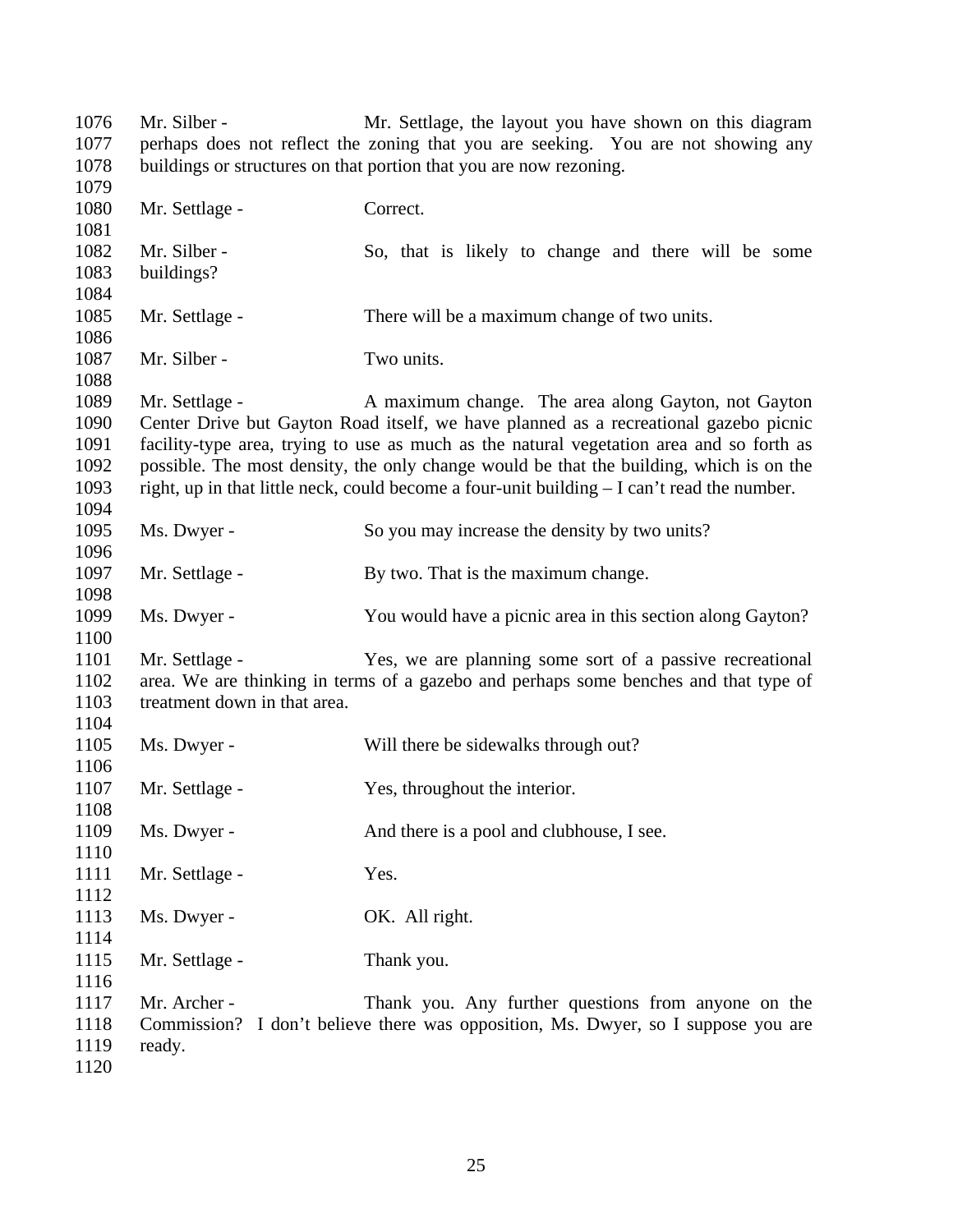Mr. Silber - Mr. Settlage, the layout you have shown on this diagram perhaps does not reflect the zoning that you are seeking. You are not showing any buildings or structures on that portion that you are now rezoning.

Mr. Settlage - Correct.

Mr. Silber - So, that is likely to change and there will be some buildings?

Mr. Settlage - There will be a maximum change of two units.

Mr. Silber - Two units.

Mr. Settlage - A maximum change. The area along Gayton, not Gayton Center Drive but Gayton Road itself, we have planned as a recreational gazebo picnic facility-type area, trying to use as much as the natural vegetation area and so forth as possible. The most density, the only change would be that the building, which is on the right, up in that little neck, could become a four-unit building – I can't read the number.

Ms. Dwyer - So you may increase the density by two units?

Mr. Settlage - By two. That is the maximum change.

Ms. Dwyer - You would have a picnic area in this section along Gayton?

Mr. Settlage - Yes, we are planning some sort of a passive recreational area. We are thinking in terms of a gazebo and perhaps some benches and that type of treatment down in that area.

Ms. Dwyer - Will there be sidewalks through out?

Mr. Settlage - Yes, throughout the interior.

Ms. Dwyer - And there is a pool and clubhouse, I see.

Mr. Settlage - Yes.

Ms. Dwyer - OK. All right.

Mr. Settlage - Thank you.

Mr. Archer - Thank you. Any further questions from anyone on the Commission? I don't believe there was opposition, Ms. Dwyer, so I suppose you are ready.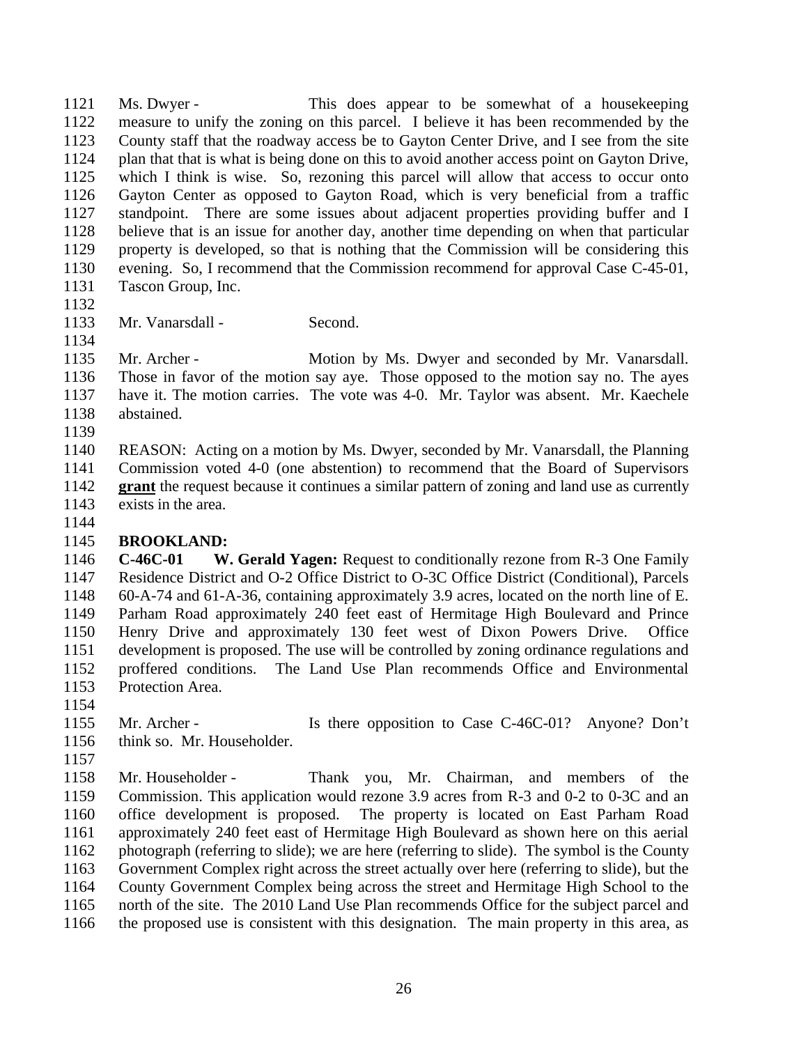1121 Ms. Dwyer - This does appear to be somewhat of a housekeeping
1122 measure to unify the zoning on this parcel. I believe it has been recommended by the
1123 County staff that the roadway access be to Gayton Center Drive, and I see from the site
1124 plan that that is what is being done on this to avoid another access point on Gayton Drive,
1125 which I think is wise. So, rezoning this parcel will allow that access to occur onto
1126 Gayton Center as opposed to Gayton Road, which is very beneficial from a traffic
1127 standpoint. There are some issues about adjacent properties providing buffer and I
1128 believe that is an issue for another day, another time depending on when that particular
1129 property is developed, so that is nothing that the Commission will be considering this
1130 evening. So, I recommend that the Commission recommend for approval Case C-45-01,
1131 Tascon Group, Inc.
1132
1133 Mr. Vanarsdall - Second.
1134
1135 Mr. Archer - Motion by Ms. Dwyer and seconded by Mr. Vanarsdall.
1136 Those in favor of the motion say aye. Those opposed to the motion say no. The ayes
1137 have it. The motion carries. The vote was 4-0. Mr. Taylor was absent. Mr. Kaechele
1138 abstained.
1139
1140 REASON: Acting on a motion by Ms. Dwyer, seconded by Mr. Vanarsdall, the Planning
1141 Commission voted 4-0 (one abstention) to recommend that the Board of Supervisors
1142 **grant** the request because it continues a similar pattern of zoning and land use as currently
1143 exists in the area.
1144
1145 **BROOKLAND:**
1146 **C-46C-01 W. Gerald Yagen:** Request to conditionally rezone from R-3 One Family
1147 Residence District and O-2 Office District to O-3C Office District (Conditional), Parcels
1148 60-A-74 and 61-A-36, containing approximately 3.9 acres, located on the north line of E.
1149 Parham Road approximately 240 feet east of Hermitage High Boulevard and Prince
1150 Henry Drive and approximately 130 feet west of Dixon Powers Drive. Office
1151 development is proposed. The use will be controlled by zoning ordinance regulations and
1152 proffered conditions. The Land Use Plan recommends Office and Environmental
1153 Protection Area.
1154
1155 Mr. Archer - Is there opposition to Case C-46C-01? Anyone? Don't
1156 think so. Mr. Householder.
1157
1158 Mr. Householder - Thank you, Mr. Chairman, and members of the
1159 Commission. This application would rezone 3.9 acres from R-3 and 0-2 to 0-3C and an
1160 office development is proposed. The property is located on East Parham Road
1161 approximately 240 feet east of Hermitage High Boulevard as shown here on this aerial
1162 photograph (referring to slide); we are here (referring to slide). The symbol is the County
1163 Government Complex right across the street actually over here (referring to slide), but the
1164 County Government Complex being across the street and Hermitage High School to the
1165 north of the site. The 2010 Land Use Plan recommends Office for the subject parcel and
1166 the proposed use is consistent with this designation. The main property in this area, as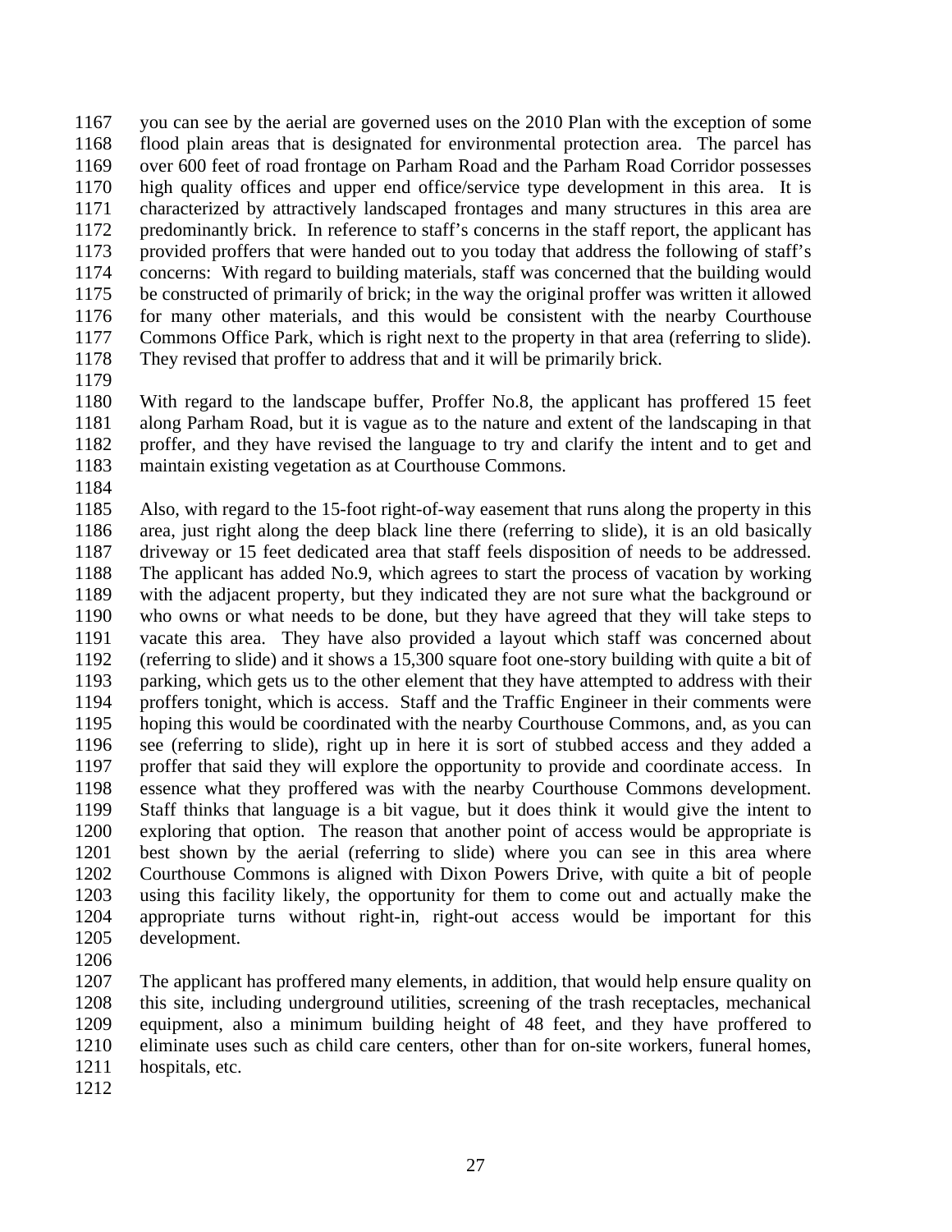you can see by the aerial are governed uses on the 2010 Plan with the exception of some flood plain areas that is designated for environmental protection area. The parcel has over 600 feet of road frontage on Parham Road and the Parham Road Corridor possesses high quality offices and upper end office/service type development in this area. It is characterized by attractively landscaped frontages and many structures in this area are predominantly brick. In reference to staff's concerns in the staff report, the applicant has provided proffers that were handed out to you today that address the following of staff's concerns: With regard to building materials, staff was concerned that the building would be constructed of primarily of brick; in the way the original proffer was written it allowed for many other materials, and this would be consistent with the nearby Courthouse Commons Office Park, which is right next to the property in that area (referring to slide). They revised that proffer to address that and it will be primarily brick.

With regard to the landscape buffer, Proffer No.8, the applicant has proffered 15 feet along Parham Road, but it is vague as to the nature and extent of the landscaping in that proffer, and they have revised the language to try and clarify the intent and to get and maintain existing vegetation as at Courthouse Commons.

Also, with regard to the 15-foot right-of-way easement that runs along the property in this area, just right along the deep black line there (referring to slide), it is an old basically driveway or 15 feet dedicated area that staff feels disposition of needs to be addressed. The applicant has added No.9, which agrees to start the process of vacation by working with the adjacent property, but they indicated they are not sure what the background or who owns or what needs to be done, but they have agreed that they will take steps to vacate this area. They have also provided a layout which staff was concerned about (referring to slide) and it shows a 15,300 square foot one-story building with quite a bit of parking, which gets us to the other element that they have attempted to address with their proffers tonight, which is access. Staff and the Traffic Engineer in their comments were hoping this would be coordinated with the nearby Courthouse Commons, and, as you can see (referring to slide), right up in here it is sort of stubbed access and they added a proffer that said they will explore the opportunity to provide and coordinate access. In essence what they proffered was with the nearby Courthouse Commons development. Staff thinks that language is a bit vague, but it does think it would give the intent to exploring that option. The reason that another point of access would be appropriate is best shown by the aerial (referring to slide) where you can see in this area where Courthouse Commons is aligned with Dixon Powers Drive, with quite a bit of people using this facility likely, the opportunity for them to come out and actually make the appropriate turns without right-in, right-out access would be important for this development.

The applicant has proffered many elements, in addition, that would help ensure quality on this site, including underground utilities, screening of the trash receptacles, mechanical equipment, also a minimum building height of 48 feet, and they have proffered to eliminate uses such as child care centers, other than for on-site workers, funeral homes, hospitals, etc.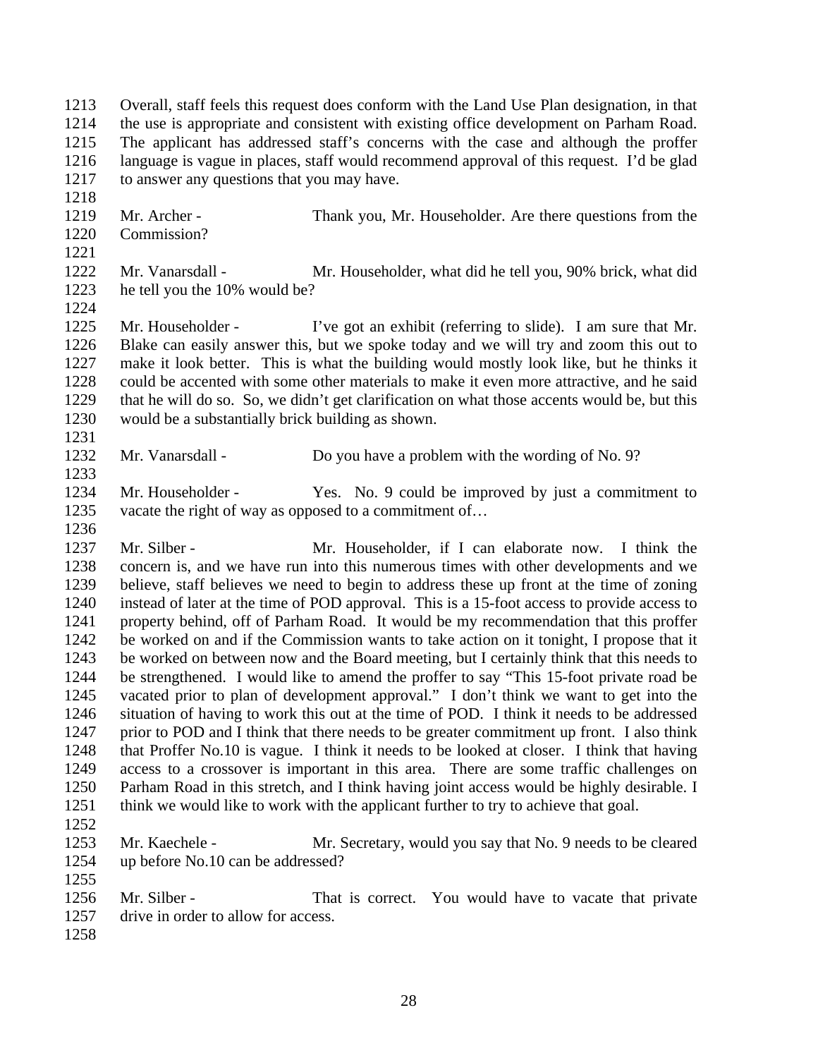Overall, staff feels this request does conform with the Land Use Plan designation, in that the use is appropriate and consistent with existing office development on Parham Road. The applicant has addressed staff's concerns with the case and although the proffer language is vague in places, staff would recommend approval of this request. I'd be glad to answer any questions that you may have.

Mr. Archer - Thank you, Mr. Householder. Are there questions from the Commission?

Mr. Vanarsdall - Mr. Householder, what did he tell you, 90% brick, what did he tell you the 10% would be?

Mr. Householder - I've got an exhibit (referring to slide). I am sure that Mr. Blake can easily answer this, but we spoke today and we will try and zoom this out to make it look better. This is what the building would mostly look like, but he thinks it could be accented with some other materials to make it even more attractive, and he said that he will do so. So, we didn't get clarification on what those accents would be, but this would be a substantially brick building as shown.

Mr. Vanarsdall - Do you have a problem with the wording of No. 9?

Mr. Householder - Yes. No. 9 could be improved by just a commitment to vacate the right of way as opposed to a commitment of…

Mr. Silber - Mr. Householder, if I can elaborate now. I think the concern is, and we have run into this numerous times with other developments and we believe, staff believes we need to begin to address these up front at the time of zoning instead of later at the time of POD approval. This is a 15-foot access to provide access to property behind, off of Parham Road. It would be my recommendation that this proffer be worked on and if the Commission wants to take action on it tonight, I propose that it be worked on between now and the Board meeting, but I certainly think that this needs to be strengthened. I would like to amend the proffer to say "This 15-foot private road be vacated prior to plan of development approval." I don't think we want to get into the situation of having to work this out at the time of POD. I think it needs to be addressed prior to POD and I think that there needs to be greater commitment up front. I also think that Proffer No.10 is vague. I think it needs to be looked at closer. I think that having access to a crossover is important in this area. There are some traffic challenges on Parham Road in this stretch, and I think having joint access would be highly desirable. I think we would like to work with the applicant further to try to achieve that goal.

Mr. Kaechele - Mr. Secretary, would you say that No. 9 needs to be cleared up before No.10 can be addressed?

Mr. Silber - That is correct. You would have to vacate that private drive in order to allow for access.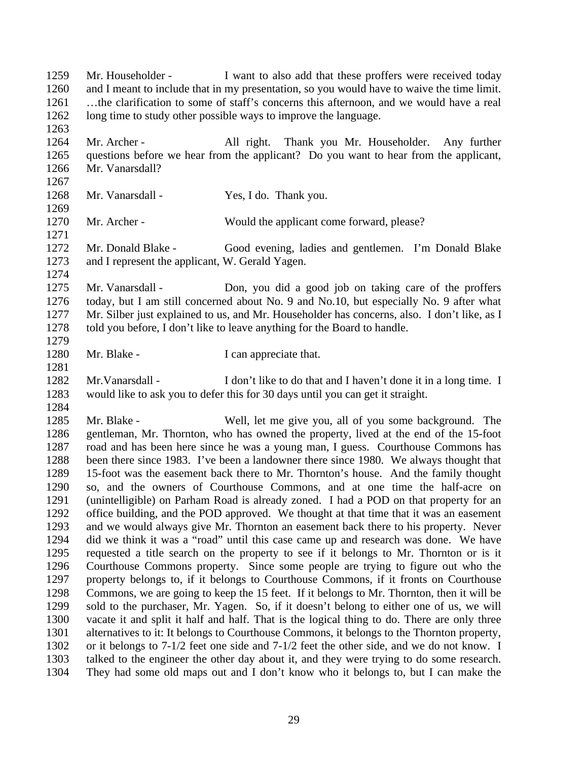1259 Mr. Householder - I want to also add that these proffers were received today
1260 and I meant to include that in my presentation, so you would have to waive the time limit.
1261 …the clarification to some of staff's concerns this afternoon, and we would have a real
1262 long time to study other possible ways to improve the language.
1263
1264 Mr. Archer - All right. Thank you Mr. Householder. Any further
1265 questions before we hear from the applicant? Do you want to hear from the applicant,
1266 Mr. Vanarsdall?
1267
1268 Mr. Vanarsdall - Yes, I do. Thank you.
1269
1270 Mr. Archer - Would the applicant come forward, please?
1271
1272 Mr. Donald Blake - Good evening, ladies and gentlemen. I'm Donald Blake
1273 and I represent the applicant, W. Gerald Yagen.
1274
1275 Mr. Vanarsdall - Don, you did a good job on taking care of the proffers
1276 today, but I am still concerned about No. 9 and No.10, but especially No. 9 after what
1277 Mr. Silber just explained to us, and Mr. Householder has concerns, also. I don't like, as I
1278 told you before, I don't like to leave anything for the Board to handle.
1279
1280 Mr. Blake - I can appreciate that.
1281
1282 Mr.Vanarsdall - I don't like to do that and I haven't done it in a long time. I
1283 would like to ask you to defer this for 30 days until you can get it straight.
1284
1285 Mr. Blake - Well, let me give you, all of you some background. The
1286 gentleman, Mr. Thornton, who has owned the property, lived at the end of the 15-foot
1287 road and has been here since he was a young man, I guess. Courthouse Commons has
1288 been there since 1983. I've been a landowner there since 1980. We always thought that
1289 15-foot was the easement back there to Mr. Thornton's house. And the family thought
1290 so, and the owners of Courthouse Commons, and at one time the half-acre on
1291 (unintelligible) on Parham Road is already zoned. I had a POD on that property for an
1292 office building, and the POD approved. We thought at that time that it was an easement
1293 and we would always give Mr. Thornton an easement back there to his property. Never
1294 did we think it was a "road" until this case came up and research was done. We have
1295 requested a title search on the property to see if it belongs to Mr. Thornton or is it
1296 Courthouse Commons property. Since some people are trying to figure out who the
1297 property belongs to, if it belongs to Courthouse Commons, if it fronts on Courthouse
1298 Commons, we are going to keep the 15 feet. If it belongs to Mr. Thornton, then it will be
1299 sold to the purchaser, Mr. Yagen. So, if it doesn't belong to either one of us, we will
1300 vacate it and split it half and half. That is the logical thing to do. There are only three
1301 alternatives to it: It belongs to Courthouse Commons, it belongs to the Thornton property,
1302 or it belongs to 7-1/2 feet one side and 7-1/2 feet the other side, and we do not know. I
1303 talked to the engineer the other day about it, and they were trying to do some research.
1304 They had some old maps out and I don't know who it belongs to, but I can make the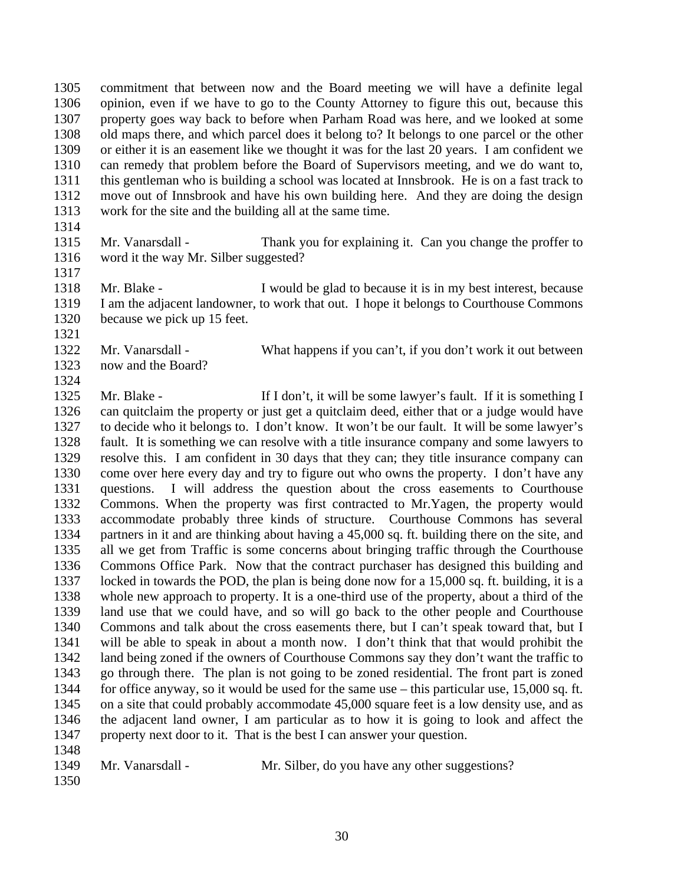commitment that between now and the Board meeting we will have a definite legal opinion, even if we have to go to the County Attorney to figure this out, because this property goes way back to before when Parham Road was here, and we looked at some old maps there, and which parcel does it belong to? It belongs to one parcel or the other or either it is an easement like we thought it was for the last 20 years. I am confident we can remedy that problem before the Board of Supervisors meeting, and we do want to, this gentleman who is building a school was located at Innsbrook. He is on a fast track to move out of Innsbrook and have his own building here. And they are doing the design work for the site and the building all at the same time.

Mr. Vanarsdall - Thank you for explaining it. Can you change the proffer to word it the way Mr. Silber suggested?

Mr. Blake - I would be glad to because it is in my best interest, because I am the adjacent landowner, to work that out. I hope it belongs to Courthouse Commons because we pick up 15 feet.

Mr. Vanarsdall - What happens if you can't, if you don't work it out between now and the Board?

Mr. Blake - If I don't, it will be some lawyer's fault. If it is something I can quitclaim the property or just get a quitclaim deed, either that or a judge would have to decide who it belongs to. I don't know. It won't be our fault. It will be some lawyer's fault. It is something we can resolve with a title insurance company and some lawyers to resolve this. I am confident in 30 days that they can; they title insurance company can come over here every day and try to figure out who owns the property. I don't have any questions. I will address the question about the cross easements to Courthouse Commons. When the property was first contracted to Mr.Yagen, the property would accommodate probably three kinds of structure. Courthouse Commons has several partners in it and are thinking about having a 45,000 sq. ft. building there on the site, and all we get from Traffic is some concerns about bringing traffic through the Courthouse Commons Office Park. Now that the contract purchaser has designed this building and locked in towards the POD, the plan is being done now for a 15,000 sq. ft. building, it is a whole new approach to property. It is a one-third use of the property, about a third of the land use that we could have, and so will go back to the other people and Courthouse Commons and talk about the cross easements there, but I can't speak toward that, but I will be able to speak in about a month now. I don't think that that would prohibit the land being zoned if the owners of Courthouse Commons say they don't want the traffic to go through there. The plan is not going to be zoned residential. The front part is zoned for office anyway, so it would be used for the same use – this particular use, 15,000 sq. ft. on a site that could probably accommodate 45,000 square feet is a low density use, and as the adjacent land owner, I am particular as to how it is going to look and affect the property next door to it. That is the best I can answer your question.

Mr. Vanarsdall - Mr. Silber, do you have any other suggestions?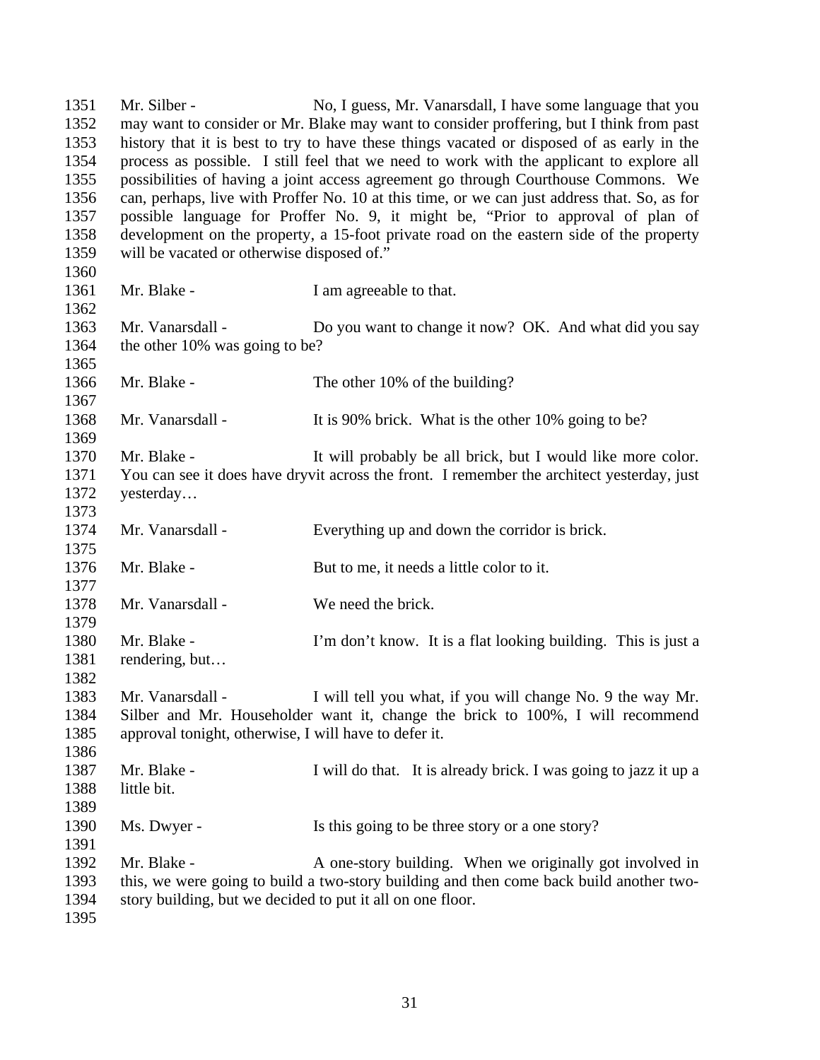Mr. Silber - No, I guess, Mr. Vanarsdall, I have some language that you may want to consider or Mr. Blake may want to consider proffering, but I think from past history that it is best to try to have these things vacated or disposed of as early in the process as possible. I still feel that we need to work with the applicant to explore all possibilities of having a joint access agreement go through Courthouse Commons. We can, perhaps, live with Proffer No. 10 at this time, or we can just address that. So, as for possible language for Proffer No. 9, it might be, "Prior to approval of plan of development on the property, a 15-foot private road on the eastern side of the property will be vacated or otherwise disposed of."

Mr. Blake - I am agreeable to that.

Mr. Vanarsdall - Do you want to change it now? OK. And what did you say the other 10% was going to be?

Mr. Blake - The other 10% of the building?

Mr. Vanarsdall - It is 90% brick. What is the other 10% going to be?

Mr. Blake - It will probably be all brick, but I would like more color. You can see it does have dryvit across the front. I remember the architect yesterday, just yesterday…

Mr. Vanarsdall - Everything up and down the corridor is brick.

Mr. Blake - But to me, it needs a little color to it.

Mr. Vanarsdall - We need the brick.

Mr. Blake - I'm don't know. It is a flat looking building. This is just a rendering, but…

Mr. Vanarsdall - I will tell you what, if you will change No. 9 the way Mr. Silber and Mr. Householder want it, change the brick to 100%, I will recommend approval tonight, otherwise, I will have to defer it.

Mr. Blake - I will do that. It is already brick. I was going to jazz it up a little bit.

Ms. Dwyer - Is this going to be three story or a one story?

Mr. Blake - A one-story building. When we originally got involved in this, we were going to build a two-story building and then come back build another two-story building, but we decided to put it all on one floor.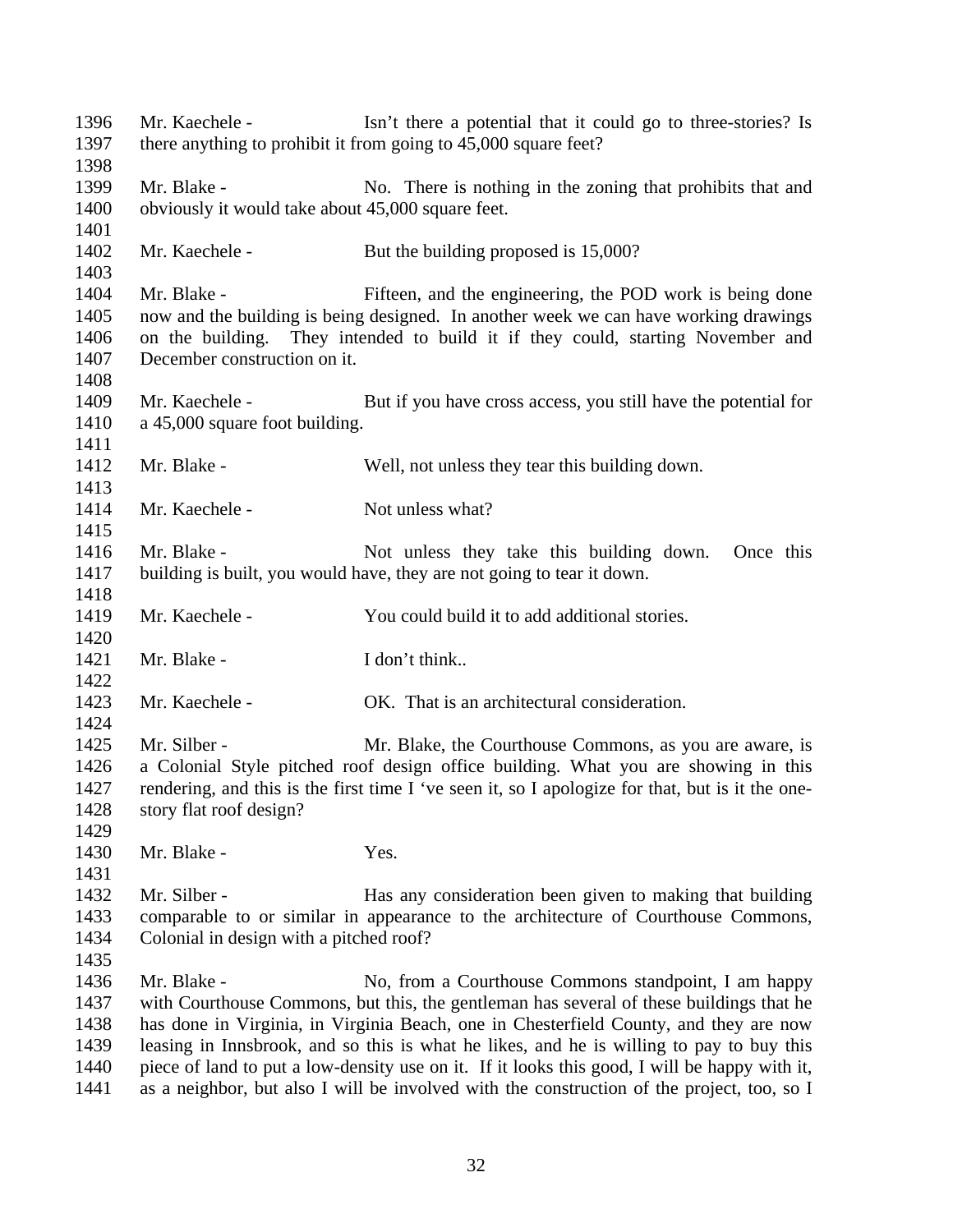1396 Mr. Kaechele - Isn't there a potential that it could go to three-stories? Is
1397 there anything to prohibit it from going to 45,000 square feet?
1398
1399 Mr. Blake - No. There is nothing in the zoning that prohibits that and
1400 obviously it would take about 45,000 square feet.
1401
1402 Mr. Kaechele - But the building proposed is 15,000?
1403
1404 Mr. Blake - Fifteen, and the engineering, the POD work is being done
1405 now and the building is being designed. In another week we can have working drawings
1406 on the building. They intended to build it if they could, starting November and
1407 December construction on it.
1408
1409 Mr. Kaechele - But if you have cross access, you still have the potential for
1410 a 45,000 square foot building.
1411
1412 Mr. Blake - Well, not unless they tear this building down.
1413
1414 Mr. Kaechele - Not unless what?
1415
1416 Mr. Blake - Not unless they take this building down. Once this
1417 building is built, you would have, they are not going to tear it down.
1418
1419 Mr. Kaechele - You could build it to add additional stories.
1420
1421 Mr. Blake - I don't think..
1422
1423 Mr. Kaechele - OK. That is an architectural consideration.
1424
1425 Mr. Silber - Mr. Blake, the Courthouse Commons, as you are aware, is
1426 a Colonial Style pitched roof design office building. What you are showing in this
1427 rendering, and this is the first time I 've seen it, so I apologize for that, but is it the one-
1428 story flat roof design?
1429
1430 Mr. Blake - Yes.
1431
1432 Mr. Silber - Has any consideration been given to making that building
1433 comparable to or similar in appearance to the architecture of Courthouse Commons,
1434 Colonial in design with a pitched roof?
1435
1436 Mr. Blake - No, from a Courthouse Commons standpoint, I am happy
1437 with Courthouse Commons, but this, the gentleman has several of these buildings that he
1438 has done in Virginia, in Virginia Beach, one in Chesterfield County, and they are now
1439 leasing in Innsbrook, and so this is what he likes, and he is willing to pay to buy this
1440 piece of land to put a low-density use on it. If it looks this good, I will be happy with it,
1441 as a neighbor, but also I will be involved with the construction of the project, too, so I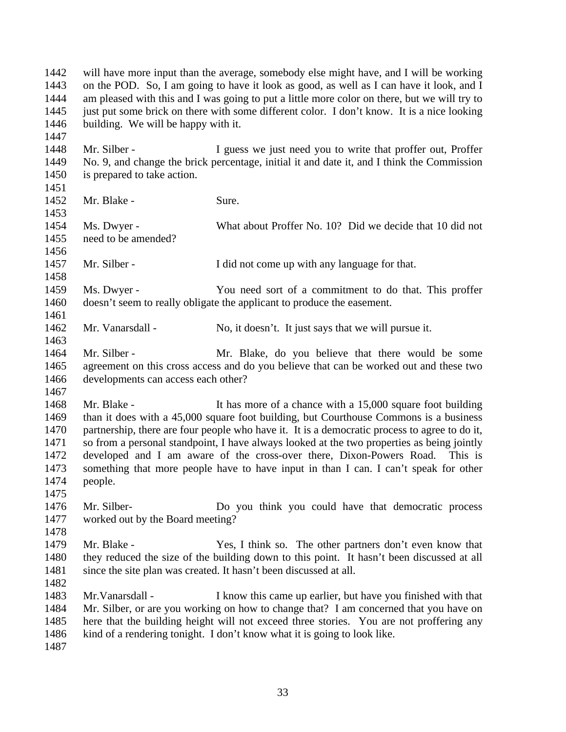will have more input than the average, somebody else might have, and I will be working on the POD. So, I am going to have it look as good, as well as I can have it look, and I am pleased with this and I was going to put a little more color on there, but we will try to just put some brick on there with some different color. I don't know. It is a nice looking building. We will be happy with it.

Mr. Silber - I guess we just need you to write that proffer out, Proffer No. 9, and change the brick percentage, initial it and date it, and I think the Commission is prepared to take action.

Mr. Blake - Sure.

Ms. Dwyer - What about Proffer No. 10? Did we decide that 10 did not need to be amended?

Mr. Silber - I did not come up with any language for that.

Ms. Dwyer - You need sort of a commitment to do that. This proffer doesn't seem to really obligate the applicant to produce the easement.

Mr. Vanarsdall - No, it doesn't. It just says that we will pursue it.

Mr. Silber - Mr. Blake, do you believe that there would be some agreement on this cross access and do you believe that can be worked out and these two developments can access each other?

Mr. Blake - It has more of a chance with a 15,000 square foot building than it does with a 45,000 square foot building, but Courthouse Commons is a business partnership, there are four people who have it. It is a democratic process to agree to do it, so from a personal standpoint, I have always looked at the two properties as being jointly developed and I am aware of the cross-over there, Dixon-Powers Road. This is something that more people have to have input in than I can. I can't speak for other people.

Mr. Silber- Do you think you could have that democratic process worked out by the Board meeting?

Mr. Blake - Yes, I think so. The other partners don't even know that they reduced the size of the building down to this point. It hasn't been discussed at all since the site plan was created. It hasn't been discussed at all.

Mr.Vanarsdall - I know this came up earlier, but have you finished with that Mr. Silber, or are you working on how to change that? I am concerned that you have on here that the building height will not exceed three stories. You are not proffering any kind of a rendering tonight. I don't know what it is going to look like.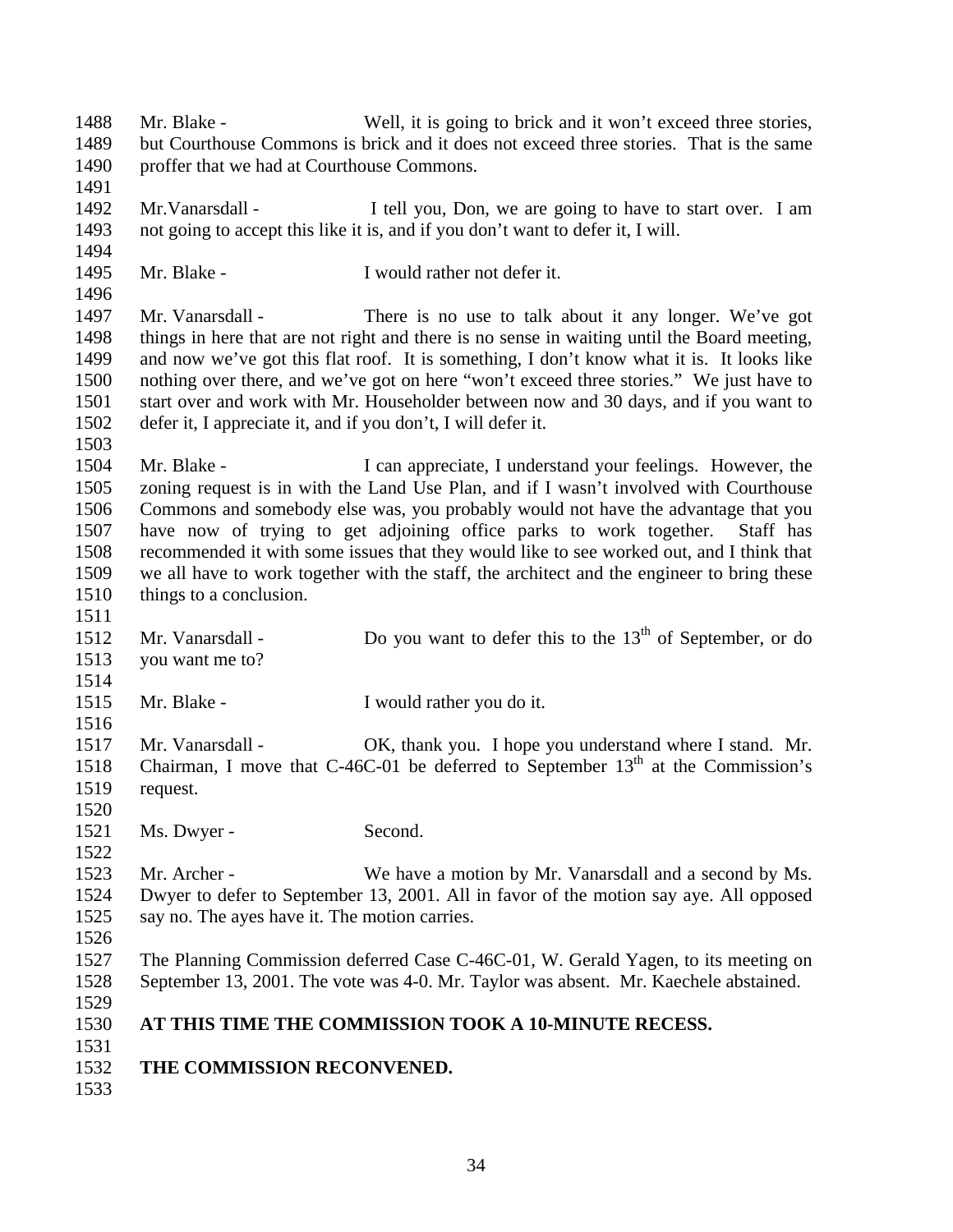Mr. Blake - Well, it is going to brick and it won't exceed three stories, but Courthouse Commons is brick and it does not exceed three stories. That is the same proffer that we had at Courthouse Commons.

Mr.Vanarsdall - I tell you, Don, we are going to have to start over. I am not going to accept this like it is, and if you don't want to defer it, I will.

Mr. Blake - I would rather not defer it.

Mr. Vanarsdall - There is no use to talk about it any longer. We've got things in here that are not right and there is no sense in waiting until the Board meeting, and now we've got this flat roof. It is something, I don't know what it is. It looks like nothing over there, and we've got on here "won't exceed three stories." We just have to start over and work with Mr. Householder between now and 30 days, and if you want to defer it, I appreciate it, and if you don't, I will defer it.

Mr. Blake - I can appreciate, I understand your feelings. However, the zoning request is in with the Land Use Plan, and if I wasn't involved with Courthouse Commons and somebody else was, you probably would not have the advantage that you have now of trying to get adjoining office parks to work together. Staff has recommended it with some issues that they would like to see worked out, and I think that we all have to work together with the staff, the architect and the engineer to bring these things to a conclusion.

Mr. Vanarsdall - Do you want to defer this to the 13th of September, or do you want me to?

Mr. Blake - I would rather you do it.

Mr. Vanarsdall - OK, thank you. I hope you understand where I stand. Mr. Chairman, I move that C-46C-01 be deferred to September 13th at the Commission's request.

Ms. Dwyer - Second.

Mr. Archer - We have a motion by Mr. Vanarsdall and a second by Ms. Dwyer to defer to September 13, 2001. All in favor of the motion say aye. All opposed say no. The ayes have it. The motion carries.

The Planning Commission deferred Case C-46C-01, W. Gerald Yagen, to its meeting on September 13, 2001. The vote was 4-0. Mr. Taylor was absent. Mr. Kaechele abstained.

**AT THIS TIME THE COMMISSION TOOK A 10-MINUTE RECESS.**

**THE COMMISSION RECONVENED.**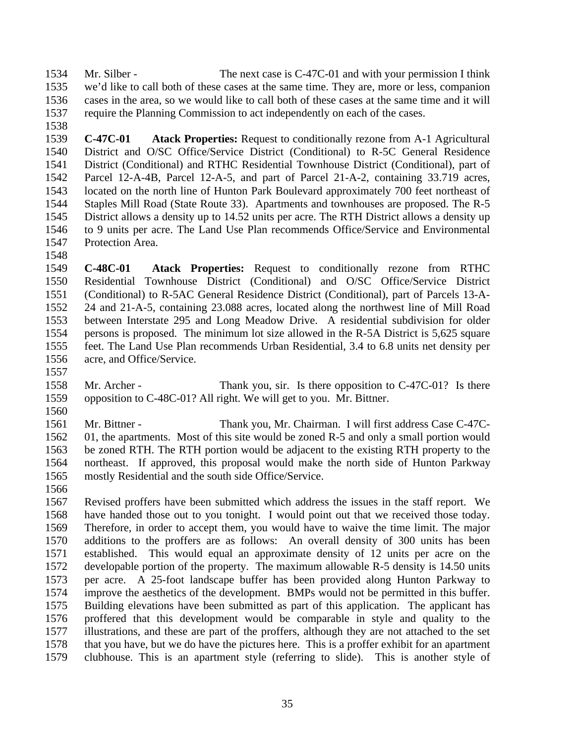Mr. Silber - The next case is C-47C-01 and with your permission I think we'd like to call both of these cases at the same time. They are, more or less, companion cases in the area, so we would like to call both of these cases at the same time and it will require the Planning Commission to act independently on each of the cases.

**C-47C-01 Atack Properties:** Request to conditionally rezone from A-1 Agricultural District and O/SC Office/Service District (Conditional) to R-5C General Residence District (Conditional) and RTHC Residential Townhouse District (Conditional), part of Parcel 12-A-4B, Parcel 12-A-5, and part of Parcel 21-A-2, containing 33.719 acres, located on the north line of Hunton Park Boulevard approximately 700 feet northeast of Staples Mill Road (State Route 33). Apartments and townhouses are proposed. The R-5 District allows a density up to 14.52 units per acre. The RTH District allows a density up to 9 units per acre. The Land Use Plan recommends Office/Service and Environmental Protection Area.

**C-48C-01 Atack Properties:** Request to conditionally rezone from RTHC Residential Townhouse District (Conditional) and O/SC Office/Service District (Conditional) to R-5AC General Residence District (Conditional), part of Parcels 13-A-24 and 21-A-5, containing 23.088 acres, located along the northwest line of Mill Road between Interstate 295 and Long Meadow Drive. A residential subdivision for older persons is proposed. The minimum lot size allowed in the R-5A District is 5,625 square feet. The Land Use Plan recommends Urban Residential, 3.4 to 6.8 units net density per acre, and Office/Service.

Mr. Archer - Thank you, sir. Is there opposition to C-47C-01? Is there opposition to C-48C-01? All right. We will get to you. Mr. Bittner.

Mr. Bittner - Thank you, Mr. Chairman. I will first address Case C-47C-01, the apartments. Most of this site would be zoned R-5 and only a small portion would be zoned RTH. The RTH portion would be adjacent to the existing RTH property to the northeast. If approved, this proposal would make the north side of Hunton Parkway mostly Residential and the south side Office/Service.

Revised proffers have been submitted which address the issues in the staff report. We have handed those out to you tonight. I would point out that we received those today. Therefore, in order to accept them, you would have to waive the time limit. The major additions to the proffers are as follows: An overall density of 300 units has been established. This would equal an approximate density of 12 units per acre on the developable portion of the property. The maximum allowable R-5 density is 14.50 units per acre. A 25-foot landscape buffer has been provided along Hunton Parkway to improve the aesthetics of the development. BMPs would not be permitted in this buffer. Building elevations have been submitted as part of this application. The applicant has proffered that this development would be comparable in style and quality to the illustrations, and these are part of the proffers, although they are not attached to the set that you have, but we do have the pictures here. This is a proffer exhibit for an apartment clubhouse. This is an apartment style (referring to slide). This is another style of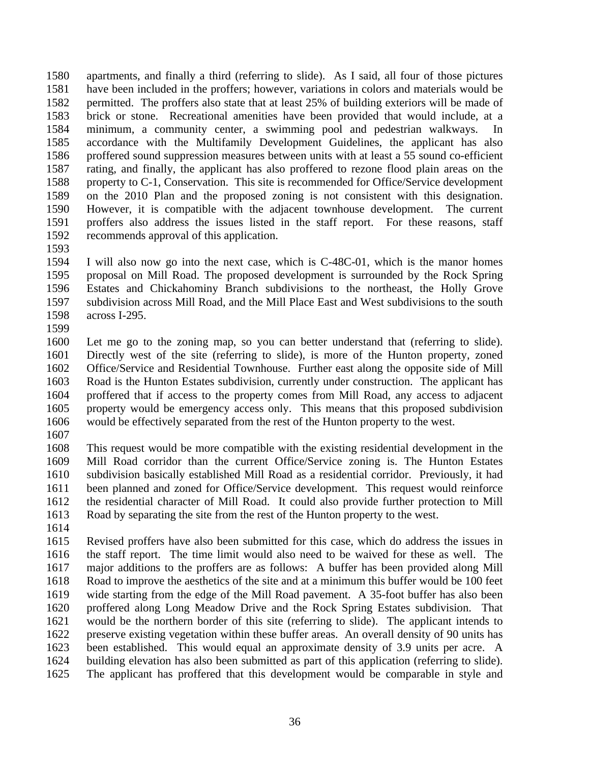apartments, and finally a third (referring to slide). As I said, all four of those pictures have been included in the proffers; however, variations in colors and materials would be permitted. The proffers also state that at least 25% of building exteriors will be made of brick or stone. Recreational amenities have been provided that would include, at a minimum, a community center, a swimming pool and pedestrian walkways. In accordance with the Multifamily Development Guidelines, the applicant has also proffered sound suppression measures between units with at least a 55 sound co-efficient rating, and finally, the applicant has also proffered to rezone flood plain areas on the property to C-1, Conservation. This site is recommended for Office/Service development on the 2010 Plan and the proposed zoning is not consistent with this designation. However, it is compatible with the adjacent townhouse development. The current proffers also address the issues listed in the staff report. For these reasons, staff recommends approval of this application.

I will also now go into the next case, which is C-48C-01, which is the manor homes proposal on Mill Road. The proposed development is surrounded by the Rock Spring Estates and Chickahominy Branch subdivisions to the northeast, the Holly Grove subdivision across Mill Road, and the Mill Place East and West subdivisions to the south across I-295.

Let me go to the zoning map, so you can better understand that (referring to slide). Directly west of the site (referring to slide), is more of the Hunton property, zoned Office/Service and Residential Townhouse. Further east along the opposite side of Mill Road is the Hunton Estates subdivision, currently under construction. The applicant has proffered that if access to the property comes from Mill Road, any access to adjacent property would be emergency access only. This means that this proposed subdivision would be effectively separated from the rest of the Hunton property to the west.

This request would be more compatible with the existing residential development in the Mill Road corridor than the current Office/Service zoning is. The Hunton Estates subdivision basically established Mill Road as a residential corridor. Previously, it had been planned and zoned for Office/Service development. This request would reinforce the residential character of Mill Road. It could also provide further protection to Mill Road by separating the site from the rest of the Hunton property to the west.

Revised proffers have also been submitted for this case, which do address the issues in the staff report. The time limit would also need to be waived for these as well. The major additions to the proffers are as follows: A buffer has been provided along Mill Road to improve the aesthetics of the site and at a minimum this buffer would be 100 feet wide starting from the edge of the Mill Road pavement. A 35-foot buffer has also been proffered along Long Meadow Drive and the Rock Spring Estates subdivision. That would be the northern border of this site (referring to slide). The applicant intends to preserve existing vegetation within these buffer areas. An overall density of 90 units has been established. This would equal an approximate density of 3.9 units per acre. A building elevation has also been submitted as part of this application (referring to slide). The applicant has proffered that this development would be comparable in style and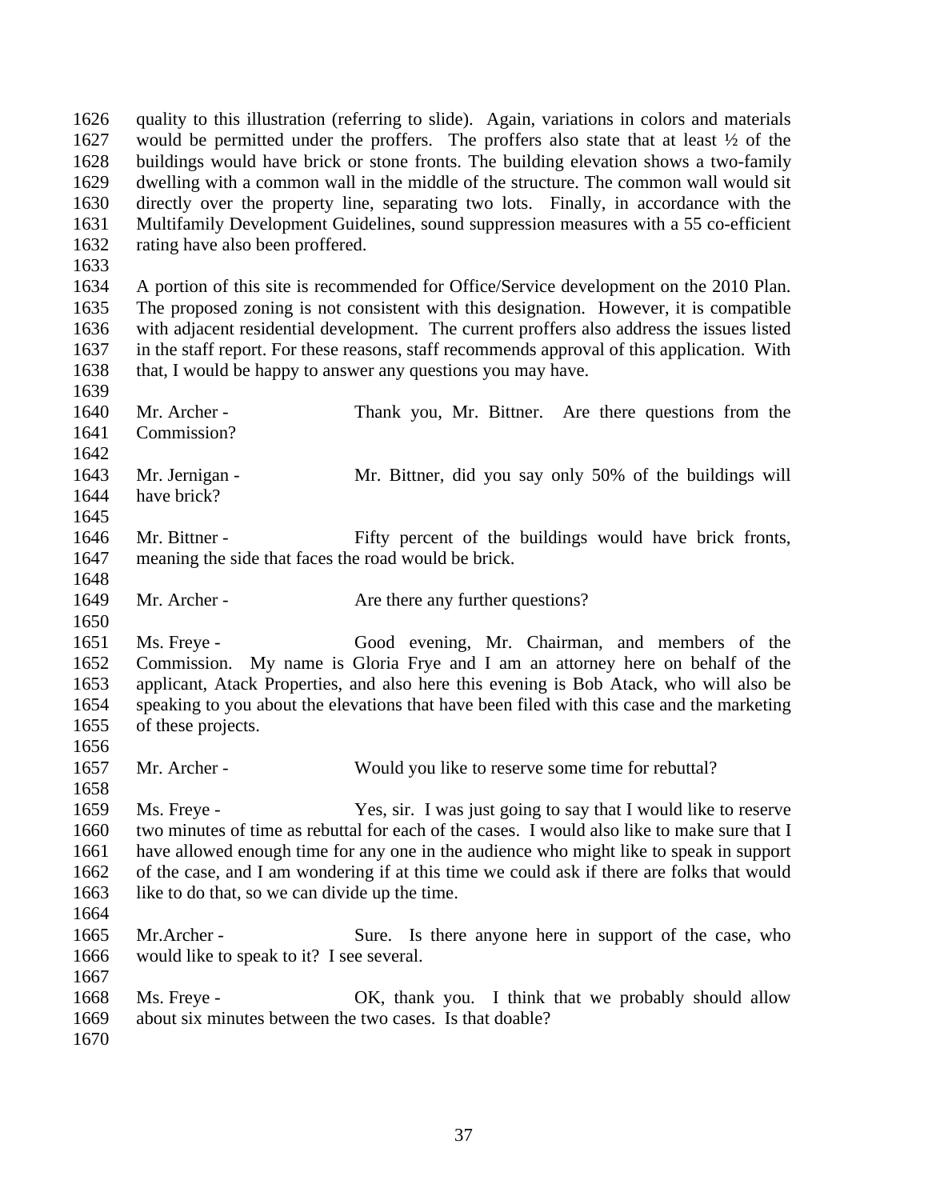quality to this illustration (referring to slide). Again, variations in colors and materials would be permitted under the proffers. The proffers also state that at least ½ of the buildings would have brick or stone fronts. The building elevation shows a two-family dwelling with a common wall in the middle of the structure. The common wall would sit directly over the property line, separating two lots. Finally, in accordance with the Multifamily Development Guidelines, sound suppression measures with a 55 co-efficient rating have also been proffered.

A portion of this site is recommended for Office/Service development on the 2010 Plan. The proposed zoning is not consistent with this designation. However, it is compatible with adjacent residential development. The current proffers also address the issues listed in the staff report. For these reasons, staff recommends approval of this application. With that, I would be happy to answer any questions you may have.

Mr. Archer - Thank you, Mr. Bittner. Are there questions from the Commission?

Mr. Jernigan - Mr. Bittner, did you say only 50% of the buildings will have brick?

Mr. Bittner - Fifty percent of the buildings would have brick fronts, meaning the side that faces the road would be brick.

Mr. Archer - Are there any further questions?

Ms. Freye - Good evening, Mr. Chairman, and members of the Commission. My name is Gloria Frye and I am an attorney here on behalf of the applicant, Atack Properties, and also here this evening is Bob Atack, who will also be speaking to you about the elevations that have been filed with this case and the marketing of these projects.

Mr. Archer - Would you like to reserve some time for rebuttal?

Ms. Freye - Yes, sir. I was just going to say that I would like to reserve two minutes of time as rebuttal for each of the cases. I would also like to make sure that I have allowed enough time for any one in the audience who might like to speak in support of the case, and I am wondering if at this time we could ask if there are folks that would like to do that, so we can divide up the time.

Mr.Archer - Sure. Is there anyone here in support of the case, who would like to speak to it? I see several.

Ms. Freye - OK, thank you. I think that we probably should allow about six minutes between the two cases. Is that doable?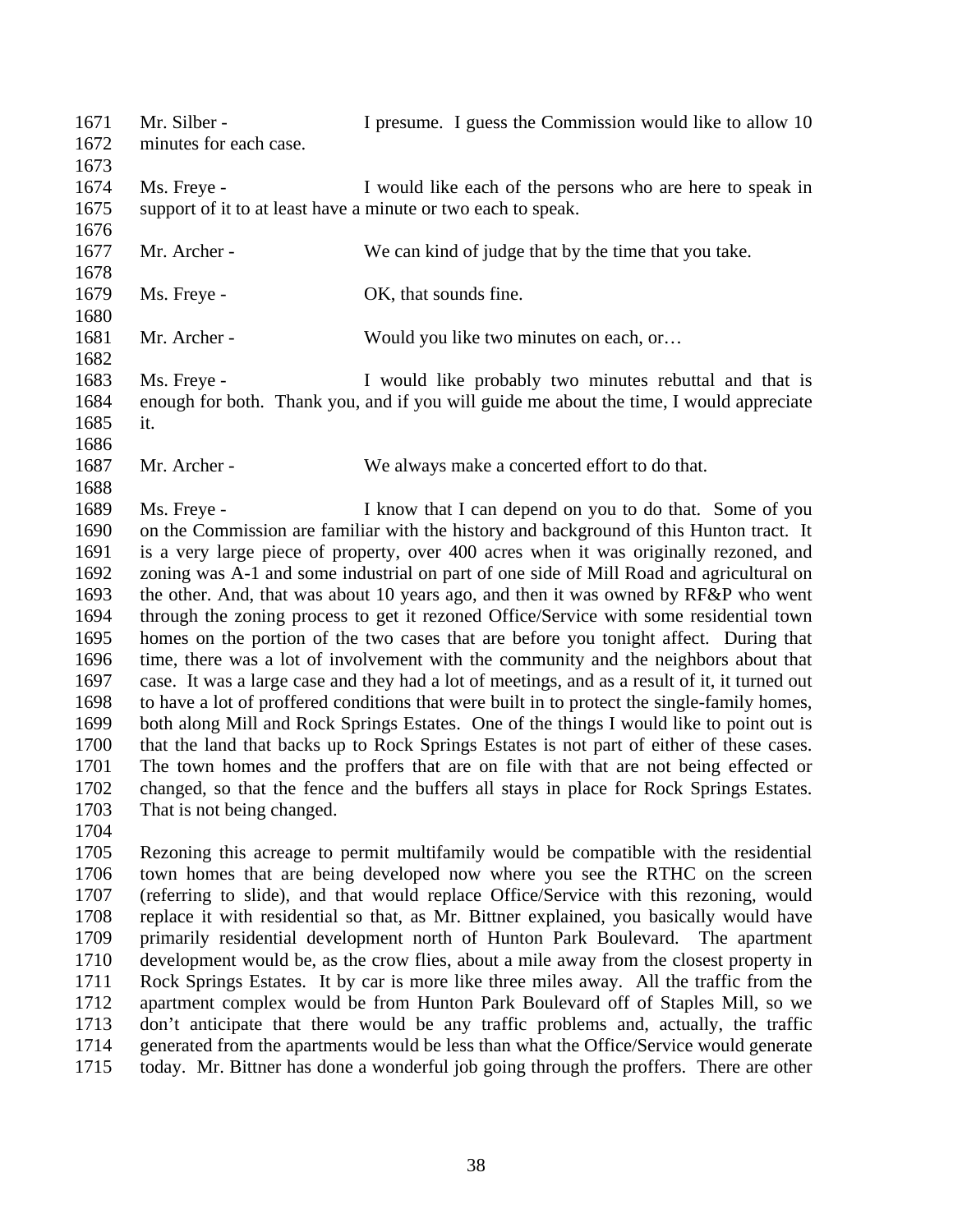Mr. Silber - I presume. I guess the Commission would like to allow 10 minutes for each case.

Ms. Freye - I would like each of the persons who are here to speak in support of it to at least have a minute or two each to speak.

Mr. Archer - We can kind of judge that by the time that you take.

Ms. Freye - OK, that sounds fine.

Mr. Archer - Would you like two minutes on each, or…

Ms. Freye - I would like probably two minutes rebuttal and that is enough for both. Thank you, and if you will guide me about the time, I would appreciate it.

Mr. Archer - We always make a concerted effort to do that.

Ms. Freye - I know that I can depend on you to do that. Some of you on the Commission are familiar with the history and background of this Hunton tract. It is a very large piece of property, over 400 acres when it was originally rezoned, and zoning was A-1 and some industrial on part of one side of Mill Road and agricultural on the other. And, that was about 10 years ago, and then it was owned by RF&P who went through the zoning process to get it rezoned Office/Service with some residential town homes on the portion of the two cases that are before you tonight affect. During that time, there was a lot of involvement with the community and the neighbors about that case. It was a large case and they had a lot of meetings, and as a result of it, it turned out to have a lot of proffered conditions that were built in to protect the single-family homes, both along Mill and Rock Springs Estates. One of the things I would like to point out is that the land that backs up to Rock Springs Estates is not part of either of these cases. The town homes and the proffers that are on file with that are not being effected or changed, so that the fence and the buffers all stays in place for Rock Springs Estates. That is not being changed.

Rezoning this acreage to permit multifamily would be compatible with the residential town homes that are being developed now where you see the RTHC on the screen (referring to slide), and that would replace Office/Service with this rezoning, would replace it with residential so that, as Mr. Bittner explained, you basically would have primarily residential development north of Hunton Park Boulevard. The apartment development would be, as the crow flies, about a mile away from the closest property in Rock Springs Estates. It by car is more like three miles away. All the traffic from the apartment complex would be from Hunton Park Boulevard off of Staples Mill, so we don't anticipate that there would be any traffic problems and, actually, the traffic generated from the apartments would be less than what the Office/Service would generate today. Mr. Bittner has done a wonderful job going through the proffers. There are other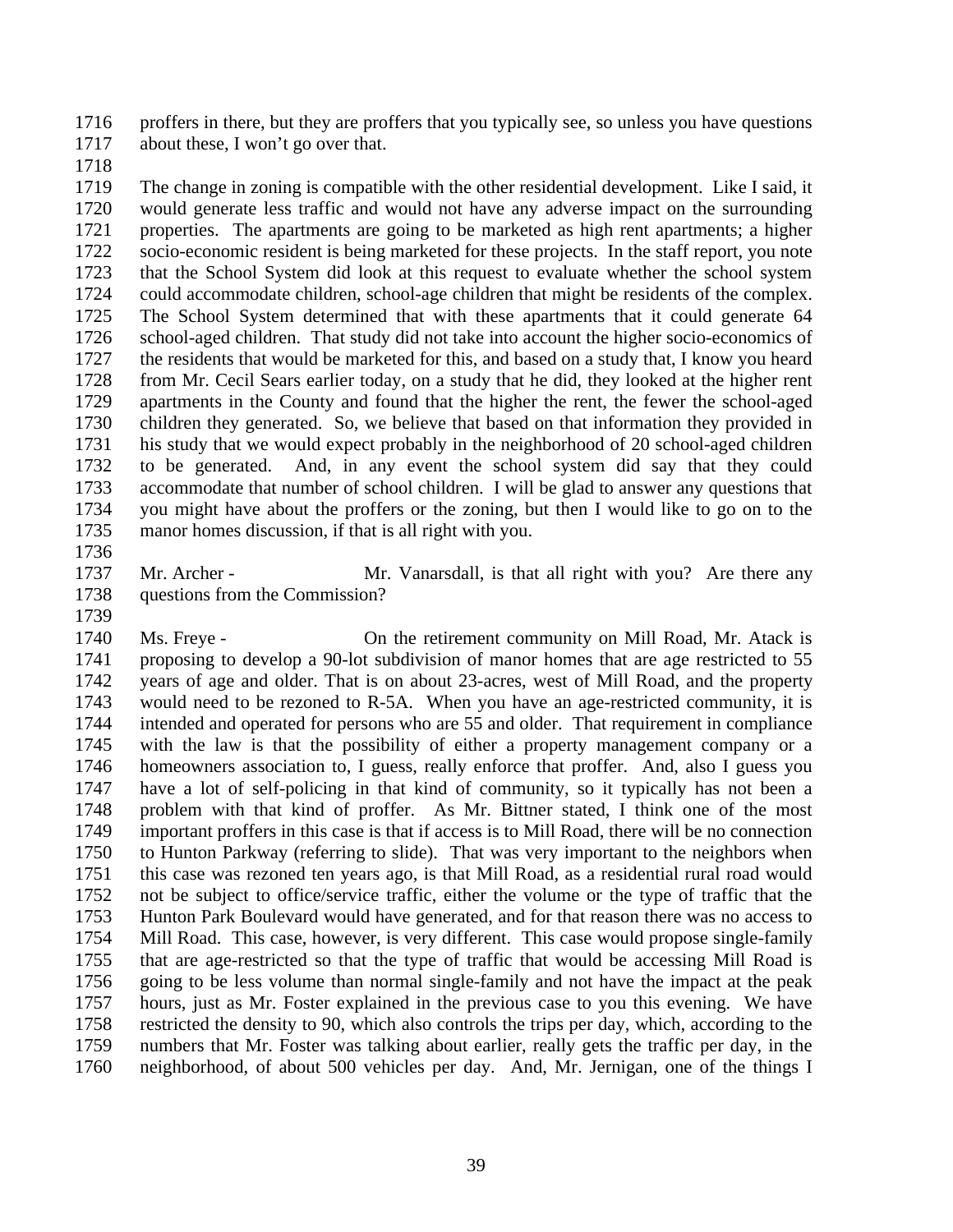proffers in there, but they are proffers that you typically see, so unless you have questions about these, I won't go over that.

The change in zoning is compatible with the other residential development. Like I said, it would generate less traffic and would not have any adverse impact on the surrounding properties. The apartments are going to be marketed as high rent apartments; a higher socio-economic resident is being marketed for these projects. In the staff report, you note that the School System did look at this request to evaluate whether the school system could accommodate children, school-age children that might be residents of the complex. The School System determined that with these apartments that it could generate 64 school-aged children. That study did not take into account the higher socio-economics of the residents that would be marketed for this, and based on a study that, I know you heard from Mr. Cecil Sears earlier today, on a study that he did, they looked at the higher rent apartments in the County and found that the higher the rent, the fewer the school-aged children they generated. So, we believe that based on that information they provided in his study that we would expect probably in the neighborhood of 20 school-aged children to be generated. And, in any event the school system did say that they could accommodate that number of school children. I will be glad to answer any questions that you might have about the proffers or the zoning, but then I would like to go on to the manor homes discussion, if that is all right with you.

Mr. Archer - Mr. Vanarsdall, is that all right with you? Are there any questions from the Commission?

Ms. Freye - On the retirement community on Mill Road, Mr. Atack is proposing to develop a 90-lot subdivision of manor homes that are age restricted to 55 years of age and older. That is on about 23-acres, west of Mill Road, and the property would need to be rezoned to R-5A. When you have an age-restricted community, it is intended and operated for persons who are 55 and older. That requirement in compliance with the law is that the possibility of either a property management company or a homeowners association to, I guess, really enforce that proffer. And, also I guess you have a lot of self-policing in that kind of community, so it typically has not been a problem with that kind of proffer. As Mr. Bittner stated, I think one of the most important proffers in this case is that if access is to Mill Road, there will be no connection to Hunton Parkway (referring to slide). That was very important to the neighbors when this case was rezoned ten years ago, is that Mill Road, as a residential rural road would not be subject to office/service traffic, either the volume or the type of traffic that the Hunton Park Boulevard would have generated, and for that reason there was no access to Mill Road. This case, however, is very different. This case would propose single-family that are age-restricted so that the type of traffic that would be accessing Mill Road is going to be less volume than normal single-family and not have the impact at the peak hours, just as Mr. Foster explained in the previous case to you this evening. We have restricted the density to 90, which also controls the trips per day, which, according to the numbers that Mr. Foster was talking about earlier, really gets the traffic per day, in the neighborhood, of about 500 vehicles per day. And, Mr. Jernigan, one of the things I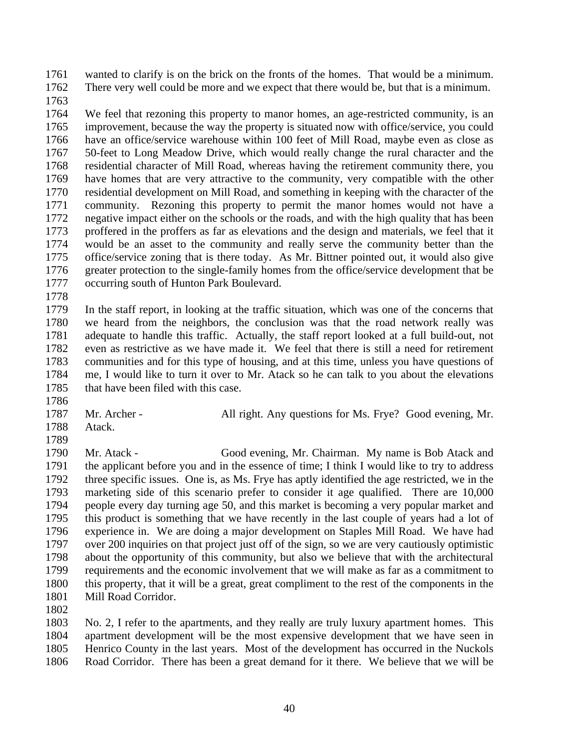wanted to clarify is on the brick on the fronts of the homes. That would be a minimum. There very well could be more and we expect that there would be, but that is a minimum.

We feel that rezoning this property to manor homes, an age-restricted community, is an improvement, because the way the property is situated now with office/service, you could have an office/service warehouse within 100 feet of Mill Road, maybe even as close as 50-feet to Long Meadow Drive, which would really change the rural character and the residential character of Mill Road, whereas having the retirement community there, you have homes that are very attractive to the community, very compatible with the other residential development on Mill Road, and something in keeping with the character of the community. Rezoning this property to permit the manor homes would not have a negative impact either on the schools or the roads, and with the high quality that has been proffered in the proffers as far as elevations and the design and materials, we feel that it would be an asset to the community and really serve the community better than the office/service zoning that is there today. As Mr. Bittner pointed out, it would also give greater protection to the single-family homes from the office/service development that be occurring south of Hunton Park Boulevard.

In the staff report, in looking at the traffic situation, which was one of the concerns that we heard from the neighbors, the conclusion was that the road network really was adequate to handle this traffic. Actually, the staff report looked at a full build-out, not even as restrictive as we have made it. We feel that there is still a need for retirement communities and for this type of housing, and at this time, unless you have questions of me, I would like to turn it over to Mr. Atack so he can talk to you about the elevations that have been filed with this case.

Mr. Archer - All right. Any questions for Ms. Frye? Good evening, Mr. Atack.

Mr. Atack - Good evening, Mr. Chairman. My name is Bob Atack and the applicant before you and in the essence of time; I think I would like to try to address three specific issues. One is, as Ms. Frye has aptly identified the age restricted, we in the marketing side of this scenario prefer to consider it age qualified. There are 10,000 people every day turning age 50, and this market is becoming a very popular market and this product is something that we have recently in the last couple of years had a lot of experience in. We are doing a major development on Staples Mill Road. We have had over 200 inquiries on that project just off of the sign, so we are very cautiously optimistic about the opportunity of this community, but also we believe that with the architectural requirements and the economic involvement that we will make as far as a commitment to this property, that it will be a great, great compliment to the rest of the components in the Mill Road Corridor.

No. 2, I refer to the apartments, and they really are truly luxury apartment homes. This apartment development will be the most expensive development that we have seen in Henrico County in the last years. Most of the development has occurred in the Nuckols Road Corridor. There has been a great demand for it there. We believe that we will be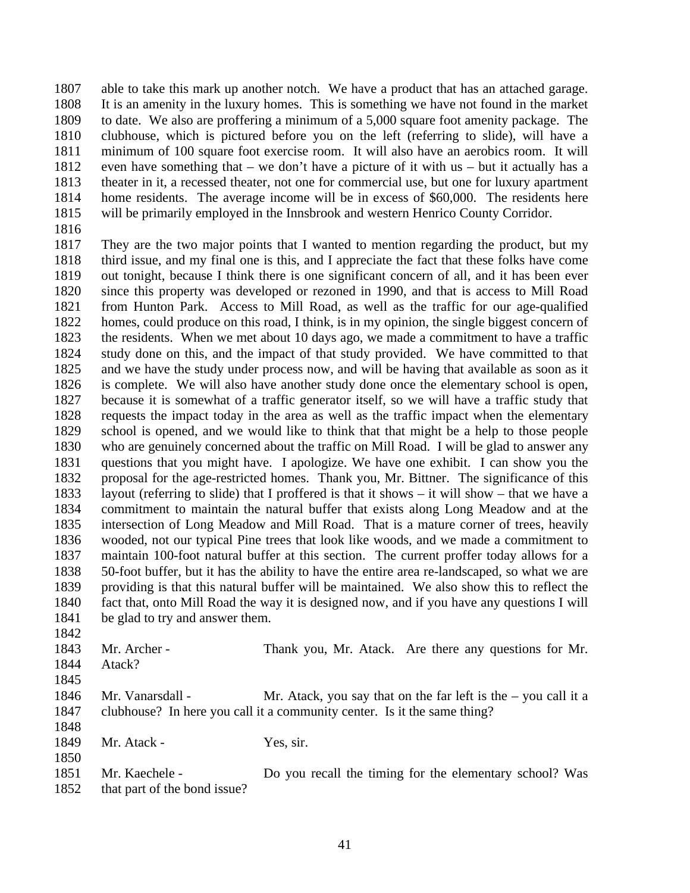able to take this mark up another notch. We have a product that has an attached garage. It is an amenity in the luxury homes. This is something we have not found in the market to date. We also are proffering a minimum of a 5,000 square foot amenity package. The clubhouse, which is pictured before you on the left (referring to slide), will have a minimum of 100 square foot exercise room. It will also have an aerobics room. It will even have something that – we don't have a picture of it with us – but it actually has a theater in it, a recessed theater, not one for commercial use, but one for luxury apartment home residents. The average income will be in excess of $60,000. The residents here will be primarily employed in the Innsbrook and western Henrico County Corridor.

They are the two major points that I wanted to mention regarding the product, but my third issue, and my final one is this, and I appreciate the fact that these folks have come out tonight, because I think there is one significant concern of all, and it has been ever since this property was developed or rezoned in 1990, and that is access to Mill Road from Hunton Park. Access to Mill Road, as well as the traffic for our age-qualified homes, could produce on this road, I think, is in my opinion, the single biggest concern of the residents. When we met about 10 days ago, we made a commitment to have a traffic study done on this, and the impact of that study provided. We have committed to that and we have the study under process now, and will be having that available as soon as it is complete. We will also have another study done once the elementary school is open, because it is somewhat of a traffic generator itself, so we will have a traffic study that requests the impact today in the area as well as the traffic impact when the elementary school is opened, and we would like to think that that might be a help to those people who are genuinely concerned about the traffic on Mill Road. I will be glad to answer any questions that you might have. I apologize. We have one exhibit. I can show you the proposal for the age-restricted homes. Thank you, Mr. Bittner. The significance of this layout (referring to slide) that I proffered is that it shows – it will show – that we have a commitment to maintain the natural buffer that exists along Long Meadow and at the intersection of Long Meadow and Mill Road. That is a mature corner of trees, heavily wooded, not our typical Pine trees that look like woods, and we made a commitment to maintain 100-foot natural buffer at this section. The current proffer today allows for a 50-foot buffer, but it has the ability to have the entire area re-landscaped, so what we are providing is that this natural buffer will be maintained. We also show this to reflect the fact that, onto Mill Road the way it is designed now, and if you have any questions I will be glad to try and answer them.

Mr. Archer - Thank you, Mr. Atack. Are there any questions for Mr. Atack?

Mr. Vanarsdall - Mr. Atack, you say that on the far left is the – you call it a clubhouse? In here you call it a community center. Is it the same thing?

Mr. Atack - Yes, sir.

Mr. Kaechele - Do you recall the timing for the elementary school? Was that part of the bond issue?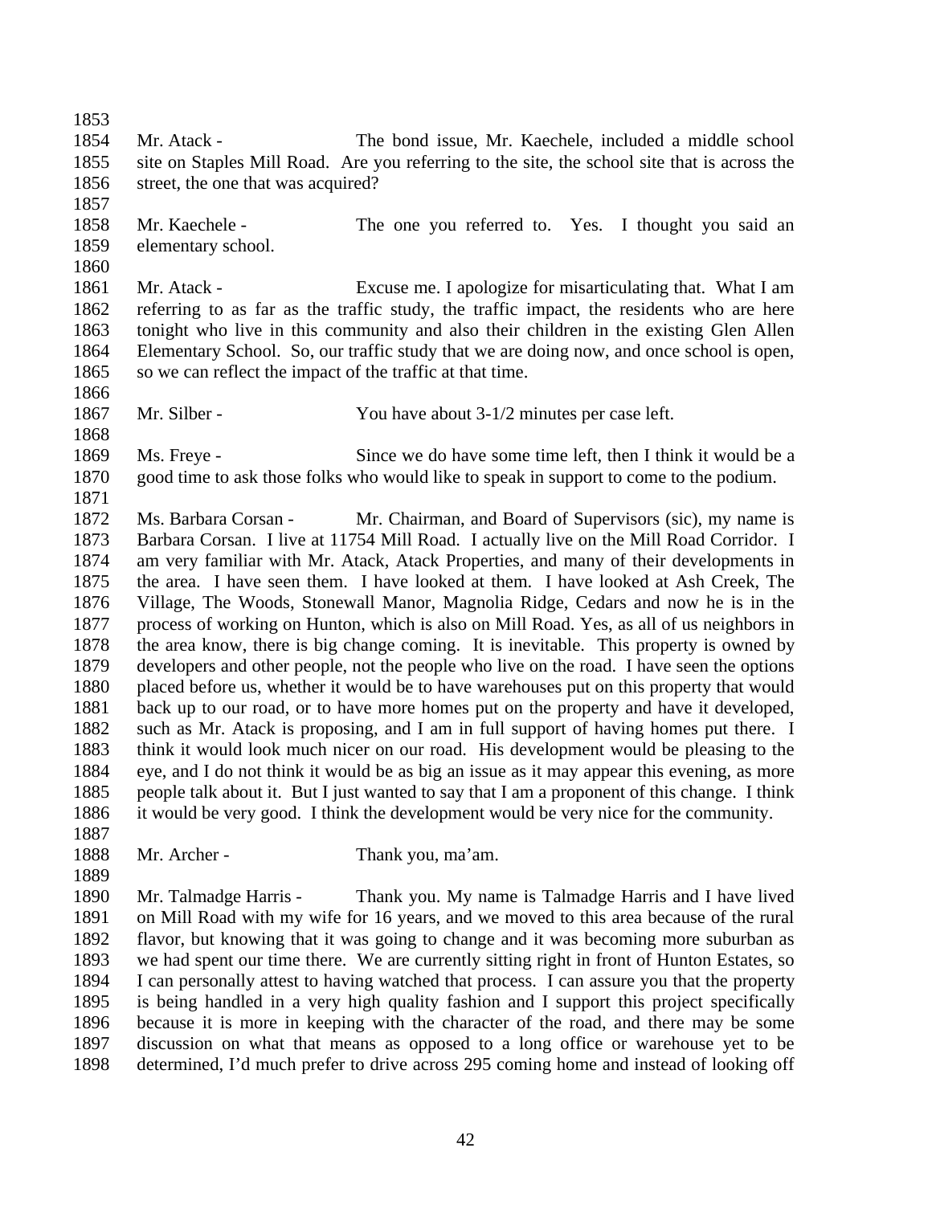Mr. Atack - The bond issue, Mr. Kaechele, included a middle school site on Staples Mill Road. Are you referring to the site, the school site that is across the street, the one that was acquired?

Mr. Kaechele - The one you referred to. Yes. I thought you said an elementary school.

Mr. Atack - Excuse me. I apologize for misarticulating that. What I am referring to as far as the traffic study, the traffic impact, the residents who are here tonight who live in this community and also their children in the existing Glen Allen Elementary School. So, our traffic study that we are doing now, and once school is open, so we can reflect the impact of the traffic at that time.

Mr. Silber - You have about 3-1/2 minutes per case left.

Ms. Freye - Since we do have some time left, then I think it would be a good time to ask those folks who would like to speak in support to come to the podium.

Ms. Barbara Corsan - Mr. Chairman, and Board of Supervisors (sic), my name is Barbara Corsan. I live at 11754 Mill Road. I actually live on the Mill Road Corridor. I am very familiar with Mr. Atack, Atack Properties, and many of their developments in the area. I have seen them. I have looked at them. I have looked at Ash Creek, The Village, The Woods, Stonewall Manor, Magnolia Ridge, Cedars and now he is in the process of working on Hunton, which is also on Mill Road. Yes, as all of us neighbors in the area know, there is big change coming. It is inevitable. This property is owned by developers and other people, not the people who live on the road. I have seen the options placed before us, whether it would be to have warehouses put on this property that would back up to our road, or to have more homes put on the property and have it developed, such as Mr. Atack is proposing, and I am in full support of having homes put there. I think it would look much nicer on our road. His development would be pleasing to the eye, and I do not think it would be as big an issue as it may appear this evening, as more people talk about it. But I just wanted to say that I am a proponent of this change. I think it would be very good. I think the development would be very nice for the community.

Mr. Archer - Thank you, ma'am.

Mr. Talmadge Harris - Thank you. My name is Talmadge Harris and I have lived on Mill Road with my wife for 16 years, and we moved to this area because of the rural flavor, but knowing that it was going to change and it was becoming more suburban as we had spent our time there. We are currently sitting right in front of Hunton Estates, so I can personally attest to having watched that process. I can assure you that the property is being handled in a very high quality fashion and I support this project specifically because it is more in keeping with the character of the road, and there may be some discussion on what that means as opposed to a long office or warehouse yet to be determined, I'd much prefer to drive across 295 coming home and instead of looking off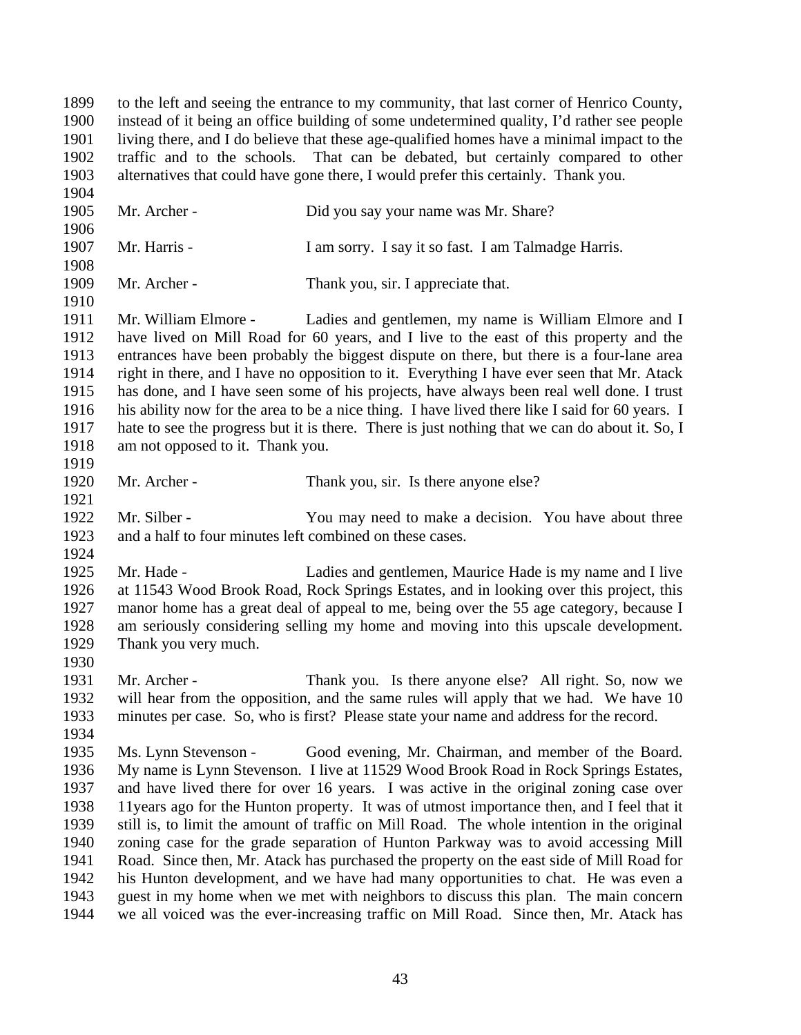to the left and seeing the entrance to my community, that last corner of Henrico County, instead of it being an office building of some undetermined quality, I'd rather see people living there, and I do believe that these age-qualified homes have a minimal impact to the traffic and to the schools. That can be debated, but certainly compared to other alternatives that could have gone there, I would prefer this certainly. Thank you.

Mr. Archer - Did you say your name was Mr. Share?

Mr. Harris - I am sorry. I say it so fast. I am Talmadge Harris.

Mr. Archer - Thank you, sir. I appreciate that.

Mr. William Elmore - Ladies and gentlemen, my name is William Elmore and I have lived on Mill Road for 60 years, and I live to the east of this property and the entrances have been probably the biggest dispute on there, but there is a four-lane area right in there, and I have no opposition to it. Everything I have ever seen that Mr. Atack has done, and I have seen some of his projects, have always been real well done. I trust his ability now for the area to be a nice thing. I have lived there like I said for 60 years. I hate to see the progress but it is there. There is just nothing that we can do about it. So, I am not opposed to it. Thank you.

Mr. Archer - Thank you, sir. Is there anyone else?

Mr. Silber - You may need to make a decision. You have about three and a half to four minutes left combined on these cases.

Mr. Hade - Ladies and gentlemen, Maurice Hade is my name and I live at 11543 Wood Brook Road, Rock Springs Estates, and in looking over this project, this manor home has a great deal of appeal to me, being over the 55 age category, because I am seriously considering selling my home and moving into this upscale development. Thank you very much.

Mr. Archer - Thank you. Is there anyone else? All right. So, now we will hear from the opposition, and the same rules will apply that we had. We have 10 minutes per case. So, who is first? Please state your name and address for the record.

Ms. Lynn Stevenson - Good evening, Mr. Chairman, and member of the Board. My name is Lynn Stevenson. I live at 11529 Wood Brook Road in Rock Springs Estates, and have lived there for over 16 years. I was active in the original zoning case over 11years ago for the Hunton property. It was of utmost importance then, and I feel that it still is, to limit the amount of traffic on Mill Road. The whole intention in the original zoning case for the grade separation of Hunton Parkway was to avoid accessing Mill Road. Since then, Mr. Atack has purchased the property on the east side of Mill Road for his Hunton development, and we have had many opportunities to chat. He was even a guest in my home when we met with neighbors to discuss this plan. The main concern we all voiced was the ever-increasing traffic on Mill Road. Since then, Mr. Atack has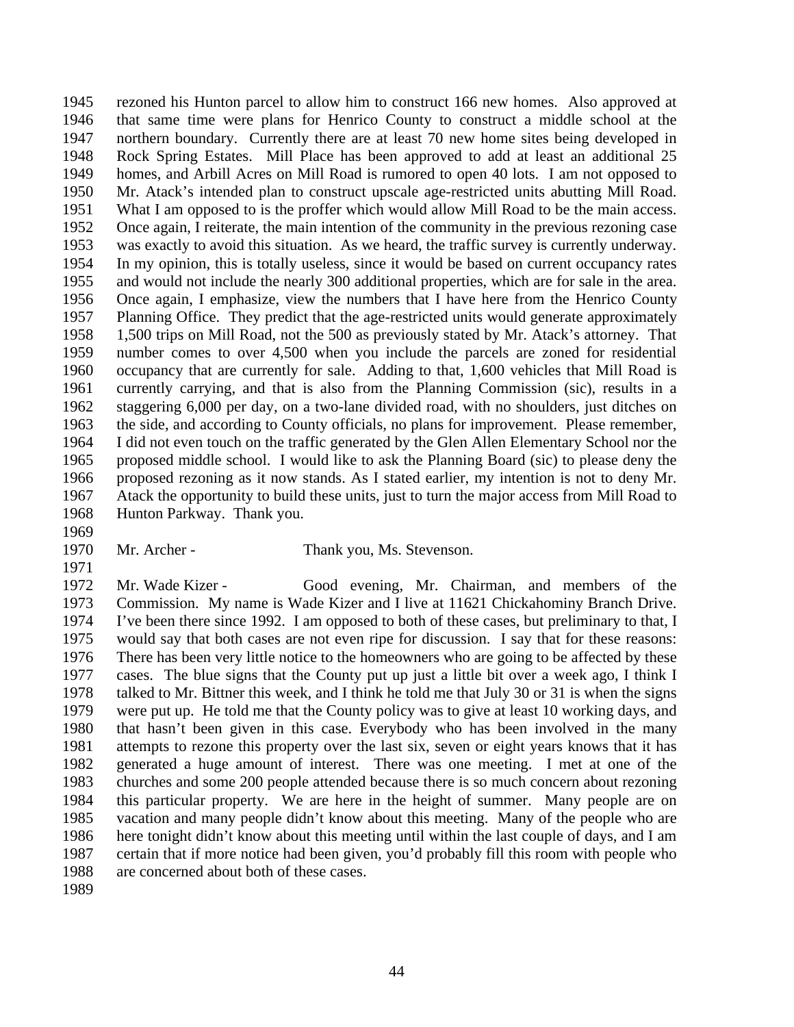rezoned his Hunton parcel to allow him to construct 166 new homes. Also approved at that same time were plans for Henrico County to construct a middle school at the northern boundary. Currently there are at least 70 new home sites being developed in Rock Spring Estates. Mill Place has been approved to add at least an additional 25 homes, and Arbill Acres on Mill Road is rumored to open 40 lots. I am not opposed to Mr. Atack's intended plan to construct upscale age-restricted units abutting Mill Road. What I am opposed to is the proffer which would allow Mill Road to be the main access. Once again, I reiterate, the main intention of the community in the previous rezoning case was exactly to avoid this situation. As we heard, the traffic survey is currently underway. In my opinion, this is totally useless, since it would be based on current occupancy rates and would not include the nearly 300 additional properties, which are for sale in the area. Once again, I emphasize, view the numbers that I have here from the Henrico County Planning Office. They predict that the age-restricted units would generate approximately 1,500 trips on Mill Road, not the 500 as previously stated by Mr. Atack's attorney. That number comes to over 4,500 when you include the parcels are zoned for residential occupancy that are currently for sale. Adding to that, 1,600 vehicles that Mill Road is currently carrying, and that is also from the Planning Commission (sic), results in a staggering 6,000 per day, on a two-lane divided road, with no shoulders, just ditches on the side, and according to County officials, no plans for improvement. Please remember, I did not even touch on the traffic generated by the Glen Allen Elementary School nor the proposed middle school. I would like to ask the Planning Board (sic) to please deny the proposed rezoning as it now stands. As I stated earlier, my intention is not to deny Mr. Atack the opportunity to build these units, just to turn the major access from Mill Road to Hunton Parkway. Thank you.

Mr. Archer - Thank you, Ms. Stevenson.

Mr. Wade Kizer - Good evening, Mr. Chairman, and members of the Commission. My name is Wade Kizer and I live at 11621 Chickahominy Branch Drive. I've been there since 1992. I am opposed to both of these cases, but preliminary to that, I would say that both cases are not even ripe for discussion. I say that for these reasons: There has been very little notice to the homeowners who are going to be affected by these cases. The blue signs that the County put up just a little bit over a week ago, I think I talked to Mr. Bittner this week, and I think he told me that July 30 or 31 is when the signs were put up. He told me that the County policy was to give at least 10 working days, and that hasn't been given in this case. Everybody who has been involved in the many attempts to rezone this property over the last six, seven or eight years knows that it has generated a huge amount of interest. There was one meeting. I met at one of the churches and some 200 people attended because there is so much concern about rezoning this particular property. We are here in the height of summer. Many people are on vacation and many people didn't know about this meeting. Many of the people who are here tonight didn't know about this meeting until within the last couple of days, and I am certain that if more notice had been given, you'd probably fill this room with people who are concerned about both of these cases.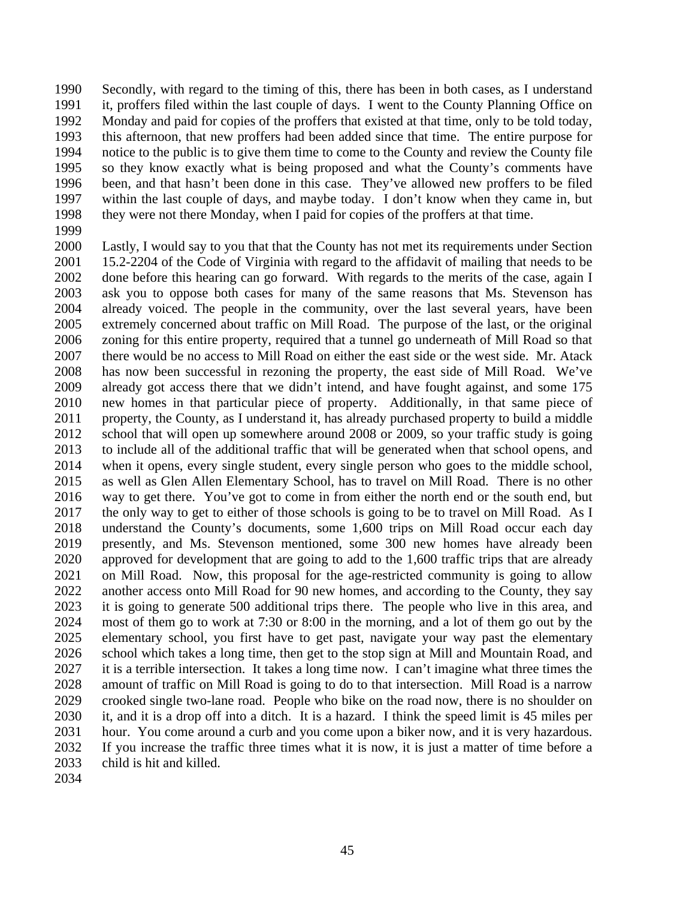Secondly, with regard to the timing of this, there has been in both cases, as I understand it, proffers filed within the last couple of days. I went to the County Planning Office on Monday and paid for copies of the proffers that existed at that time, only to be told today, this afternoon, that new proffers had been added since that time. The entire purpose for notice to the public is to give them time to come to the County and review the County file so they know exactly what is being proposed and what the County's comments have been, and that hasn't been done in this case. They've allowed new proffers to be filed within the last couple of days, and maybe today. I don't know when they came in, but they were not there Monday, when I paid for copies of the proffers at that time.

Lastly, I would say to you that that the County has not met its requirements under Section 15.2-2204 of the Code of Virginia with regard to the affidavit of mailing that needs to be done before this hearing can go forward. With regards to the merits of the case, again I ask you to oppose both cases for many of the same reasons that Ms. Stevenson has already voiced. The people in the community, over the last several years, have been extremely concerned about traffic on Mill Road. The purpose of the last, or the original zoning for this entire property, required that a tunnel go underneath of Mill Road so that there would be no access to Mill Road on either the east side or the west side. Mr. Atack has now been successful in rezoning the property, the east side of Mill Road. We've already got access there that we didn't intend, and have fought against, and some 175 new homes in that particular piece of property. Additionally, in that same piece of property, the County, as I understand it, has already purchased property to build a middle school that will open up somewhere around 2008 or 2009, so your traffic study is going to include all of the additional traffic that will be generated when that school opens, and when it opens, every single student, every single person who goes to the middle school, as well as Glen Allen Elementary School, has to travel on Mill Road. There is no other way to get there. You've got to come in from either the north end or the south end, but the only way to get to either of those schools is going to be to travel on Mill Road. As I understand the County's documents, some 1,600 trips on Mill Road occur each day presently, and Ms. Stevenson mentioned, some 300 new homes have already been approved for development that are going to add to the 1,600 traffic trips that are already on Mill Road. Now, this proposal for the age-restricted community is going to allow another access onto Mill Road for 90 new homes, and according to the County, they say it is going to generate 500 additional trips there. The people who live in this area, and most of them go to work at 7:30 or 8:00 in the morning, and a lot of them go out by the elementary school, you first have to get past, navigate your way past the elementary school which takes a long time, then get to the stop sign at Mill and Mountain Road, and it is a terrible intersection. It takes a long time now. I can't imagine what three times the amount of traffic on Mill Road is going to do to that intersection. Mill Road is a narrow crooked single two-lane road. People who bike on the road now, there is no shoulder on it, and it is a drop off into a ditch. It is a hazard. I think the speed limit is 45 miles per hour. You come around a curb and you come upon a biker now, and it is very hazardous. If you increase the traffic three times what it is now, it is just a matter of time before a child is hit and killed.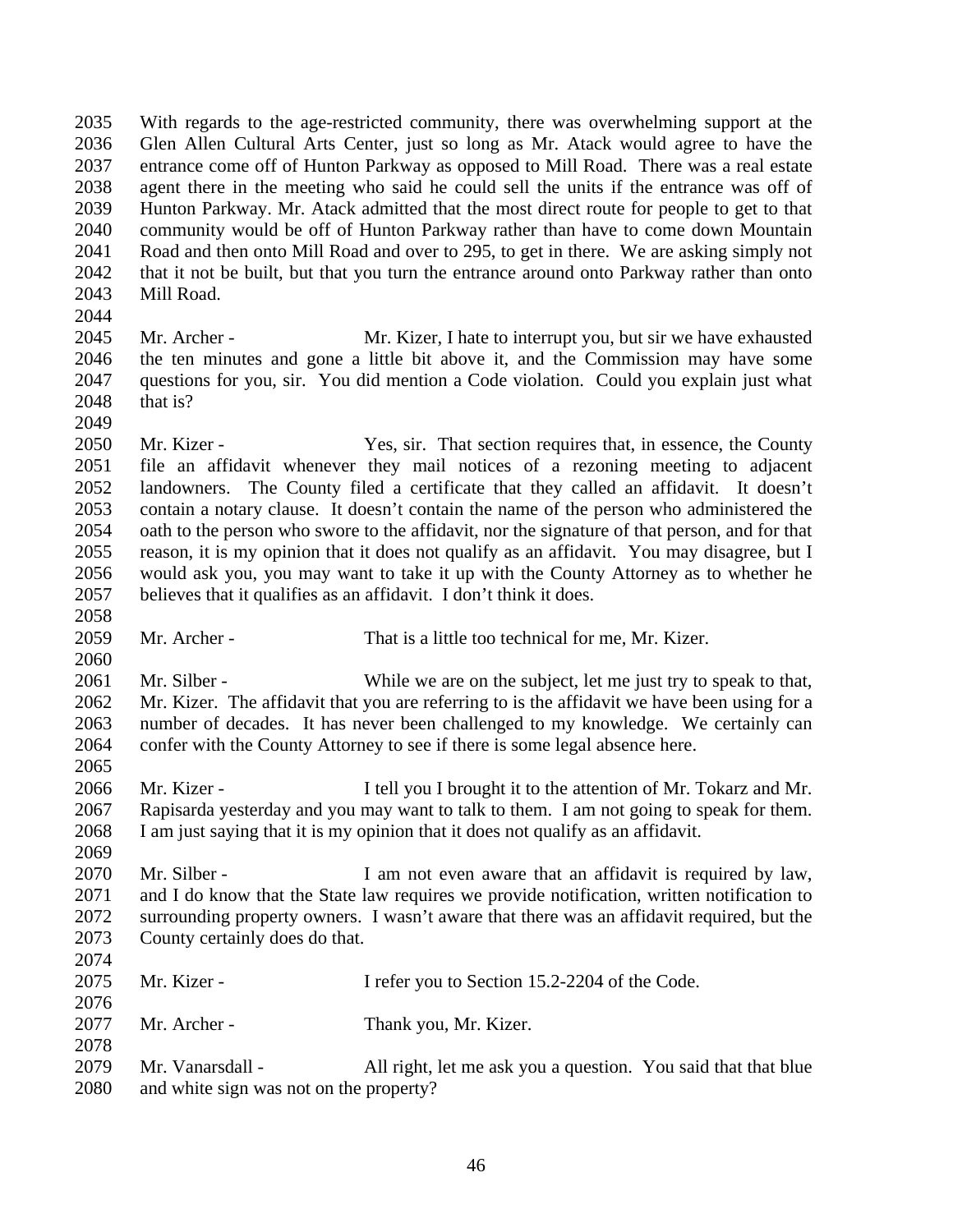With regards to the age-restricted community, there was overwhelming support at the Glen Allen Cultural Arts Center, just so long as Mr. Atack would agree to have the entrance come off of Hunton Parkway as opposed to Mill Road. There was a real estate agent there in the meeting who said he could sell the units if the entrance was off of Hunton Parkway. Mr. Atack admitted that the most direct route for people to get to that community would be off of Hunton Parkway rather than have to come down Mountain Road and then onto Mill Road and over to 295, to get in there. We are asking simply not that it not be built, but that you turn the entrance around onto Parkway rather than onto Mill Road.

Mr. Archer - Mr. Kizer, I hate to interrupt you, but sir we have exhausted the ten minutes and gone a little bit above it, and the Commission may have some questions for you, sir. You did mention a Code violation. Could you explain just what that is?

Mr. Kizer - Yes, sir. That section requires that, in essence, the County file an affidavit whenever they mail notices of a rezoning meeting to adjacent landowners. The County filed a certificate that they called an affidavit. It doesn't contain a notary clause. It doesn't contain the name of the person who administered the oath to the person who swore to the affidavit, nor the signature of that person, and for that reason, it is my opinion that it does not qualify as an affidavit. You may disagree, but I would ask you, you may want to take it up with the County Attorney as to whether he believes that it qualifies as an affidavit. I don't think it does.

Mr. Archer - That is a little too technical for me, Mr. Kizer.

Mr. Silber - While we are on the subject, let me just try to speak to that, Mr. Kizer. The affidavit that you are referring to is the affidavit we have been using for a number of decades. It has never been challenged to my knowledge. We certainly can confer with the County Attorney to see if there is some legal absence here.

Mr. Kizer - I tell you I brought it to the attention of Mr. Tokarz and Mr. Rapisarda yesterday and you may want to talk to them. I am not going to speak for them. I am just saying that it is my opinion that it does not qualify as an affidavit.

Mr. Silber - I am not even aware that an affidavit is required by law, and I do know that the State law requires we provide notification, written notification to surrounding property owners. I wasn't aware that there was an affidavit required, but the County certainly does do that.

Mr. Kizer - I refer you to Section 15.2-2204 of the Code.

Mr. Archer - Thank you, Mr. Kizer.

Mr. Vanarsdall - All right, let me ask you a question. You said that that blue and white sign was not on the property?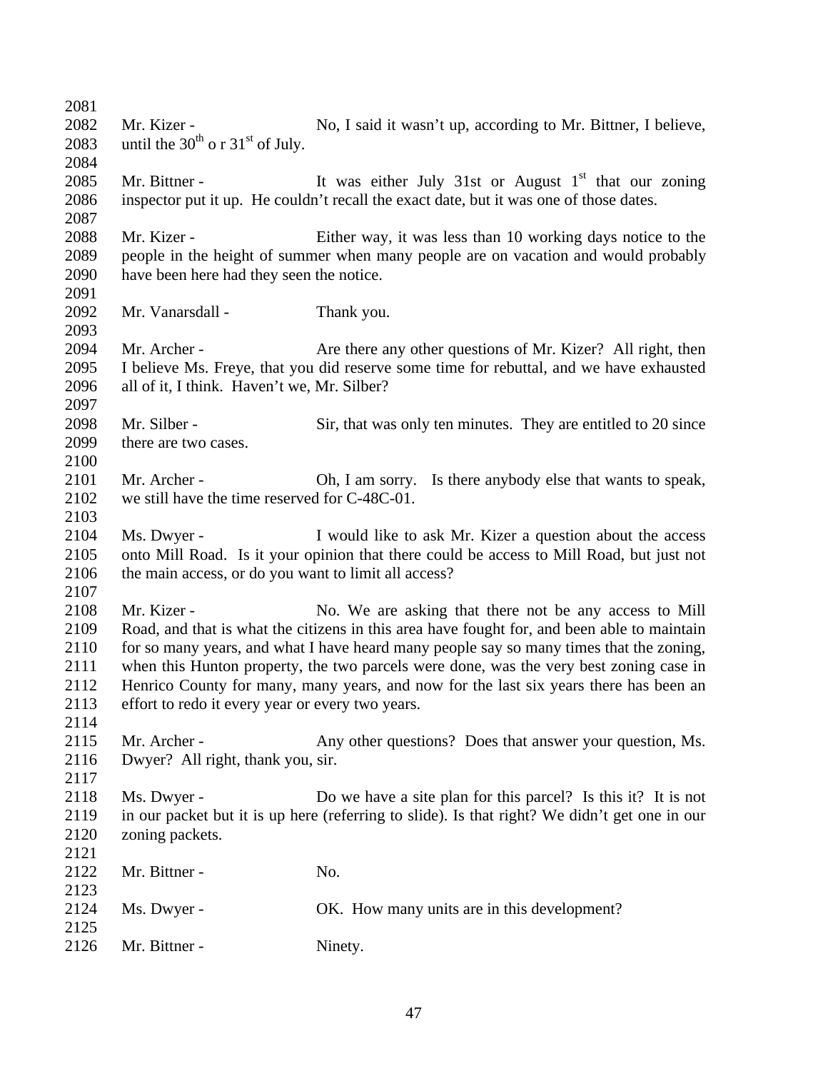Mr. Kizer - No, I said it wasn't up, according to Mr. Bittner, I believe, until the 30th o r 31st of July.

Mr. Bittner - It was either July 31st or August 1st that our zoning inspector put it up. He couldn't recall the exact date, but it was one of those dates.

Mr. Kizer - Either way, it was less than 10 working days notice to the people in the height of summer when many people are on vacation and would probably have been here had they seen the notice.

Mr. Vanarsdall - Thank you.

Mr. Archer - Are there any other questions of Mr. Kizer? All right, then I believe Ms. Freye, that you did reserve some time for rebuttal, and we have exhausted all of it, I think. Haven't we, Mr. Silber?

Mr. Silber - Sir, that was only ten minutes. They are entitled to 20 since there are two cases.

Mr. Archer - Oh, I am sorry. Is there anybody else that wants to speak, we still have the time reserved for C-48C-01.

Ms. Dwyer - I would like to ask Mr. Kizer a question about the access onto Mill Road. Is it your opinion that there could be access to Mill Road, but just not the main access, or do you want to limit all access?

Mr. Kizer - No. We are asking that there not be any access to Mill Road, and that is what the citizens in this area have fought for, and been able to maintain for so many years, and what I have heard many people say so many times that the zoning, when this Hunton property, the two parcels were done, was the very best zoning case in Henrico County for many, many years, and now for the last six years there has been an effort to redo it every year or every two years.

Mr. Archer - Any other questions? Does that answer your question, Ms. Dwyer? All right, thank you, sir.

Ms. Dwyer - Do we have a site plan for this parcel? Is this it? It is not in our packet but it is up here (referring to slide). Is that right? We didn't get one in our zoning packets.

Mr. Bittner - No.

Ms. Dwyer - OK. How many units are in this development?

Mr. Bittner - Ninety.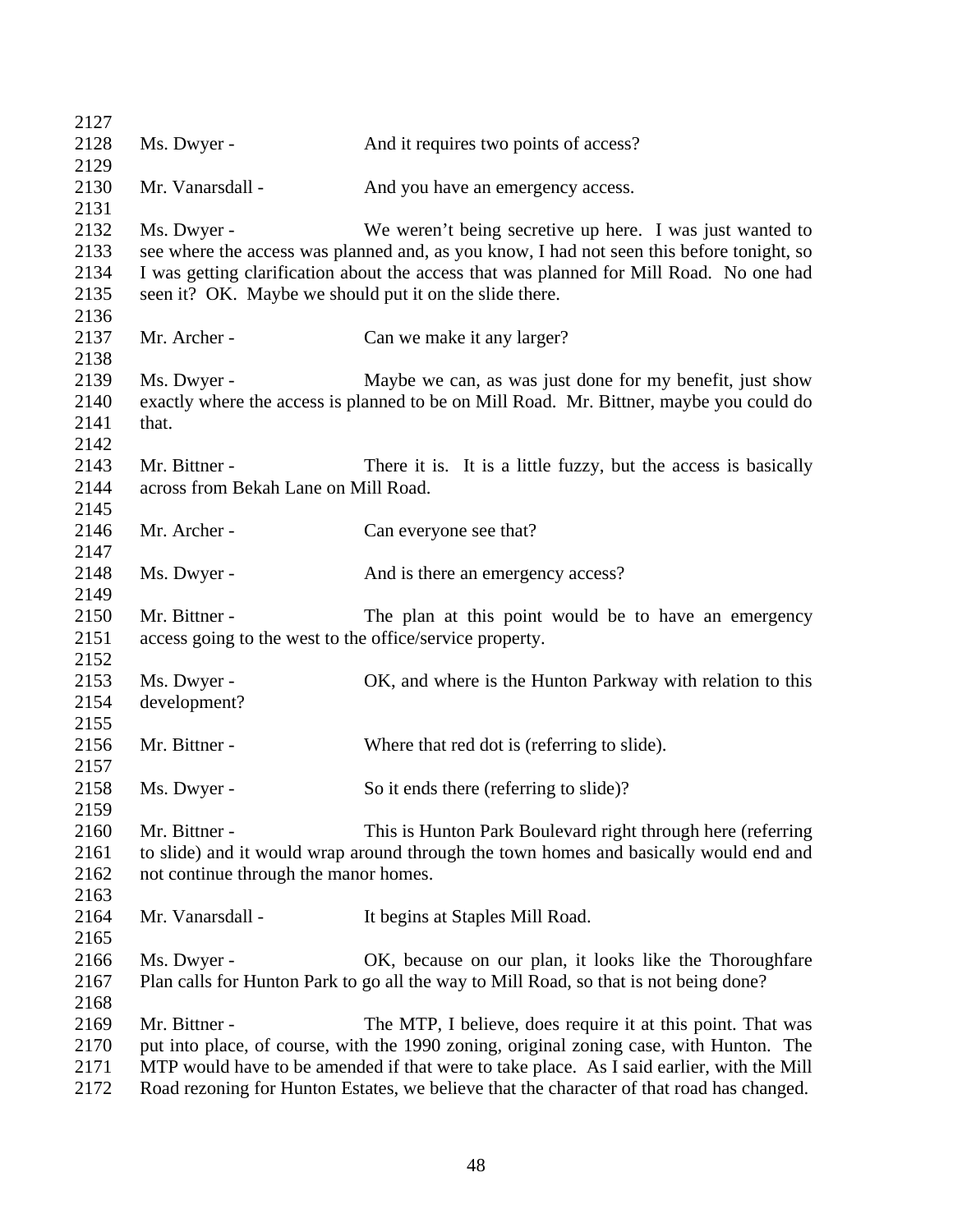Ms. Dwyer - And it requires two points of access?

Mr. Vanarsdall - And you have an emergency access.

Ms. Dwyer - We weren't being secretive up here. I was just wanted to see where the access was planned and, as you know, I had not seen this before tonight, so I was getting clarification about the access that was planned for Mill Road. No one had seen it? OK. Maybe we should put it on the slide there.

Mr. Archer - Can we make it any larger?

Ms. Dwyer - Maybe we can, as was just done for my benefit, just show exactly where the access is planned to be on Mill Road. Mr. Bittner, maybe you could do that.

Mr. Bittner - There it is. It is a little fuzzy, but the access is basically across from Bekah Lane on Mill Road.

Mr. Archer - Can everyone see that?

Ms. Dwyer - And is there an emergency access?

Mr. Bittner - The plan at this point would be to have an emergency access going to the west to the office/service property.

Ms. Dwyer - OK, and where is the Hunton Parkway with relation to this development?

Mr. Bittner - Where that red dot is (referring to slide).

Ms. Dwyer - So it ends there (referring to slide)?

Mr. Bittner - This is Hunton Park Boulevard right through here (referring to slide) and it would wrap around through the town homes and basically would end and not continue through the manor homes.

Mr. Vanarsdall - It begins at Staples Mill Road.

Ms. Dwyer - OK, because on our plan, it looks like the Thoroughfare Plan calls for Hunton Park to go all the way to Mill Road, so that is not being done?

Mr. Bittner - The MTP, I believe, does require it at this point. That was put into place, of course, with the 1990 zoning, original zoning case, with Hunton. The MTP would have to be amended if that were to take place. As I said earlier, with the Mill Road rezoning for Hunton Estates, we believe that the character of that road has changed.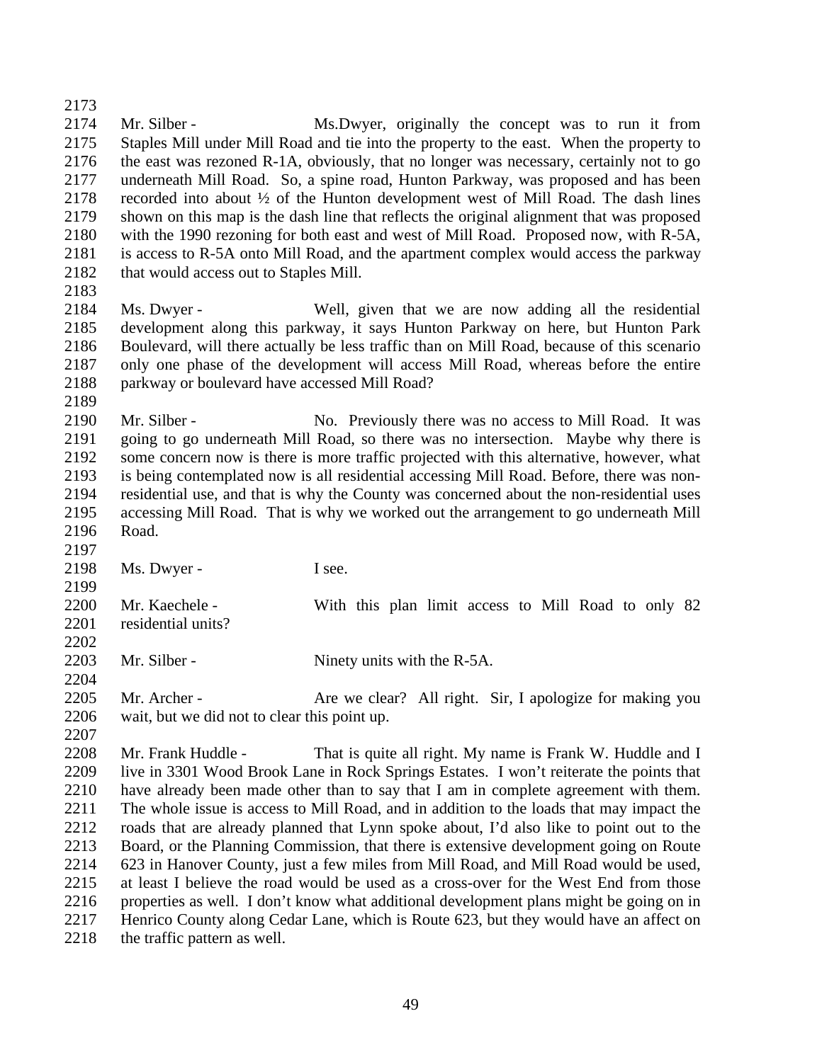Mr. Silber - Ms.Dwyer, originally the concept was to run it from Staples Mill under Mill Road and tie into the property to the east. When the property to the east was rezoned R-1A, obviously, that no longer was necessary, certainly not to go underneath Mill Road. So, a spine road, Hunton Parkway, was proposed and has been recorded into about ½ of the Hunton development west of Mill Road. The dash lines shown on this map is the dash line that reflects the original alignment that was proposed with the 1990 rezoning for both east and west of Mill Road. Proposed now, with R-5A, is access to R-5A onto Mill Road, and the apartment complex would access the parkway that would access out to Staples Mill.

Ms. Dwyer - Well, given that we are now adding all the residential development along this parkway, it says Hunton Parkway on here, but Hunton Park Boulevard, will there actually be less traffic than on Mill Road, because of this scenario only one phase of the development will access Mill Road, whereas before the entire parkway or boulevard have accessed Mill Road?

Mr. Silber - No. Previously there was no access to Mill Road. It was going to go underneath Mill Road, so there was no intersection. Maybe why there is some concern now is there is more traffic projected with this alternative, however, what is being contemplated now is all residential accessing Mill Road. Before, there was non-residential use, and that is why the County was concerned about the non-residential uses accessing Mill Road. That is why we worked out the arrangement to go underneath Mill Road.

Ms. Dwyer - I see.

Mr. Kaechele - With this plan limit access to Mill Road to only 82 residential units?

Mr. Silber - Ninety units with the R-5A.

Mr. Archer - Are we clear? All right. Sir, I apologize for making you wait, but we did not to clear this point up.

Mr. Frank Huddle - That is quite all right. My name is Frank W. Huddle and I live in 3301 Wood Brook Lane in Rock Springs Estates. I won't reiterate the points that have already been made other than to say that I am in complete agreement with them. The whole issue is access to Mill Road, and in addition to the loads that may impact the roads that are already planned that Lynn spoke about, I'd also like to point out to the Board, or the Planning Commission, that there is extensive development going on Route 623 in Hanover County, just a few miles from Mill Road, and Mill Road would be used, at least I believe the road would be used as a cross-over for the West End from those properties as well. I don't know what additional development plans might be going on in Henrico County along Cedar Lane, which is Route 623, but they would have an affect on the traffic pattern as well.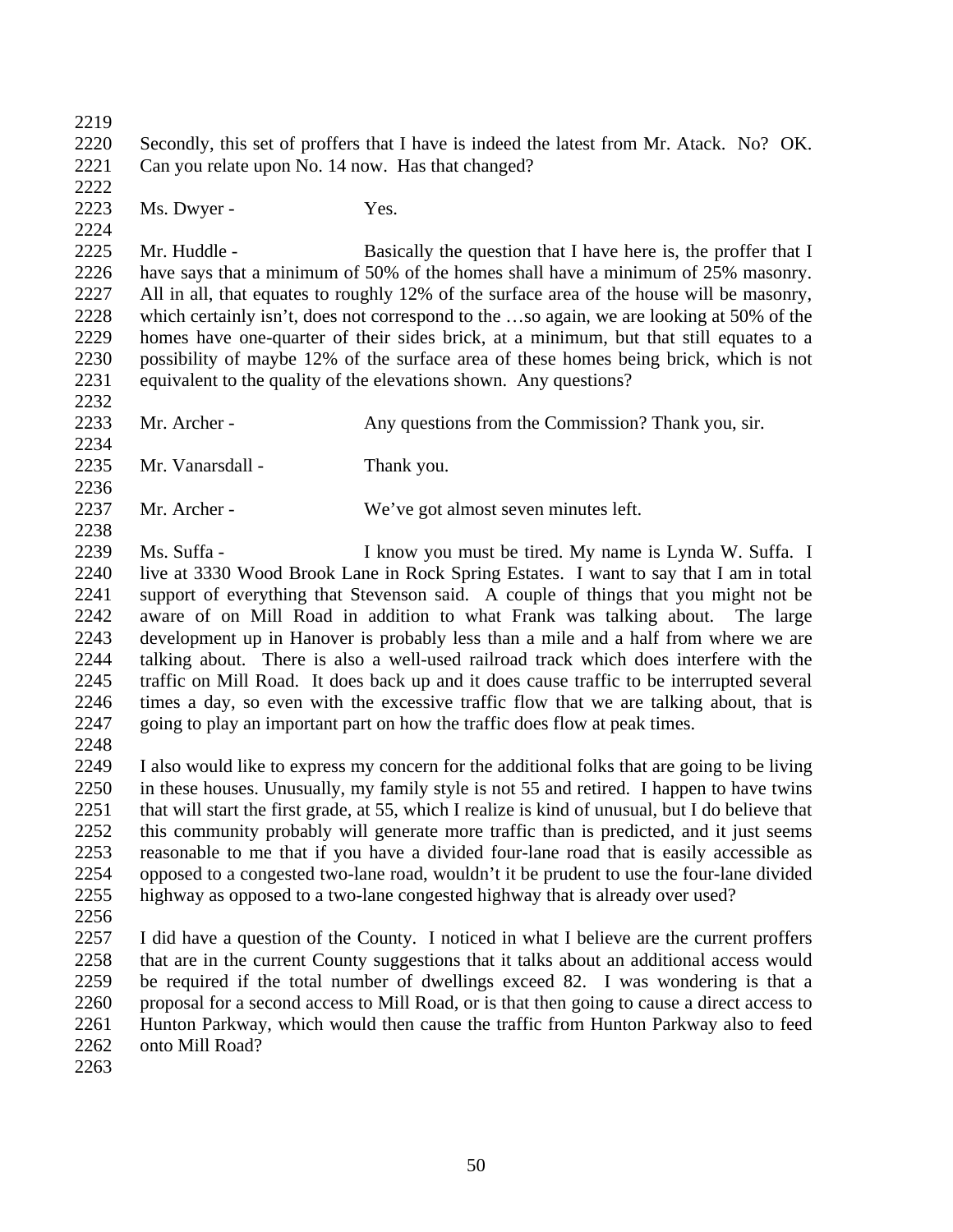Secondly, this set of proffers that I have is indeed the latest from Mr. Atack. No? OK. Can you relate upon No. 14 now. Has that changed?

Ms. Dwyer - Yes.

Mr. Huddle - Basically the question that I have here is, the proffer that I have says that a minimum of 50% of the homes shall have a minimum of 25% masonry. All in all, that equates to roughly 12% of the surface area of the house will be masonry, which certainly isn't, does not correspond to the …so again, we are looking at 50% of the homes have one-quarter of their sides brick, at a minimum, but that still equates to a possibility of maybe 12% of the surface area of these homes being brick, which is not equivalent to the quality of the elevations shown. Any questions?

Mr. Archer - Any questions from the Commission? Thank you, sir.

Mr. Vanarsdall - Thank you.

Mr. Archer - We've got almost seven minutes left.

Ms. Suffa - I know you must be tired. My name is Lynda W. Suffa. I live at 3330 Wood Brook Lane in Rock Spring Estates. I want to say that I am in total support of everything that Stevenson said. A couple of things that you might not be aware of on Mill Road in addition to what Frank was talking about. The large development up in Hanover is probably less than a mile and a half from where we are talking about. There is also a well-used railroad track which does interfere with the traffic on Mill Road. It does back up and it does cause traffic to be interrupted several times a day, so even with the excessive traffic flow that we are talking about, that is going to play an important part on how the traffic does flow at peak times.

I also would like to express my concern for the additional folks that are going to be living in these houses. Unusually, my family style is not 55 and retired. I happen to have twins that will start the first grade, at 55, which I realize is kind of unusual, but I do believe that this community probably will generate more traffic than is predicted, and it just seems reasonable to me that if you have a divided four-lane road that is easily accessible as opposed to a congested two-lane road, wouldn't it be prudent to use the four-lane divided highway as opposed to a two-lane congested highway that is already over used?

I did have a question of the County. I noticed in what I believe are the current proffers that are in the current County suggestions that it talks about an additional access would be required if the total number of dwellings exceed 82. I was wondering is that a proposal for a second access to Mill Road, or is that then going to cause a direct access to Hunton Parkway, which would then cause the traffic from Hunton Parkway also to feed onto Mill Road?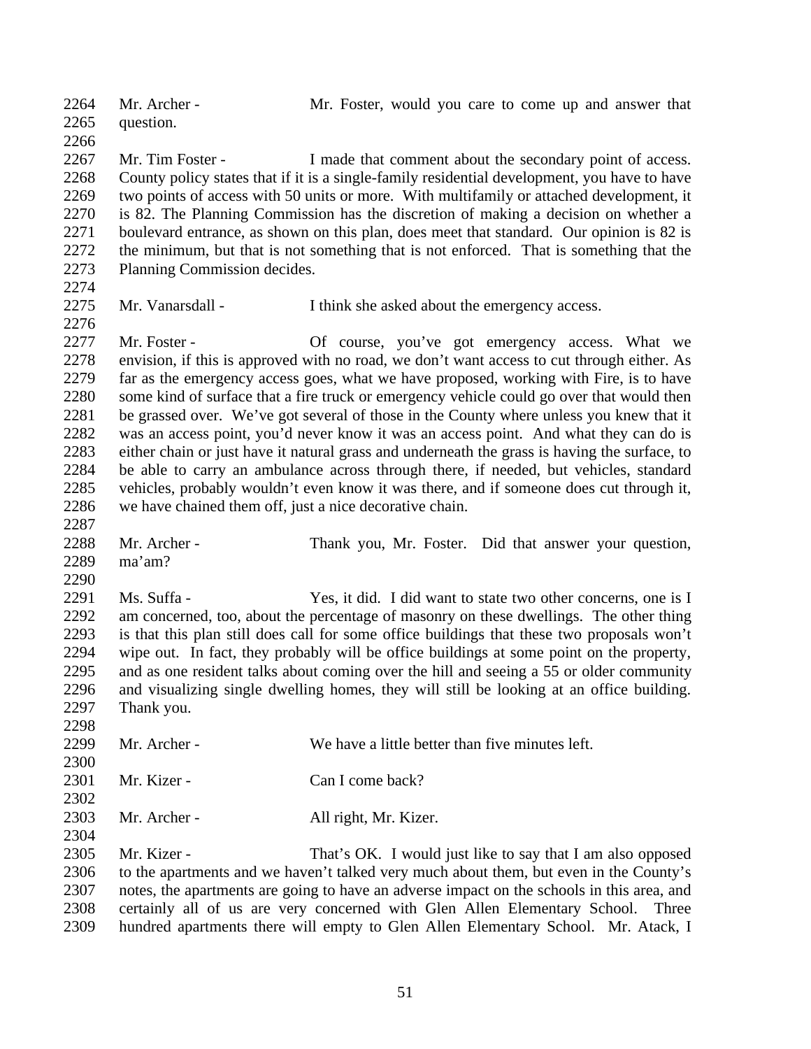2264 Mr. Archer - Mr. Foster, would you care to come up and answer that
2265 question.
2266
2267 Mr. Tim Foster - I made that comment about the secondary point of access.
2268 County policy states that if it is a single-family residential development, you have to have
2269 two points of access with 50 units or more. With multifamily or attached development, it
2270 is 82. The Planning Commission has the discretion of making a decision on whether a
2271 boulevard entrance, as shown on this plan, does meet that standard. Our opinion is 82 is
2272 the minimum, but that is not something that is not enforced. That is something that the
2273 Planning Commission decides.
2274
2275 Mr. Vanarsdall - I think she asked about the emergency access.
2276
2277 Mr. Foster - Of course, you've got emergency access. What we
2278 envision, if this is approved with no road, we don't want access to cut through either. As
2279 far as the emergency access goes, what we have proposed, working with Fire, is to have
2280 some kind of surface that a fire truck or emergency vehicle could go over that would then
2281 be grassed over. We've got several of those in the County where unless you knew that it
2282 was an access point, you'd never know it was an access point. And what they can do is
2283 either chain or just have it natural grass and underneath the grass is having the surface, to
2284 be able to carry an ambulance across through there, if needed, but vehicles, standard
2285 vehicles, probably wouldn't even know it was there, and if someone does cut through it,
2286 we have chained them off, just a nice decorative chain.
2287
2288 Mr. Archer - Thank you, Mr. Foster. Did that answer your question,
2289 ma'am?
2290
2291 Ms. Suffa - Yes, it did. I did want to state two other concerns, one is I
2292 am concerned, too, about the percentage of masonry on these dwellings. The other thing
2293 is that this plan still does call for some office buildings that these two proposals won't
2294 wipe out. In fact, they probably will be office buildings at some point on the property,
2295 and as one resident talks about coming over the hill and seeing a 55 or older community
2296 and visualizing single dwelling homes, they will still be looking at an office building.
2297 Thank you.
2298
2299 Mr. Archer - We have a little better than five minutes left.
2300
2301 Mr. Kizer - Can I come back?
2302
2303 Mr. Archer - All right, Mr. Kizer.
2304
2305 Mr. Kizer - That's OK. I would just like to say that I am also opposed
2306 to the apartments and we haven't talked very much about them, but even in the County's
2307 notes, the apartments are going to have an adverse impact on the schools in this area, and
2308 certainly all of us are very concerned with Glen Allen Elementary School. Three
2309 hundred apartments there will empty to Glen Allen Elementary School. Mr. Atack, I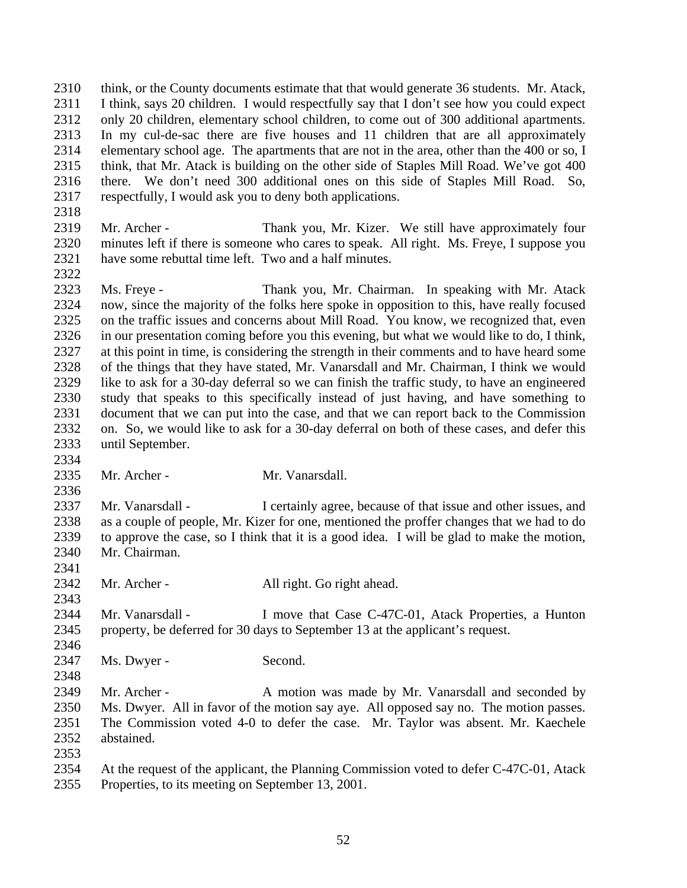think, or the County documents estimate that that would generate 36 students. Mr. Atack, I think, says 20 children. I would respectfully say that I don't see how you could expect only 20 children, elementary school children, to come out of 300 additional apartments. In my cul-de-sac there are five houses and 11 children that are all approximately elementary school age. The apartments that are not in the area, other than the 400 or so, I think, that Mr. Atack is building on the other side of Staples Mill Road. We've got 400 there. We don't need 300 additional ones on this side of Staples Mill Road. So, respectfully, I would ask you to deny both applications.

Mr. Archer - Thank you, Mr. Kizer. We still have approximately four minutes left if there is someone who cares to speak. All right. Ms. Freye, I suppose you have some rebuttal time left. Two and a half minutes.

Ms. Freye - Thank you, Mr. Chairman. In speaking with Mr. Atack now, since the majority of the folks here spoke in opposition to this, have really focused on the traffic issues and concerns about Mill Road. You know, we recognized that, even in our presentation coming before you this evening, but what we would like to do, I think, at this point in time, is considering the strength in their comments and to have heard some of the things that they have stated, Mr. Vanarsdall and Mr. Chairman, I think we would like to ask for a 30-day deferral so we can finish the traffic study, to have an engineered study that speaks to this specifically instead of just having, and have something to document that we can put into the case, and that we can report back to the Commission on. So, we would like to ask for a 30-day deferral on both of these cases, and defer this until September.

Mr. Archer - Mr. Vanarsdall.

Mr. Vanarsdall - I certainly agree, because of that issue and other issues, and as a couple of people, Mr. Kizer for one, mentioned the proffer changes that we had to do to approve the case, so I think that it is a good idea. I will be glad to make the motion, Mr. Chairman.

Mr. Archer - All right. Go right ahead.

Mr. Vanarsdall - I move that Case C-47C-01, Atack Properties, a Hunton property, be deferred for 30 days to September 13 at the applicant's request.

Ms. Dwyer - Second.

Mr. Archer - A motion was made by Mr. Vanarsdall and seconded by Ms. Dwyer. All in favor of the motion say aye. All opposed say no. The motion passes. The Commission voted 4-0 to defer the case. Mr. Taylor was absent. Mr. Kaechele abstained.

At the request of the applicant, the Planning Commission voted to defer C-47C-01, Atack Properties, to its meeting on September 13, 2001.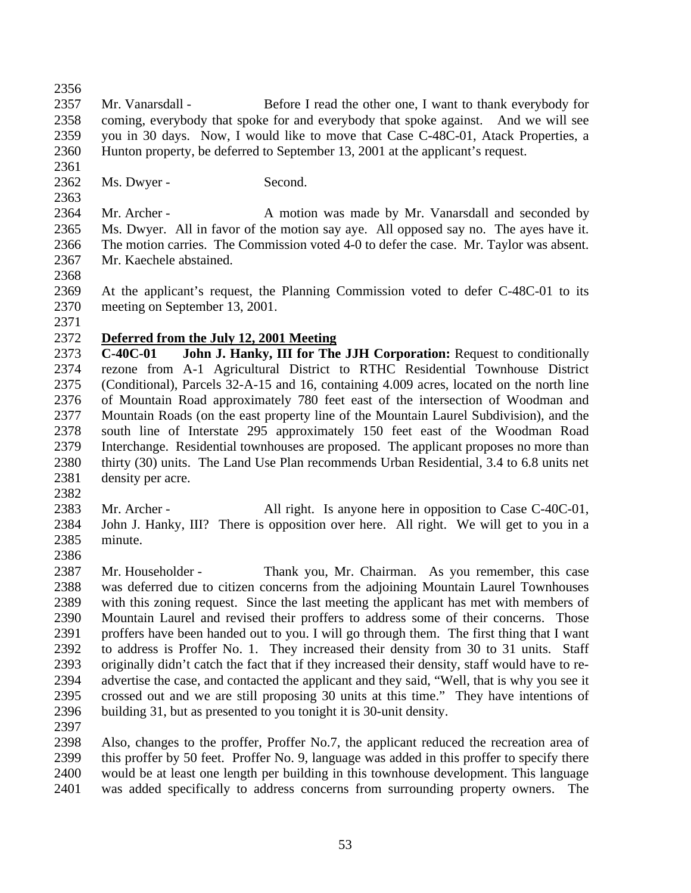Mr. Vanarsdall - Before I read the other one, I want to thank everybody for coming, everybody that spoke for and everybody that spoke against. And we will see you in 30 days. Now, I would like to move that Case C-48C-01, Atack Properties, a Hunton property, be deferred to September 13, 2001 at the applicant's request.

Ms. Dwyer - Second.

Mr. Archer - A motion was made by Mr. Vanarsdall and seconded by Ms. Dwyer. All in favor of the motion say aye. All opposed say no. The ayes have it. The motion carries. The Commission voted 4-0 to defer the case. Mr. Taylor was absent. Mr. Kaechele abstained.

At the applicant's request, the Planning Commission voted to defer C-48C-01 to its meeting on September 13, 2001.

**Deferred from the July 12, 2001 Meeting**

**C-40C-01 John J. Hanky, III for The JJH Corporation:** Request to conditionally rezone from A-1 Agricultural District to RTHC Residential Townhouse District (Conditional), Parcels 32-A-15 and 16, containing 4.009 acres, located on the north line of Mountain Road approximately 780 feet east of the intersection of Woodman and Mountain Roads (on the east property line of the Mountain Laurel Subdivision), and the south line of Interstate 295 approximately 150 feet east of the Woodman Road Interchange. Residential townhouses are proposed. The applicant proposes no more than thirty (30) units. The Land Use Plan recommends Urban Residential, 3.4 to 6.8 units net density per acre.

Mr. Archer - All right. Is anyone here in opposition to Case C-40C-01, John J. Hanky, III? There is opposition over here. All right. We will get to you in a minute.

Mr. Householder - Thank you, Mr. Chairman. As you remember, this case was deferred due to citizen concerns from the adjoining Mountain Laurel Townhouses with this zoning request. Since the last meeting the applicant has met with members of Mountain Laurel and revised their proffers to address some of their concerns. Those proffers have been handed out to you. I will go through them. The first thing that I want to address is Proffer No. 1. They increased their density from 30 to 31 units. Staff originally didn't catch the fact that if they increased their density, staff would have to re-advertise the case, and contacted the applicant and they said, "Well, that is why you see it crossed out and we are still proposing 30 units at this time." They have intentions of building 31, but as presented to you tonight it is 30-unit density.

Also, changes to the proffer, Proffer No.7, the applicant reduced the recreation area of this proffer by 50 feet. Proffer No. 9, language was added in this proffer to specify there would be at least one length per building in this townhouse development. This language was added specifically to address concerns from surrounding property owners. The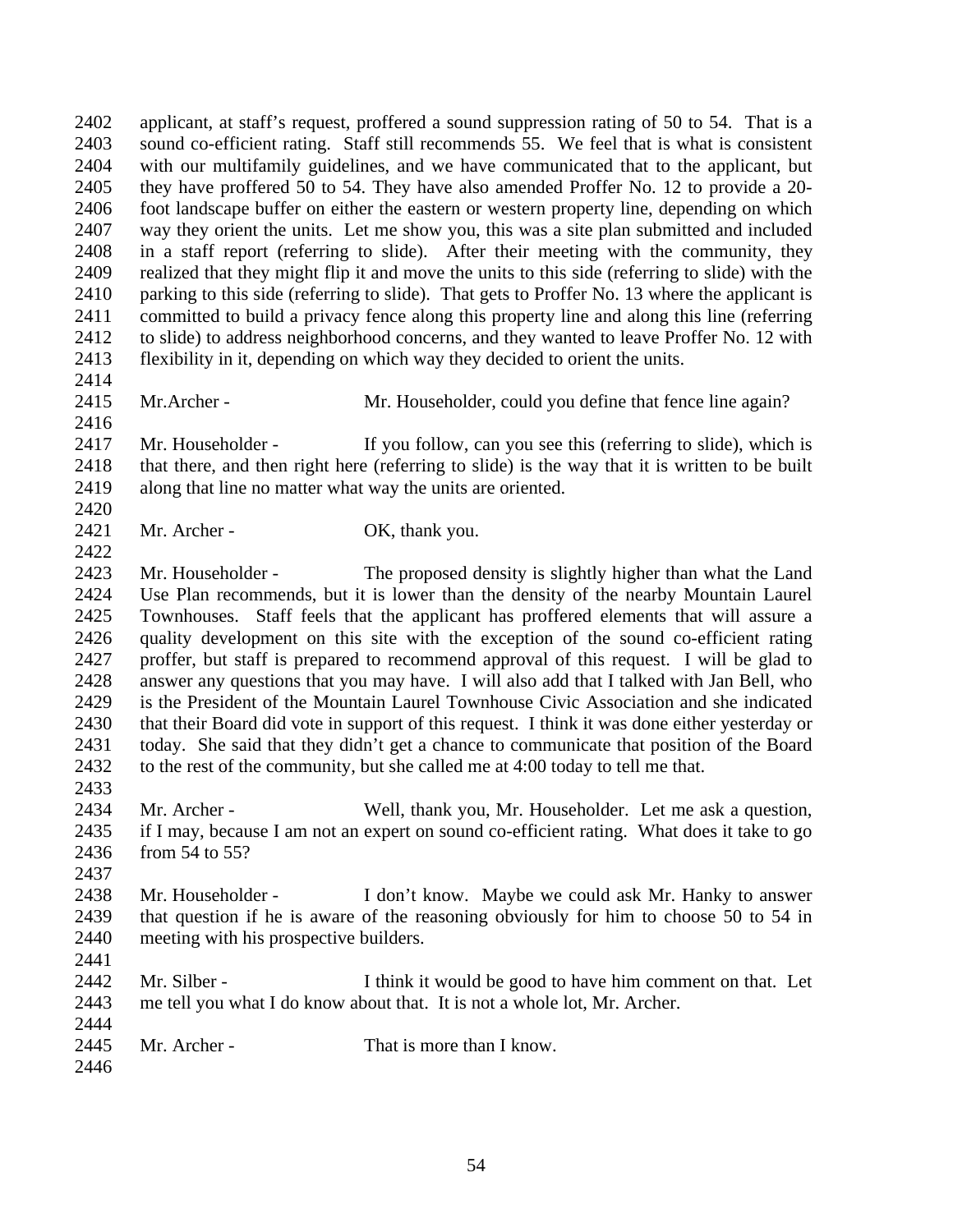applicant, at staff's request, proffered a sound suppression rating of 50 to 54. That is a sound co-efficient rating. Staff still recommends 55. We feel that is what is consistent with our multifamily guidelines, and we have communicated that to the applicant, but they have proffered 50 to 54. They have also amended Proffer No. 12 to provide a 20-foot landscape buffer on either the eastern or western property line, depending on which way they orient the units. Let me show you, this was a site plan submitted and included in a staff report (referring to slide). After their meeting with the community, they realized that they might flip it and move the units to this side (referring to slide) with the parking to this side (referring to slide). That gets to Proffer No. 13 where the applicant is committed to build a privacy fence along this property line and along this line (referring to slide) to address neighborhood concerns, and they wanted to leave Proffer No. 12 with flexibility in it, depending on which way they decided to orient the units.

Mr.Archer - Mr. Householder, could you define that fence line again?

Mr. Householder - If you follow, can you see this (referring to slide), which is that there, and then right here (referring to slide) is the way that it is written to be built along that line no matter what way the units are oriented.

Mr. Archer - OK, thank you.

Mr. Householder - The proposed density is slightly higher than what the Land Use Plan recommends, but it is lower than the density of the nearby Mountain Laurel Townhouses. Staff feels that the applicant has proffered elements that will assure a quality development on this site with the exception of the sound co-efficient rating proffer, but staff is prepared to recommend approval of this request. I will be glad to answer any questions that you may have. I will also add that I talked with Jan Bell, who is the President of the Mountain Laurel Townhouse Civic Association and she indicated that their Board did vote in support of this request. I think it was done either yesterday or today. She said that they didn't get a chance to communicate that position of the Board to the rest of the community, but she called me at 4:00 today to tell me that.

Mr. Archer - Well, thank you, Mr. Householder. Let me ask a question, if I may, because I am not an expert on sound co-efficient rating. What does it take to go from 54 to 55?

Mr. Householder - I don't know. Maybe we could ask Mr. Hanky to answer that question if he is aware of the reasoning obviously for him to choose 50 to 54 in meeting with his prospective builders.

Mr. Silber - I think it would be good to have him comment on that. Let me tell you what I do know about that. It is not a whole lot, Mr. Archer.

Mr. Archer - That is more than I know.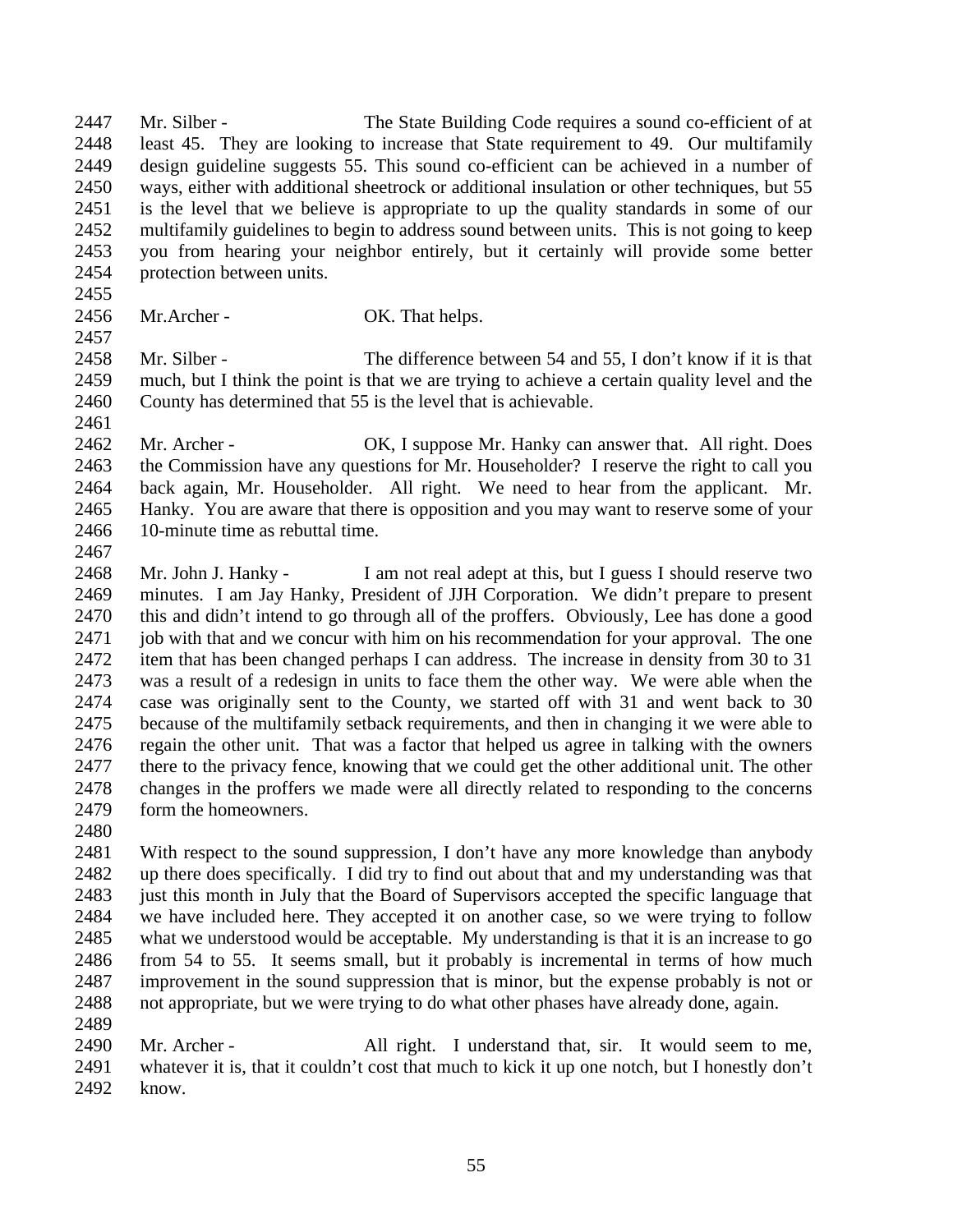Mr. Silber - The State Building Code requires a sound co-efficient of at least 45. They are looking to increase that State requirement to 49. Our multifamily design guideline suggests 55. This sound co-efficient can be achieved in a number of ways, either with additional sheetrock or additional insulation or other techniques, but 55 is the level that we believe is appropriate to up the quality standards in some of our multifamily guidelines to begin to address sound between units. This is not going to keep you from hearing your neighbor entirely, but it certainly will provide some better protection between units.

Mr.Archer - OK. That helps.

Mr. Silber - The difference between 54 and 55, I don't know if it is that much, but I think the point is that we are trying to achieve a certain quality level and the County has determined that 55 is the level that is achievable.

Mr. Archer - OK, I suppose Mr. Hanky can answer that. All right. Does the Commission have any questions for Mr. Householder? I reserve the right to call you back again, Mr. Householder. All right. We need to hear from the applicant. Mr. Hanky. You are aware that there is opposition and you may want to reserve some of your 10-minute time as rebuttal time.

Mr. John J. Hanky - I am not real adept at this, but I guess I should reserve two minutes. I am Jay Hanky, President of JJH Corporation. We didn't prepare to present this and didn't intend to go through all of the proffers. Obviously, Lee has done a good job with that and we concur with him on his recommendation for your approval. The one item that has been changed perhaps I can address. The increase in density from 30 to 31 was a result of a redesign in units to face them the other way. We were able when the case was originally sent to the County, we started off with 31 and went back to 30 because of the multifamily setback requirements, and then in changing it we were able to regain the other unit. That was a factor that helped us agree in talking with the owners there to the privacy fence, knowing that we could get the other additional unit. The other changes in the proffers we made were all directly related to responding to the concerns form the homeowners.

With respect to the sound suppression, I don't have any more knowledge than anybody up there does specifically. I did try to find out about that and my understanding was that just this month in July that the Board of Supervisors accepted the specific language that we have included here. They accepted it on another case, so we were trying to follow what we understood would be acceptable. My understanding is that it is an increase to go from 54 to 55. It seems small, but it probably is incremental in terms of how much improvement in the sound suppression that is minor, but the expense probably is not or not appropriate, but we were trying to do what other phases have already done, again.

Mr. Archer - All right. I understand that, sir. It would seem to me, whatever it is, that it couldn't cost that much to kick it up one notch, but I honestly don't know.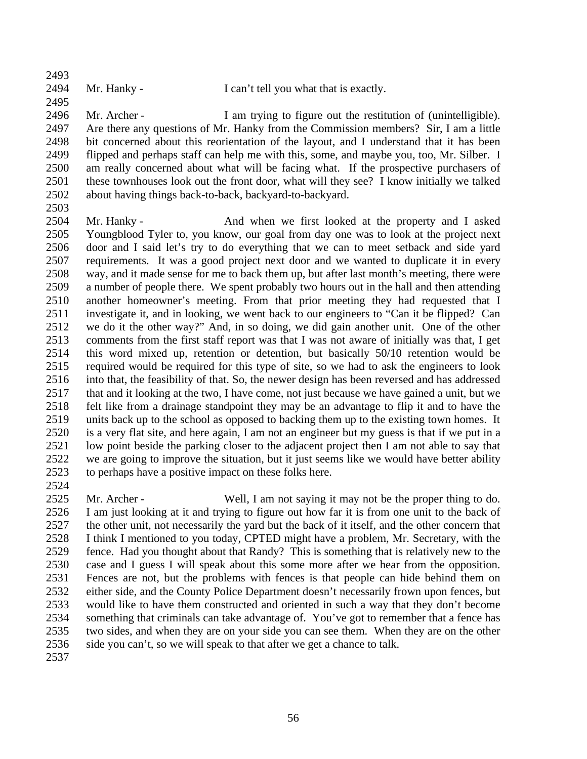Mr. Hanky - I can't tell you what that is exactly.

Mr. Archer - I am trying to figure out the restitution of (unintelligible). Are there any questions of Mr. Hanky from the Commission members? Sir, I am a little bit concerned about this reorientation of the layout, and I understand that it has been flipped and perhaps staff can help me with this, some, and maybe you, too, Mr. Silber. I am really concerned about what will be facing what. If the prospective purchasers of these townhouses look out the front door, what will they see? I know initially we talked about having things back-to-back, backyard-to-backyard.

Mr. Hanky - And when we first looked at the property and I asked Youngblood Tyler to, you know, our goal from day one was to look at the project next door and I said let's try to do everything that we can to meet setback and side yard requirements. It was a good project next door and we wanted to duplicate it in every way, and it made sense for me to back them up, but after last month's meeting, there were a number of people there. We spent probably two hours out in the hall and then attending another homeowner's meeting. From that prior meeting they had requested that I investigate it, and in looking, we went back to our engineers to "Can it be flipped? Can we do it the other way?" And, in so doing, we did gain another unit. One of the other comments from the first staff report was that I was not aware of initially was that, I get this word mixed up, retention or detention, but basically 50/10 retention would be required would be required for this type of site, so we had to ask the engineers to look into that, the feasibility of that. So, the newer design has been reversed and has addressed that and it looking at the two, I have come, not just because we have gained a unit, but we felt like from a drainage standpoint they may be an advantage to flip it and to have the units back up to the school as opposed to backing them up to the existing town homes. It is a very flat site, and here again, I am not an engineer but my guess is that if we put in a low point beside the parking closer to the adjacent project then I am not able to say that we are going to improve the situation, but it just seems like we would have better ability to perhaps have a positive impact on these folks here.

Mr. Archer - Well, I am not saying it may not be the proper thing to do. I am just looking at it and trying to figure out how far it is from one unit to the back of the other unit, not necessarily the yard but the back of it itself, and the other concern that I think I mentioned to you today, CPTED might have a problem, Mr. Secretary, with the fence. Had you thought about that Randy? This is something that is relatively new to the case and I guess I will speak about this some more after we hear from the opposition. Fences are not, but the problems with fences is that people can hide behind them on either side, and the County Police Department doesn't necessarily frown upon fences, but would like to have them constructed and oriented in such a way that they don't become something that criminals can take advantage of. You've got to remember that a fence has two sides, and when they are on your side you can see them. When they are on the other side you can't, so we will speak to that after we get a chance to talk.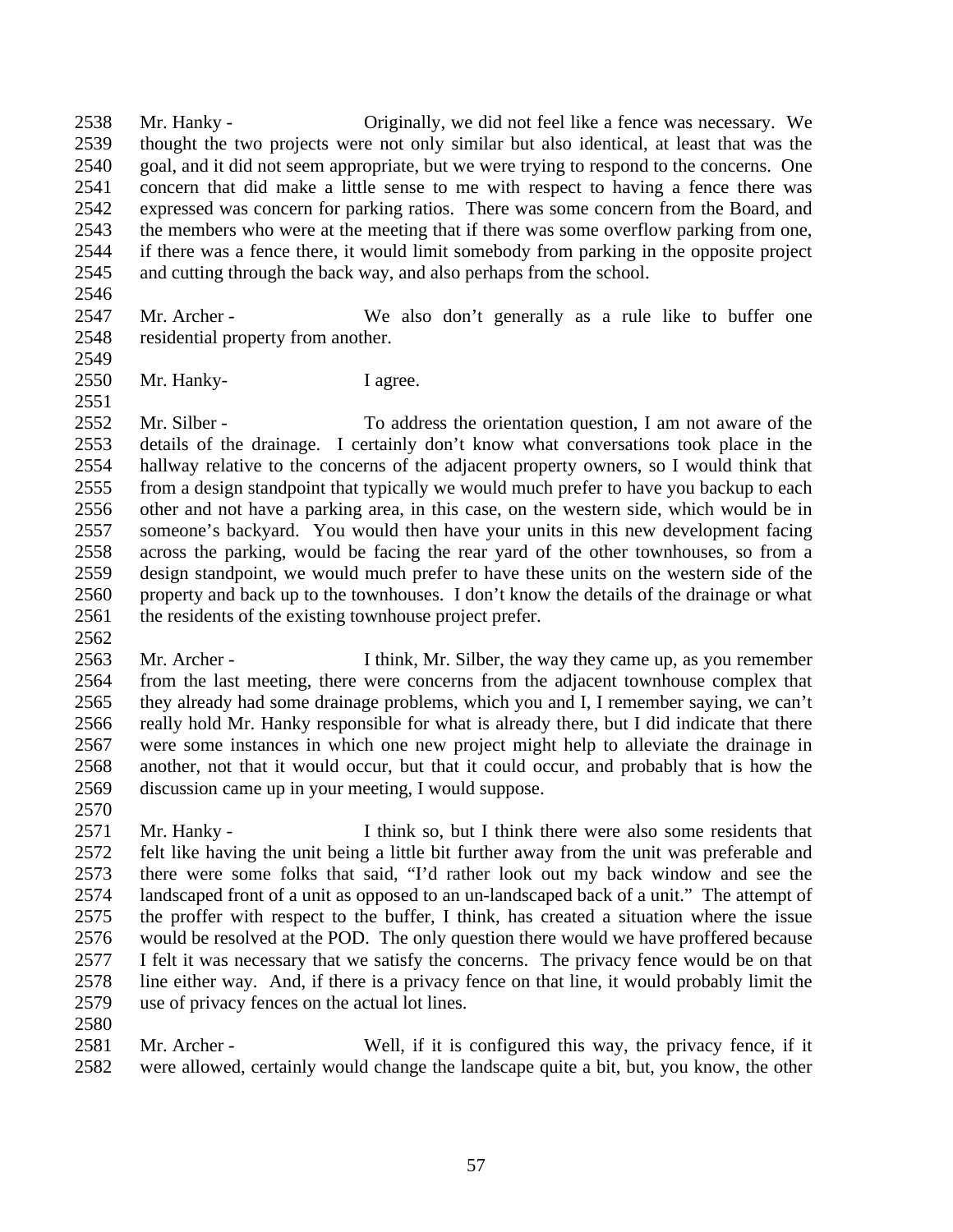2538 Mr. Hanky - Originally, we did not feel like a fence was necessary. We
2539 thought the two projects were not only similar but also identical, at least that was the
2540 goal, and it did not seem appropriate, but we were trying to respond to the concerns. One
2541 concern that did make a little sense to me with respect to having a fence there was
2542 expressed was concern for parking ratios. There was some concern from the Board, and
2543 the members who were at the meeting that if there was some overflow parking from one,
2544 if there was a fence there, it would limit somebody from parking in the opposite project
2545 and cutting through the back way, and also perhaps from the school.
2546
2547 Mr. Archer - We also don't generally as a rule like to buffer one
2548 residential property from another.
2549
2550 Mr. Hanky- I agree.
2551
2552 Mr. Silber - To address the orientation question, I am not aware of the
2553 details of the drainage. I certainly don't know what conversations took place in the
2554 hallway relative to the concerns of the adjacent property owners, so I would think that
2555 from a design standpoint that typically we would much prefer to have you backup to each
2556 other and not have a parking area, in this case, on the western side, which would be in
2557 someone's backyard. You would then have your units in this new development facing
2558 across the parking, would be facing the rear yard of the other townhouses, so from a
2559 design standpoint, we would much prefer to have these units on the western side of the
2560 property and back up to the townhouses. I don't know the details of the drainage or what
2561 the residents of the existing townhouse project prefer.
2562
2563 Mr. Archer - I think, Mr. Silber, the way they came up, as you remember
2564 from the last meeting, there were concerns from the adjacent townhouse complex that
2565 they already had some drainage problems, which you and I, I remember saying, we can't
2566 really hold Mr. Hanky responsible for what is already there, but I did indicate that there
2567 were some instances in which one new project might help to alleviate the drainage in
2568 another, not that it would occur, but that it could occur, and probably that is how the
2569 discussion came up in your meeting, I would suppose.
2570
2571 Mr. Hanky - I think so, but I think there were also some residents that
2572 felt like having the unit being a little bit further away from the unit was preferable and
2573 there were some folks that said, "I'd rather look out my back window and see the
2574 landscaped front of a unit as opposed to an un-landscaped back of a unit." The attempt of
2575 the proffer with respect to the buffer, I think, has created a situation where the issue
2576 would be resolved at the POD. The only question there would we have proffered because
2577 I felt it was necessary that we satisfy the concerns. The privacy fence would be on that
2578 line either way. And, if there is a privacy fence on that line, it would probably limit the
2579 use of privacy fences on the actual lot lines.
2580
2581 Mr. Archer - Well, if it is configured this way, the privacy fence, if it
2582 were allowed, certainly would change the landscape quite a bit, but, you know, the other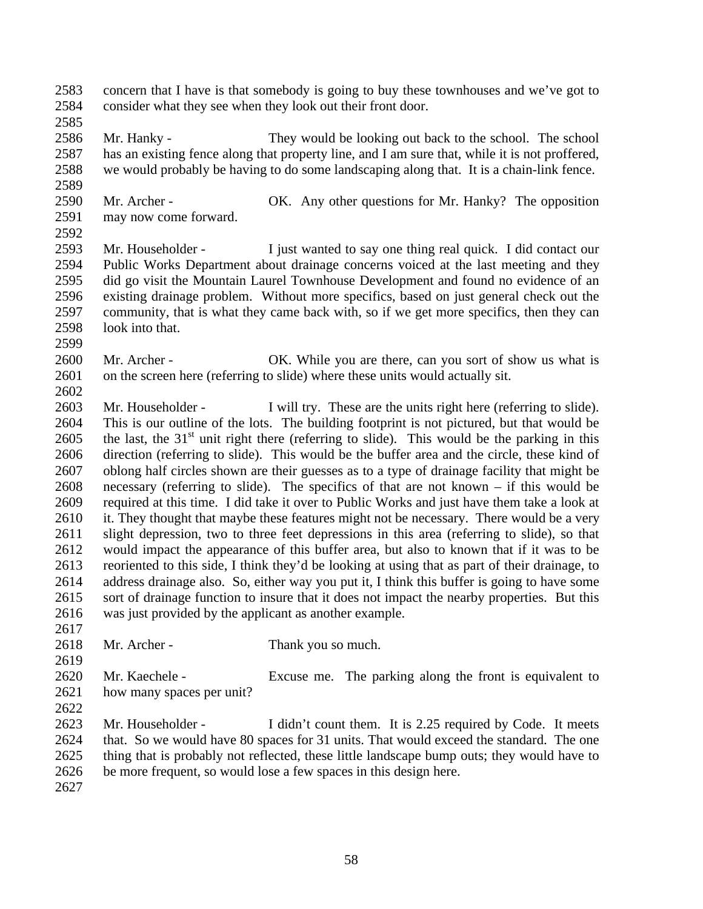concern that I have is that somebody is going to buy these townhouses and we've got to consider what they see when they look out their front door.

Mr. Hanky - They would be looking out back to the school. The school has an existing fence along that property line, and I am sure that, while it is not proffered, we would probably be having to do some landscaping along that. It is a chain-link fence.

Mr. Archer - OK. Any other questions for Mr. Hanky? The opposition may now come forward.

Mr. Householder - I just wanted to say one thing real quick. I did contact our Public Works Department about drainage concerns voiced at the last meeting and they did go visit the Mountain Laurel Townhouse Development and found no evidence of an existing drainage problem. Without more specifics, based on just general check out the community, that is what they came back with, so if we get more specifics, then they can look into that.

Mr. Archer - OK. While you are there, can you sort of show us what is on the screen here (referring to slide) where these units would actually sit.

Mr. Householder - I will try. These are the units right here (referring to slide). This is our outline of the lots. The building footprint is not pictured, but that would be the last, the 31st unit right there (referring to slide). This would be the parking in this direction (referring to slide). This would be the buffer area and the circle, these kind of oblong half circles shown are their guesses as to a type of drainage facility that might be necessary (referring to slide). The specifics of that are not known – if this would be required at this time. I did take it over to Public Works and just have them take a look at it. They thought that maybe these features might not be necessary. There would be a very slight depression, two to three feet depressions in this area (referring to slide), so that would impact the appearance of this buffer area, but also to known that if it was to be reoriented to this side, I think they'd be looking at using that as part of their drainage, to address drainage also. So, either way you put it, I think this buffer is going to have some sort of drainage function to insure that it does not impact the nearby properties. But this was just provided by the applicant as another example.

Mr. Archer - Thank you so much.

Mr. Kaechele - Excuse me. The parking along the front is equivalent to how many spaces per unit?

Mr. Householder - I didn't count them. It is 2.25 required by Code. It meets that. So we would have 80 spaces for 31 units. That would exceed the standard. The one thing that is probably not reflected, these little landscape bump outs; they would have to be more frequent, so would lose a few spaces in this design here.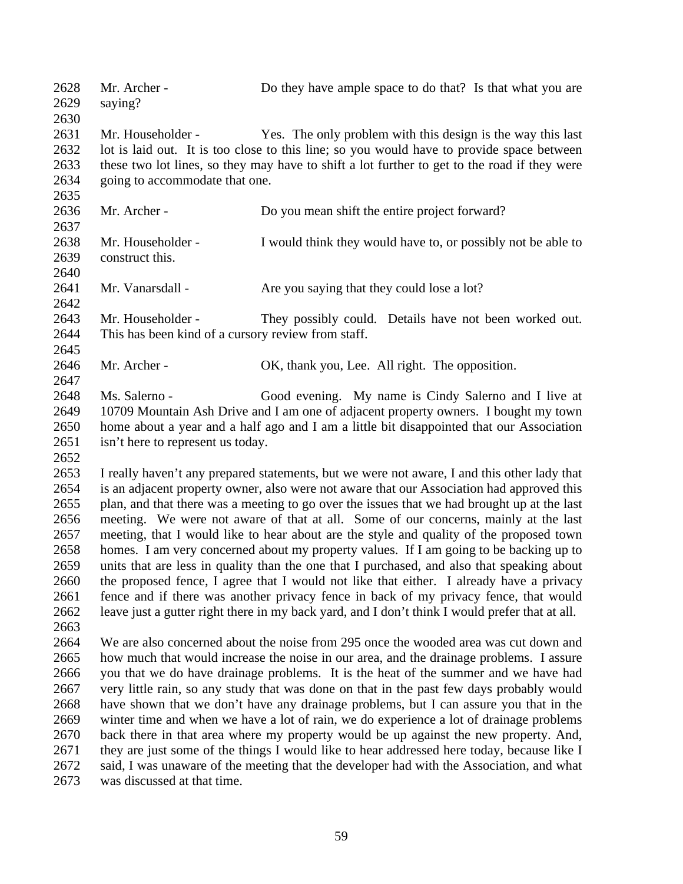Mr. Archer - Do they have ample space to do that? Is that what you are saying?

Mr. Householder - Yes. The only problem with this design is the way this last lot is laid out. It is too close to this line; so you would have to provide space between these two lot lines, so they may have to shift a lot further to get to the road if they were going to accommodate that one.

Mr. Archer - Do you mean shift the entire project forward?

Mr. Householder - I would think they would have to, or possibly not be able to construct this.

Mr. Vanarsdall - Are you saying that they could lose a lot?

Mr. Householder - They possibly could. Details have not been worked out. This has been kind of a cursory review from staff.

Mr. Archer - OK, thank you, Lee. All right. The opposition.

Ms. Salerno - Good evening. My name is Cindy Salerno and I live at 10709 Mountain Ash Drive and I am one of adjacent property owners. I bought my town home about a year and a half ago and I am a little bit disappointed that our Association isn't here to represent us today.

I really haven't any prepared statements, but we were not aware, I and this other lady that is an adjacent property owner, also were not aware that our Association had approved this plan, and that there was a meeting to go over the issues that we had brought up at the last meeting. We were not aware of that at all. Some of our concerns, mainly at the last meeting, that I would like to hear about are the style and quality of the proposed town homes. I am very concerned about my property values. If I am going to be backing up to units that are less in quality than the one that I purchased, and also that speaking about the proposed fence, I agree that I would not like that either. I already have a privacy fence and if there was another privacy fence in back of my privacy fence, that would leave just a gutter right there in my back yard, and I don't think I would prefer that at all.

We are also concerned about the noise from 295 once the wooded area was cut down and how much that would increase the noise in our area, and the drainage problems. I assure you that we do have drainage problems. It is the heat of the summer and we have had very little rain, so any study that was done on that in the past few days probably would have shown that we don't have any drainage problems, but I can assure you that in the winter time and when we have a lot of rain, we do experience a lot of drainage problems back there in that area where my property would be up against the new property. And, they are just some of the things I would like to hear addressed here today, because like I said, I was unaware of the meeting that the developer had with the Association, and what was discussed at that time.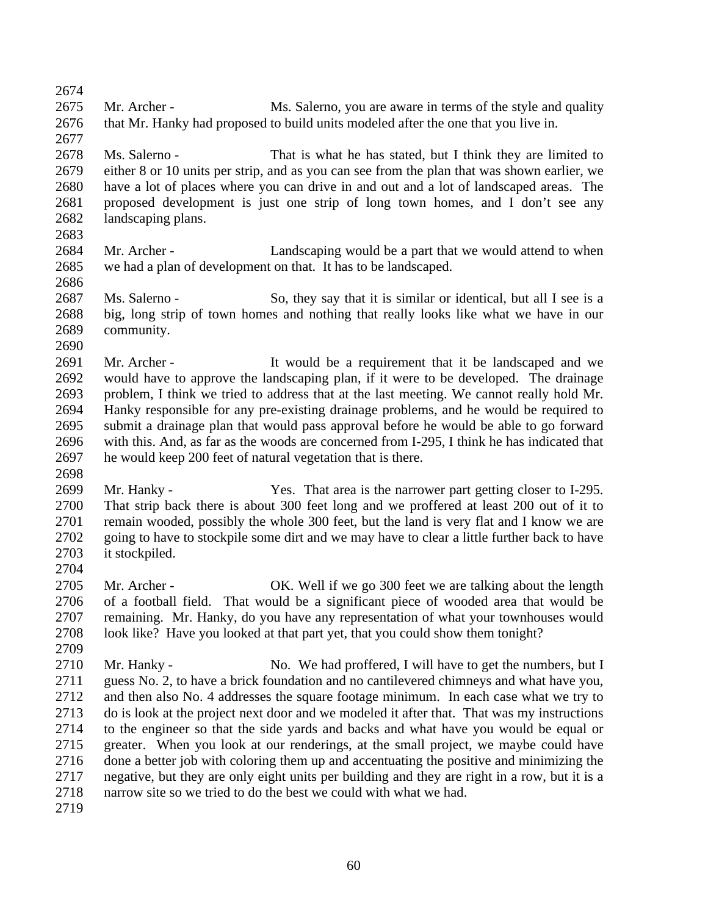Mr. Archer - Ms. Salerno, you are aware in terms of the style and quality that Mr. Hanky had proposed to build units modeled after the one that you live in.

Ms. Salerno - That is what he has stated, but I think they are limited to either 8 or 10 units per strip, and as you can see from the plan that was shown earlier, we have a lot of places where you can drive in and out and a lot of landscaped areas. The proposed development is just one strip of long town homes, and I don't see any landscaping plans.

Mr. Archer - Landscaping would be a part that we would attend to when we had a plan of development on that. It has to be landscaped.

Ms. Salerno - So, they say that it is similar or identical, but all I see is a big, long strip of town homes and nothing that really looks like what we have in our community.

Mr. Archer - It would be a requirement that it be landscaped and we would have to approve the landscaping plan, if it were to be developed. The drainage problem, I think we tried to address that at the last meeting. We cannot really hold Mr. Hanky responsible for any pre-existing drainage problems, and he would be required to submit a drainage plan that would pass approval before he would be able to go forward with this. And, as far as the woods are concerned from I-295, I think he has indicated that he would keep 200 feet of natural vegetation that is there.

Mr. Hanky - Yes. That area is the narrower part getting closer to I-295. That strip back there is about 300 feet long and we proffered at least 200 out of it to remain wooded, possibly the whole 300 feet, but the land is very flat and I know we are going to have to stockpile some dirt and we may have to clear a little further back to have it stockpiled.

Mr. Archer - OK. Well if we go 300 feet we are talking about the length of a football field. That would be a significant piece of wooded area that would be remaining. Mr. Hanky, do you have any representation of what your townhouses would look like? Have you looked at that part yet, that you could show them tonight?

Mr. Hanky - No. We had proffered, I will have to get the numbers, but I guess No. 2, to have a brick foundation and no cantilevered chimneys and what have you, and then also No. 4 addresses the square footage minimum. In each case what we try to do is look at the project next door and we modeled it after that. That was my instructions to the engineer so that the side yards and backs and what have you would be equal or greater. When you look at our renderings, at the small project, we maybe could have done a better job with coloring them up and accentuating the positive and minimizing the negative, but they are only eight units per building and they are right in a row, but it is a narrow site so we tried to do the best we could with what we had.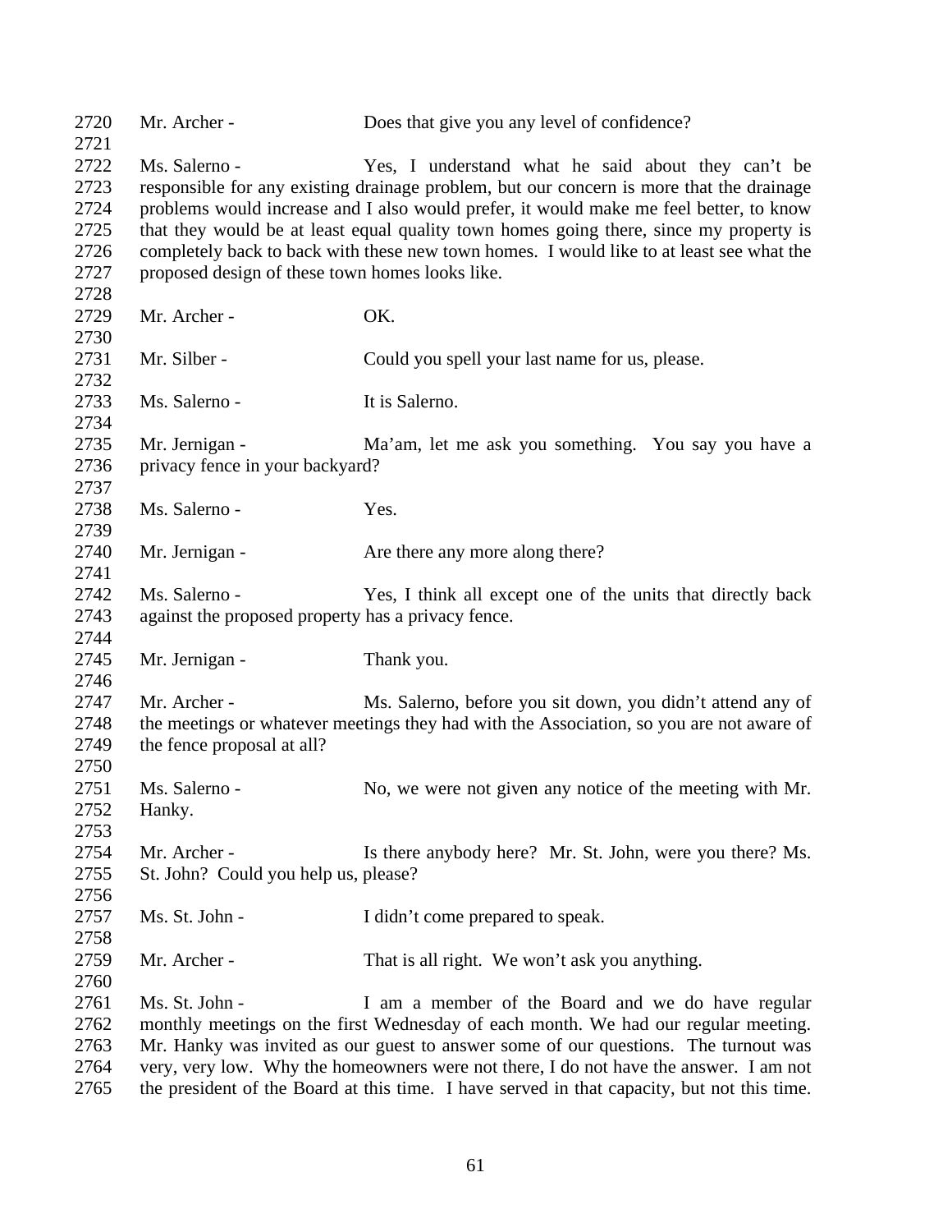2720 Mr. Archer - Does that give you any level of confidence?

2722 Ms. Salerno - Yes, I understand what he said about they can't be responsible for any existing drainage problem, but our concern is more that the drainage problems would increase and I also would prefer, it would make me feel better, to know that they would be at least equal quality town homes going there, since my property is completely back to back with these new town homes. I would like to at least see what the proposed design of these town homes looks like.

2729 Mr. Archer - OK.

2731 Mr. Silber - Could you spell your last name for us, please.

2733 Ms. Salerno - It is Salerno.

2735 Mr. Jernigan - Ma'am, let me ask you something. You say you have a privacy fence in your backyard?

2738 Ms. Salerno - Yes.

2740 Mr. Jernigan - Are there any more along there?

2742 Ms. Salerno - Yes, I think all except one of the units that directly back against the proposed property has a privacy fence.

2745 Mr. Jernigan - Thank you.

2747 Mr. Archer - Ms. Salerno, before you sit down, you didn't attend any of the meetings or whatever meetings they had with the Association, so you are not aware of the fence proposal at all?

2751 Ms. Salerno - No, we were not given any notice of the meeting with Mr. Hanky.

2754 Mr. Archer - Is there anybody here? Mr. St. John, were you there? Ms. St. John? Could you help us, please?

2757 Ms. St. John - I didn't come prepared to speak.

2759 Mr. Archer - That is all right. We won't ask you anything.

2761 Ms. St. John - I am a member of the Board and we do have regular monthly meetings on the first Wednesday of each month. We had our regular meeting. Mr. Hanky was invited as our guest to answer some of our questions. The turnout was very, very low. Why the homeowners were not there, I do not have the answer. I am not the president of the Board at this time. I have served in that capacity, but not this time.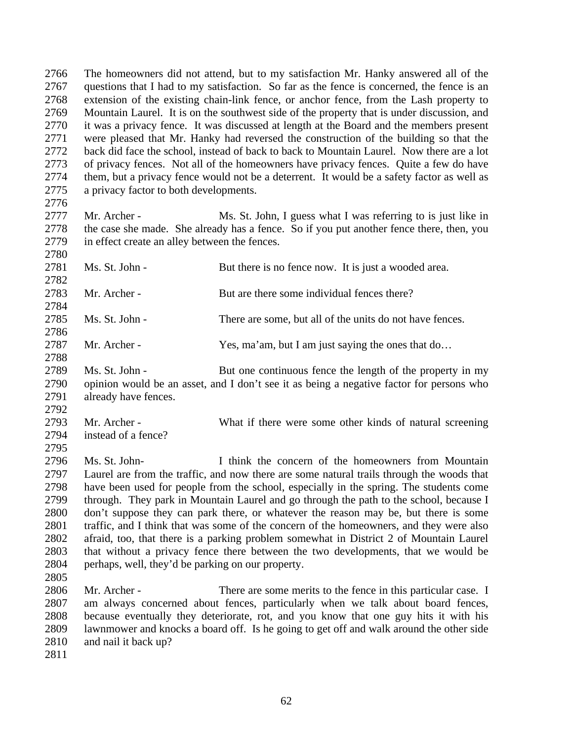The homeowners did not attend, but to my satisfaction Mr. Hanky answered all of the questions that I had to my satisfaction. So far as the fence is concerned, the fence is an extension of the existing chain-link fence, or anchor fence, from the Lash property to Mountain Laurel. It is on the southwest side of the property that is under discussion, and it was a privacy fence. It was discussed at length at the Board and the members present were pleased that Mr. Hanky had reversed the construction of the building so that the back did face the school, instead of back to back to Mountain Laurel. Now there are a lot of privacy fences. Not all of the homeowners have privacy fences. Quite a few do have them, but a privacy fence would not be a deterrent. It would be a safety factor as well as a privacy factor to both developments.

Mr. Archer - Ms. St. John, I guess what I was referring to is just like in the case she made. She already has a fence. So if you put another fence there, then, you in effect create an alley between the fences.

Ms. St. John - But there is no fence now. It is just a wooded area.

Mr. Archer - But are there some individual fences there?

Ms. St. John - There are some, but all of the units do not have fences.

Mr. Archer - Yes, ma'am, but I am just saying the ones that do…

Ms. St. John - But one continuous fence the length of the property in my opinion would be an asset, and I don't see it as being a negative factor for persons who already have fences.

Mr. Archer - What if there were some other kinds of natural screening instead of a fence?

Ms. St. John- I think the concern of the homeowners from Mountain Laurel are from the traffic, and now there are some natural trails through the woods that have been used for people from the school, especially in the spring. The students come through. They park in Mountain Laurel and go through the path to the school, because I don't suppose they can park there, or whatever the reason may be, but there is some traffic, and I think that was some of the concern of the homeowners, and they were also afraid, too, that there is a parking problem somewhat in District 2 of Mountain Laurel that without a privacy fence there between the two developments, that we would be perhaps, well, they'd be parking on our property.

Mr. Archer - There are some merits to the fence in this particular case. I am always concerned about fences, particularly when we talk about board fences, because eventually they deteriorate, rot, and you know that one guy hits it with his lawnmower and knocks a board off. Is he going to get off and walk around the other side and nail it back up?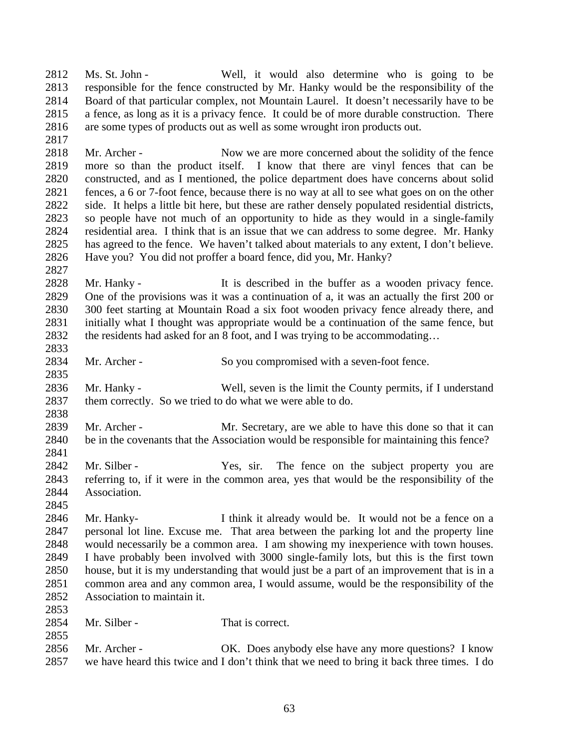2812 Ms. St. John - Well, it would also determine who is going to be
2813 responsible for the fence constructed by Mr. Hanky would be the responsibility of the
2814 Board of that particular complex, not Mountain Laurel. It doesn't necessarily have to be
2815 a fence, as long as it is a privacy fence. It could be of more durable construction. There
2816 are some types of products out as well as some wrought iron products out.
2817
2818 Mr. Archer - Now we are more concerned about the solidity of the fence
2819 more so than the product itself. I know that there are vinyl fences that can be
2820 constructed, and as I mentioned, the police department does have concerns about solid
2821 fences, a 6 or 7-foot fence, because there is no way at all to see what goes on on the other
2822 side. It helps a little bit here, but these are rather densely populated residential districts,
2823 so people have not much of an opportunity to hide as they would in a single-family
2824 residential area. I think that is an issue that we can address to some degree. Mr. Hanky
2825 has agreed to the fence. We haven't talked about materials to any extent, I don't believe.
2826 Have you? You did not proffer a board fence, did you, Mr. Hanky?
2827
2828 Mr. Hanky - It is described in the buffer as a wooden privacy fence.
2829 One of the provisions was it was a continuation of a, it was an actually the first 200 or
2830 300 feet starting at Mountain Road a six foot wooden privacy fence already there, and
2831 initially what I thought was appropriate would be a continuation of the same fence, but
2832 the residents had asked for an 8 foot, and I was trying to be accommodating…
2833
2834 Mr. Archer - So you compromised with a seven-foot fence.
2835
2836 Mr. Hanky - Well, seven is the limit the County permits, if I understand
2837 them correctly. So we tried to do what we were able to do.
2838
2839 Mr. Archer - Mr. Secretary, are we able to have this done so that it can
2840 be in the covenants that the Association would be responsible for maintaining this fence?
2841
2842 Mr. Silber - Yes, sir. The fence on the subject property you are
2843 referring to, if it were in the common area, yes that would be the responsibility of the
2844 Association.
2845
2846 Mr. Hanky- I think it already would be. It would not be a fence on a
2847 personal lot line. Excuse me. That area between the parking lot and the property line
2848 would necessarily be a common area. I am showing my inexperience with town houses.
2849 I have probably been involved with 3000 single-family lots, but this is the first town
2850 house, but it is my understanding that would just be a part of an improvement that is in a
2851 common area and any common area, I would assume, would be the responsibility of the
2852 Association to maintain it.
2853
2854 Mr. Silber - That is correct.
2855
2856 Mr. Archer - OK. Does anybody else have any more questions? I know
2857 we have heard this twice and I don't think that we need to bring it back three times. I do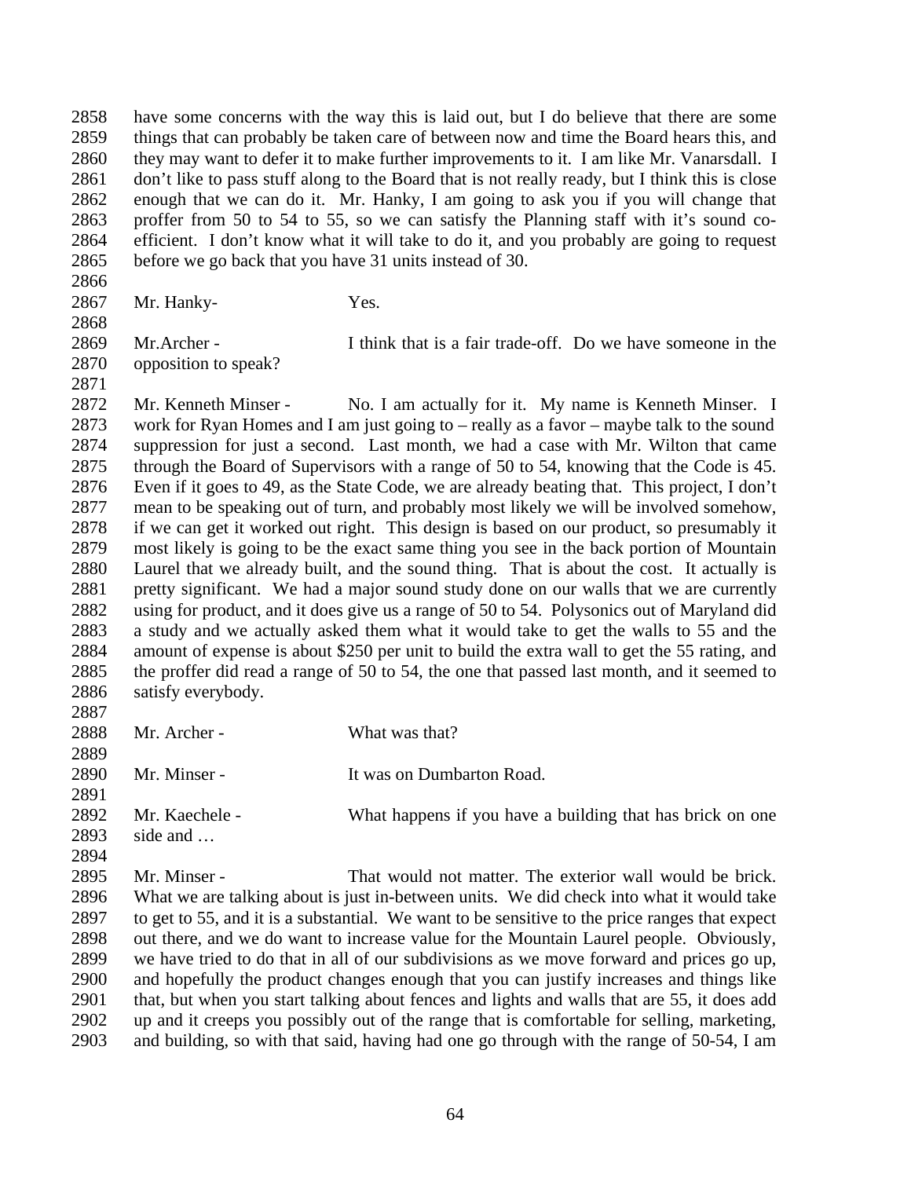have some concerns with the way this is laid out, but I do believe that there are some things that can probably be taken care of between now and time the Board hears this, and they may want to defer it to make further improvements to it. I am like Mr. Vanarsdall. I don't like to pass stuff along to the Board that is not really ready, but I think this is close enough that we can do it. Mr. Hanky, I am going to ask you if you will change that proffer from 50 to 54 to 55, so we can satisfy the Planning staff with it's sound co-efficient. I don't know what it will take to do it, and you probably are going to request before we go back that you have 31 units instead of 30.

Mr. Hanky- Yes.

Mr.Archer - I think that is a fair trade-off. Do we have someone in the opposition to speak?

Mr. Kenneth Minser - No. I am actually for it. My name is Kenneth Minser. I work for Ryan Homes and I am just going to – really as a favor – maybe talk to the sound suppression for just a second. Last month, we had a case with Mr. Wilton that came through the Board of Supervisors with a range of 50 to 54, knowing that the Code is 45. Even if it goes to 49, as the State Code, we are already beating that. This project, I don't mean to be speaking out of turn, and probably most likely we will be involved somehow, if we can get it worked out right. This design is based on our product, so presumably it most likely is going to be the exact same thing you see in the back portion of Mountain Laurel that we already built, and the sound thing. That is about the cost. It actually is pretty significant. We had a major sound study done on our walls that we are currently using for product, and it does give us a range of 50 to 54. Polysonics out of Maryland did a study and we actually asked them what it would take to get the walls to 55 and the amount of expense is about $250 per unit to build the extra wall to get the 55 rating, and the proffer did read a range of 50 to 54, the one that passed last month, and it seemed to satisfy everybody.

Mr. Archer - What was that?

Mr. Minser - It was on Dumbarton Road.

Mr. Kaechele - What happens if you have a building that has brick on one side and …

Mr. Minser - That would not matter. The exterior wall would be brick. What we are talking about is just in-between units. We did check into what it would take to get to 55, and it is a substantial. We want to be sensitive to the price ranges that expect out there, and we do want to increase value for the Mountain Laurel people. Obviously, we have tried to do that in all of our subdivisions as we move forward and prices go up, and hopefully the product changes enough that you can justify increases and things like that, but when you start talking about fences and lights and walls that are 55, it does add up and it creeps you possibly out of the range that is comfortable for selling, marketing, and building, so with that said, having had one go through with the range of 50-54, I am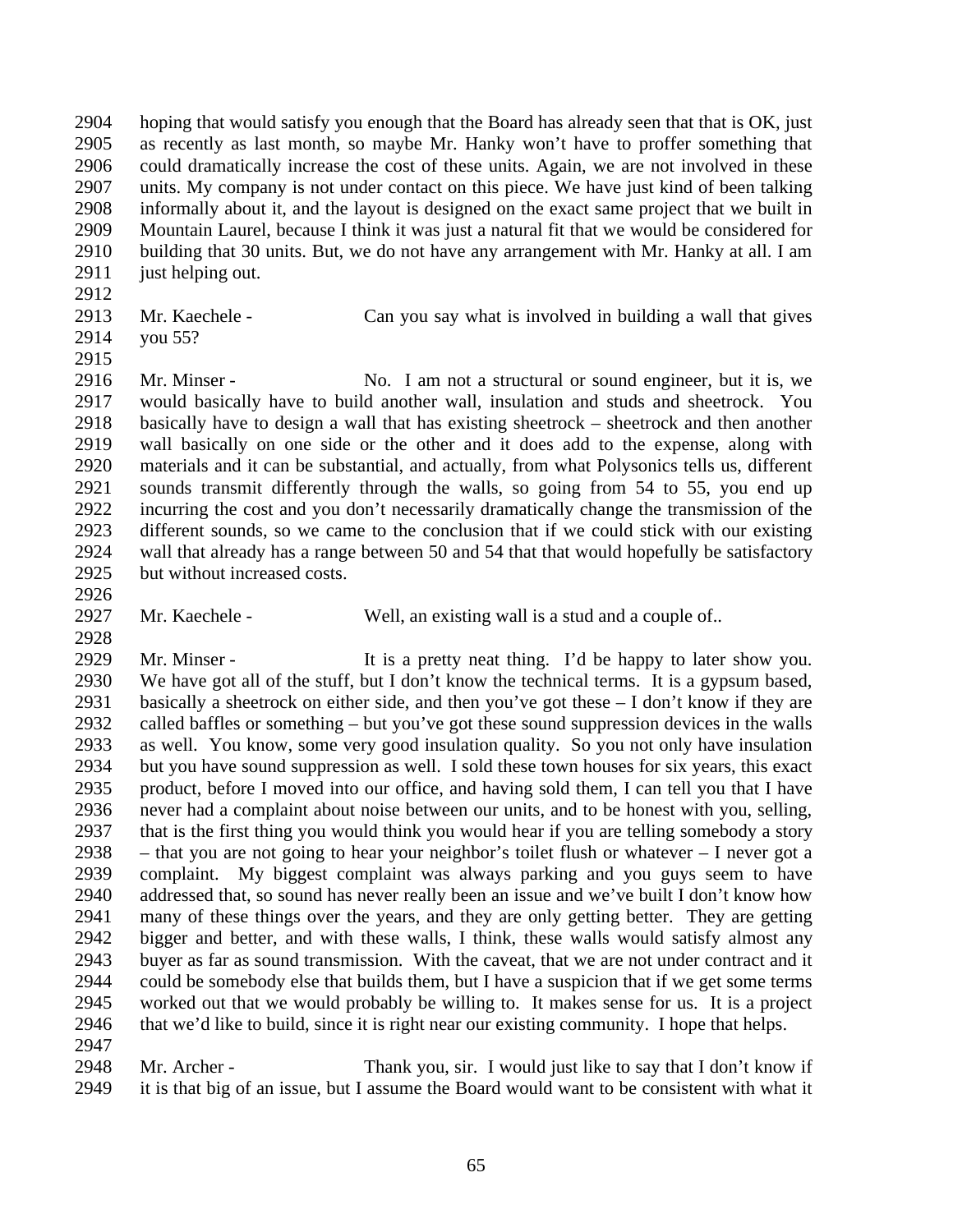hoping that would satisfy you enough that the Board has already seen that that is OK, just as recently as last month, so maybe Mr. Hanky won't have to proffer something that could dramatically increase the cost of these units. Again, we are not involved in these units. My company is not under contact on this piece. We have just kind of been talking informally about it, and the layout is designed on the exact same project that we built in Mountain Laurel, because I think it was just a natural fit that we would be considered for building that 30 units. But, we do not have any arrangement with Mr. Hanky at all. I am just helping out.

Mr. Kaechele - Can you say what is involved in building a wall that gives you 55?

Mr. Minser - No. I am not a structural or sound engineer, but it is, we would basically have to build another wall, insulation and studs and sheetrock. You basically have to design a wall that has existing sheetrock – sheetrock and then another wall basically on one side or the other and it does add to the expense, along with materials and it can be substantial, and actually, from what Polysonics tells us, different sounds transmit differently through the walls, so going from 54 to 55, you end up incurring the cost and you don't necessarily dramatically change the transmission of the different sounds, so we came to the conclusion that if we could stick with our existing wall that already has a range between 50 and 54 that that would hopefully be satisfactory but without increased costs.

Mr. Kaechele - Well, an existing wall is a stud and a couple of..

Mr. Minser - It is a pretty neat thing. I'd be happy to later show you. We have got all of the stuff, but I don't know the technical terms. It is a gypsum based, basically a sheetrock on either side, and then you've got these – I don't know if they are called baffles or something – but you've got these sound suppression devices in the walls as well. You know, some very good insulation quality. So you not only have insulation but you have sound suppression as well. I sold these town houses for six years, this exact product, before I moved into our office, and having sold them, I can tell you that I have never had a complaint about noise between our units, and to be honest with you, selling, that is the first thing you would think you would hear if you are telling somebody a story – that you are not going to hear your neighbor's toilet flush or whatever – I never got a complaint. My biggest complaint was always parking and you guys seem to have addressed that, so sound has never really been an issue and we've built I don't know how many of these things over the years, and they are only getting better. They are getting bigger and better, and with these walls, I think, these walls would satisfy almost any buyer as far as sound transmission. With the caveat, that we are not under contract and it could be somebody else that builds them, but I have a suspicion that if we get some terms worked out that we would probably be willing to. It makes sense for us. It is a project that we'd like to build, since it is right near our existing community. I hope that helps.

Mr. Archer - Thank you, sir. I would just like to say that I don't know if it is that big of an issue, but I assume the Board would want to be consistent with what it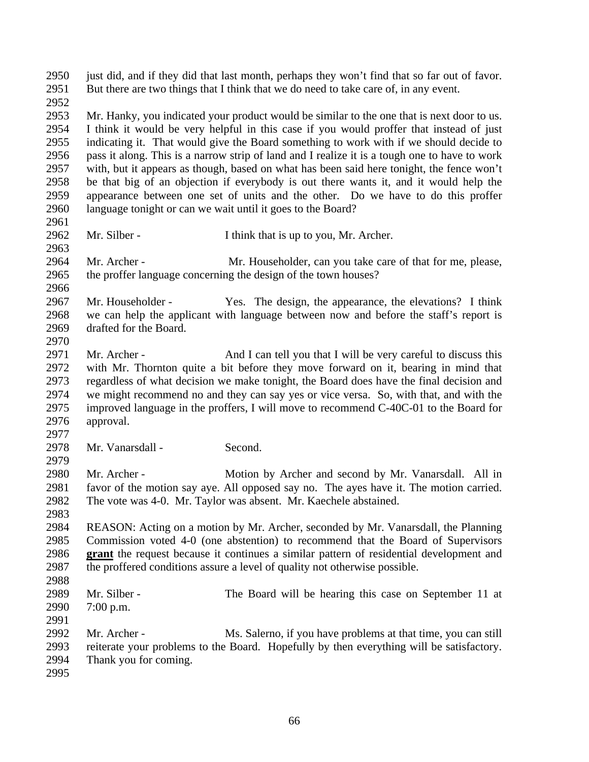just did, and if they did that last month, perhaps they won't find that so far out of favor. But there are two things that I think that we do need to take care of, in any event.

Mr. Hanky, you indicated your product would be similar to the one that is next door to us. I think it would be very helpful in this case if you would proffer that instead of just indicating it. That would give the Board something to work with if we should decide to pass it along. This is a narrow strip of land and I realize it is a tough one to have to work with, but it appears as though, based on what has been said here tonight, the fence won't be that big of an objection if everybody is out there wants it, and it would help the appearance between one set of units and the other. Do we have to do this proffer language tonight or can we wait until it goes to the Board?

Mr. Silber - I think that is up to you, Mr. Archer.

Mr. Archer - Mr. Householder, can you take care of that for me, please, the proffer language concerning the design of the town houses?

Mr. Householder - Yes. The design, the appearance, the elevations? I think we can help the applicant with language between now and before the staff's report is drafted for the Board.

Mr. Archer - And I can tell you that I will be very careful to discuss this with Mr. Thornton quite a bit before they move forward on it, bearing in mind that regardless of what decision we make tonight, the Board does have the final decision and we might recommend no and they can say yes or vice versa. So, with that, and with the improved language in the proffers, I will move to recommend C-40C-01 to the Board for approval.

Mr. Vanarsdall - Second.

Mr. Archer - Motion by Archer and second by Mr. Vanarsdall. All in favor of the motion say aye. All opposed say no. The ayes have it. The motion carried. The vote was 4-0. Mr. Taylor was absent. Mr. Kaechele abstained.

REASON: Acting on a motion by Mr. Archer, seconded by Mr. Vanarsdall, the Planning Commission voted 4-0 (one abstention) to recommend that the Board of Supervisors **grant** the request because it continues a similar pattern of residential development and the proffered conditions assure a level of quality not otherwise possible.

Mr. Silber - The Board will be hearing this case on September 11 at 7:00 p.m.

Mr. Archer - Ms. Salerno, if you have problems at that time, you can still reiterate your problems to the Board. Hopefully by then everything will be satisfactory. Thank you for coming.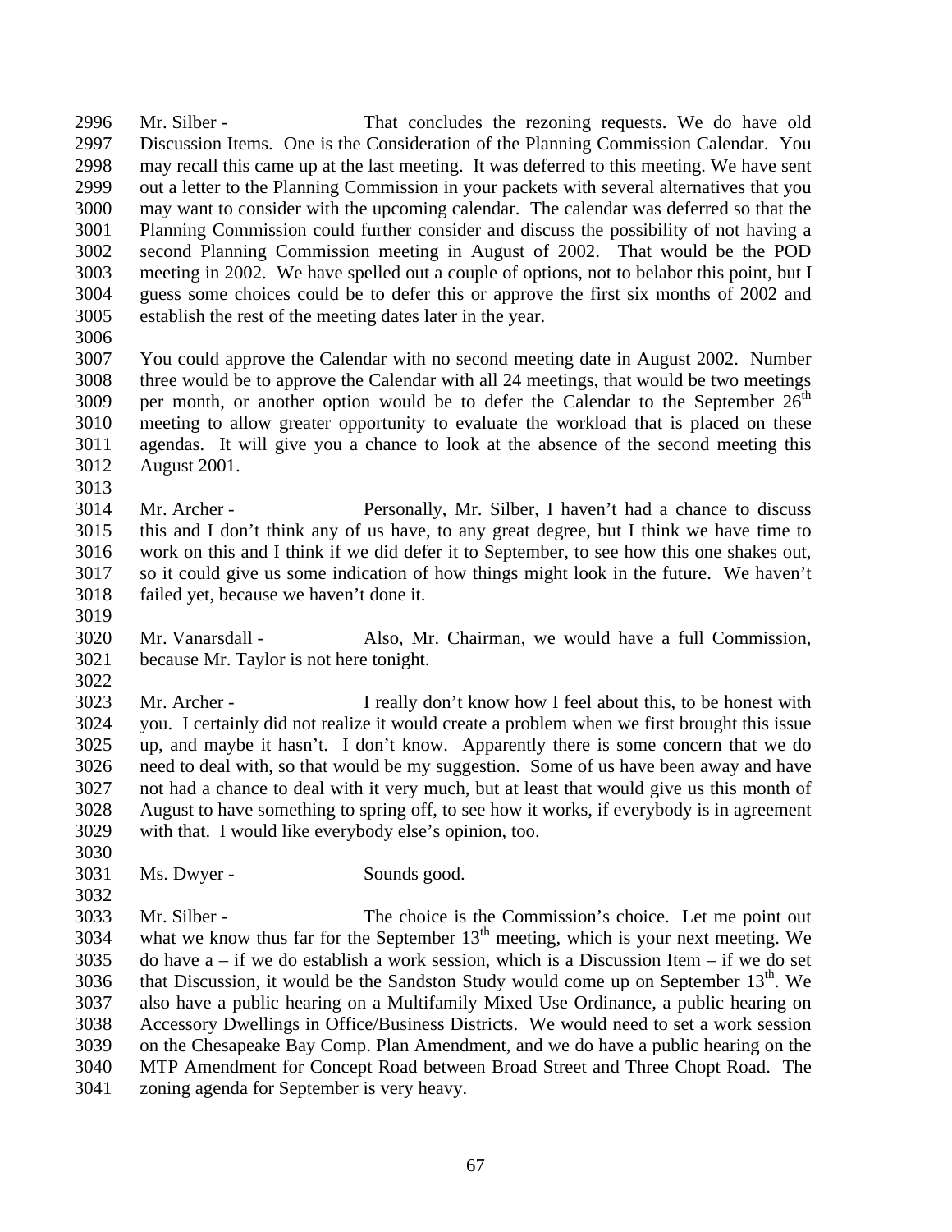2996 Mr. Silber - That concludes the rezoning requests. We do have old
2997 Discussion Items. One is the Consideration of the Planning Commission Calendar. You
2998 may recall this came up at the last meeting. It was deferred to this meeting. We have sent
2999 out a letter to the Planning Commission in your packets with several alternatives that you
3000 may want to consider with the upcoming calendar. The calendar was deferred so that the
3001 Planning Commission could further consider and discuss the possibility of not having a
3002 second Planning Commission meeting in August of 2002. That would be the POD
3003 meeting in 2002. We have spelled out a couple of options, not to belabor this point, but I
3004 guess some choices could be to defer this or approve the first six months of 2002 and
3005 establish the rest of the meeting dates later in the year.
3006
3007 You could approve the Calendar with no second meeting date in August 2002. Number
3008 three would be to approve the Calendar with all 24 meetings, that would be two meetings
3009 per month, or another option would be to defer the Calendar to the September 26th
3010 meeting to allow greater opportunity to evaluate the workload that is placed on these
3011 agendas. It will give you a chance to look at the absence of the second meeting this
3012 August 2001.
3013
3014 Mr. Archer - Personally, Mr. Silber, I haven't had a chance to discuss
3015 this and I don't think any of us have, to any great degree, but I think we have time to
3016 work on this and I think if we did defer it to September, to see how this one shakes out,
3017 so it could give us some indication of how things might look in the future. We haven't
3018 failed yet, because we haven't done it.
3019
3020 Mr. Vanarsdall - Also, Mr. Chairman, we would have a full Commission,
3021 because Mr. Taylor is not here tonight.
3022
3023 Mr. Archer - I really don't know how I feel about this, to be honest with
3024 you. I certainly did not realize it would create a problem when we first brought this issue
3025 up, and maybe it hasn't. I don't know. Apparently there is some concern that we do
3026 need to deal with, so that would be my suggestion. Some of us have been away and have
3027 not had a chance to deal with it very much, but at least that would give us this month of
3028 August to have something to spring off, to see how it works, if everybody is in agreement
3029 with that. I would like everybody else's opinion, too.
3030
3031 Ms. Dwyer - Sounds good.
3032
3033 Mr. Silber - The choice is the Commission's choice. Let me point out
3034 what we know thus far for the September 13th meeting, which is your next meeting. We
3035 do have a – if we do establish a work session, which is a Discussion Item – if we do set
3036 that Discussion, it would be the Sandston Study would come up on September 13th. We
3037 also have a public hearing on a Multifamily Mixed Use Ordinance, a public hearing on
3038 Accessory Dwellings in Office/Business Districts. We would need to set a work session
3039 on the Chesapeake Bay Comp. Plan Amendment, and we do have a public hearing on the
3040 MTP Amendment for Concept Road between Broad Street and Three Chopt Road. The
3041 zoning agenda for September is very heavy.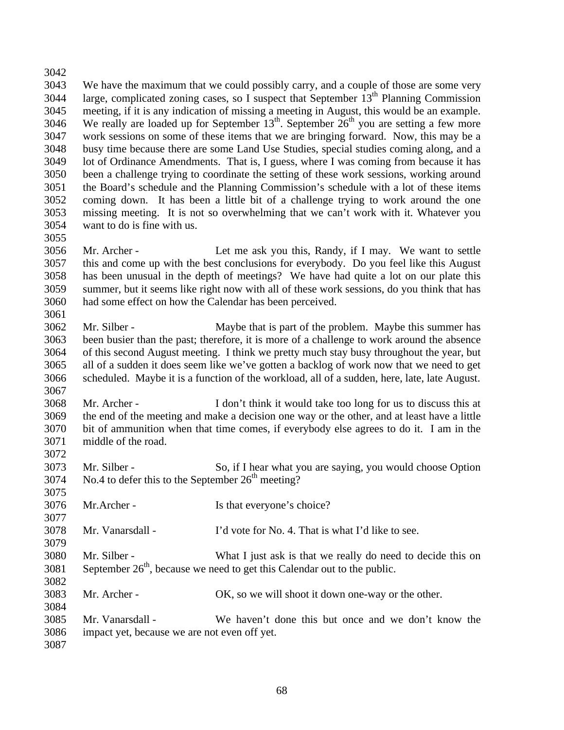We have the maximum that we could possibly carry, and a couple of those are some very large, complicated zoning cases, so I suspect that September 13th Planning Commission meeting, if it is any indication of missing a meeting in August, this would be an example. We really are loaded up for September 13th. September 26th you are setting a few more work sessions on some of these items that we are bringing forward. Now, this may be a busy time because there are some Land Use Studies, special studies coming along, and a lot of Ordinance Amendments. That is, I guess, where I was coming from because it has been a challenge trying to coordinate the setting of these work sessions, working around the Board's schedule and the Planning Commission's schedule with a lot of these items coming down. It has been a little bit of a challenge trying to work around the one missing meeting. It is not so overwhelming that we can't work with it. Whatever you want to do is fine with us.

Mr. Archer - Let me ask you this, Randy, if I may. We want to settle this and come up with the best conclusions for everybody. Do you feel like this August has been unusual in the depth of meetings? We have had quite a lot on our plate this summer, but it seems like right now with all of these work sessions, do you think that has had some effect on how the Calendar has been perceived.

Mr. Silber - Maybe that is part of the problem. Maybe this summer has been busier than the past; therefore, it is more of a challenge to work around the absence of this second August meeting. I think we pretty much stay busy throughout the year, but all of a sudden it does seem like we've gotten a backlog of work now that we need to get scheduled. Maybe it is a function of the workload, all of a sudden, here, late, late August.

Mr. Archer - I don't think it would take too long for us to discuss this at the end of the meeting and make a decision one way or the other, and at least have a little bit of ammunition when that time comes, if everybody else agrees to do it. I am in the middle of the road.

Mr. Silber - So, if I hear what you are saying, you would choose Option No.4 to defer this to the September 26th meeting?

Mr.Archer - Is that everyone's choice?

Mr. Vanarsdall - I'd vote for No. 4. That is what I'd like to see.

Mr. Silber - What I just ask is that we really do need to decide this on September 26th, because we need to get this Calendar out to the public.

Mr. Archer - OK, so we will shoot it down one-way or the other.

Mr. Vanarsdall - We haven't done this but once and we don't know the impact yet, because we are not even off yet.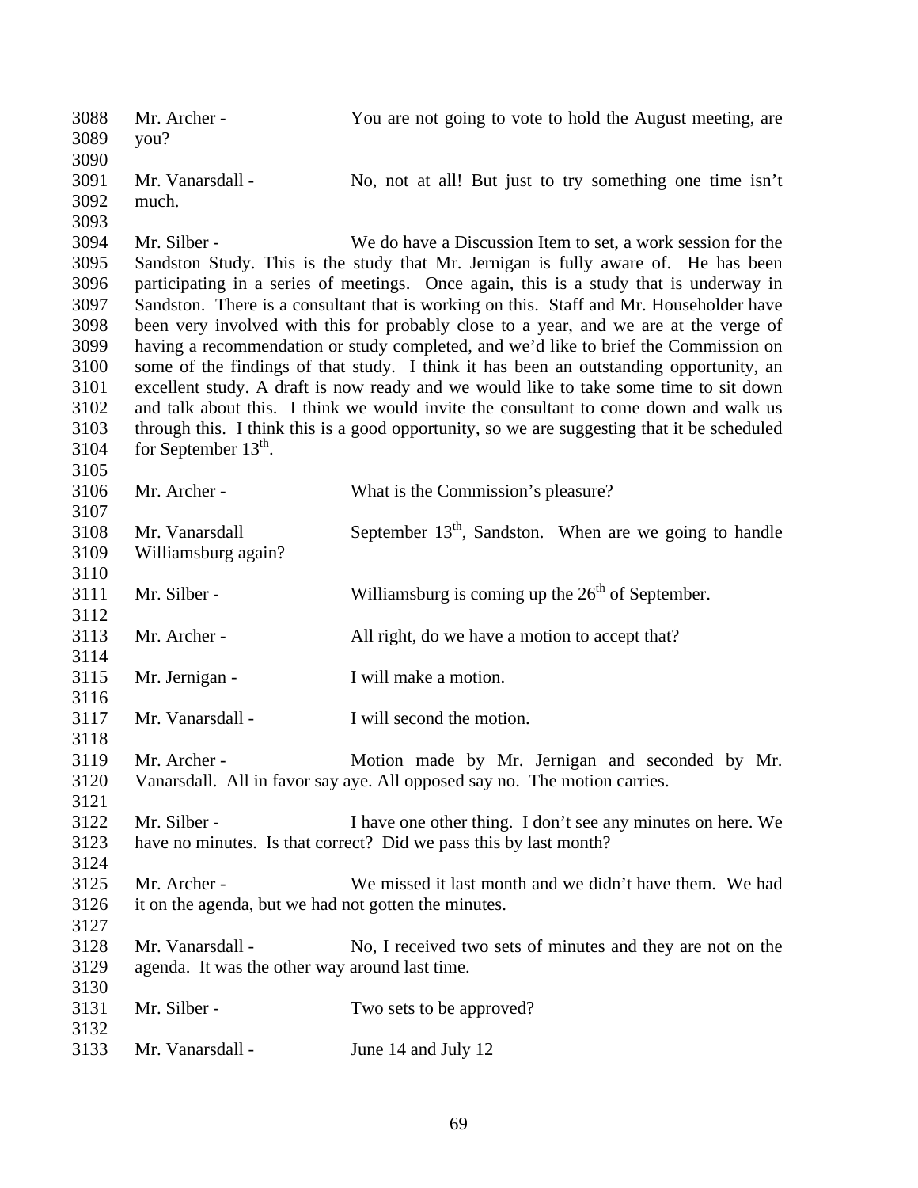3088 Mr. Archer - You are not going to vote to hold the August meeting, are
3089 you?
3090
3091 Mr. Vanarsdall - No, not at all! But just to try something one time isn't
3092 much.
3093
3094 Mr. Silber - We do have a Discussion Item to set, a work session for the
3095 Sandston Study. This is the study that Mr. Jernigan is fully aware of. He has been
3096 participating in a series of meetings. Once again, this is a study that is underway in
3097 Sandston. There is a consultant that is working on this. Staff and Mr. Householder have
3098 been very involved with this for probably close to a year, and we are at the verge of
3099 having a recommendation or study completed, and we'd like to brief the Commission on
3100 some of the findings of that study. I think it has been an outstanding opportunity, an
3101 excellent study. A draft is now ready and we would like to take some time to sit down
3102 and talk about this. I think we would invite the consultant to come down and walk us
3103 through this. I think this is a good opportunity, so we are suggesting that it be scheduled
3104 for September 13th.
3105
3106 Mr. Archer - What is the Commission's pleasure?
3107
3108 Mr. Vanarsdall September 13th, Sandston. When are we going to handle
3109 Williamsburg again?
3110
3111 Mr. Silber - Williamsburg is coming up the 26th of September.
3112
3113 Mr. Archer - All right, do we have a motion to accept that?
3114
3115 Mr. Jernigan - I will make a motion.
3116
3117 Mr. Vanarsdall - I will second the motion.
3118
3119 Mr. Archer - Motion made by Mr. Jernigan and seconded by Mr.
3120 Vanarsdall. All in favor say aye. All opposed say no. The motion carries.
3121
3122 Mr. Silber - I have one other thing. I don't see any minutes on here. We
3123 have no minutes. Is that correct? Did we pass this by last month?
3124
3125 Mr. Archer - We missed it last month and we didn't have them. We had
3126 it on the agenda, but we had not gotten the minutes.
3127
3128 Mr. Vanarsdall - No, I received two sets of minutes and they are not on the
3129 agenda. It was the other way around last time.
3130
3131 Mr. Silber - Two sets to be approved?
3132
3133 Mr. Vanarsdall - June 14 and July 12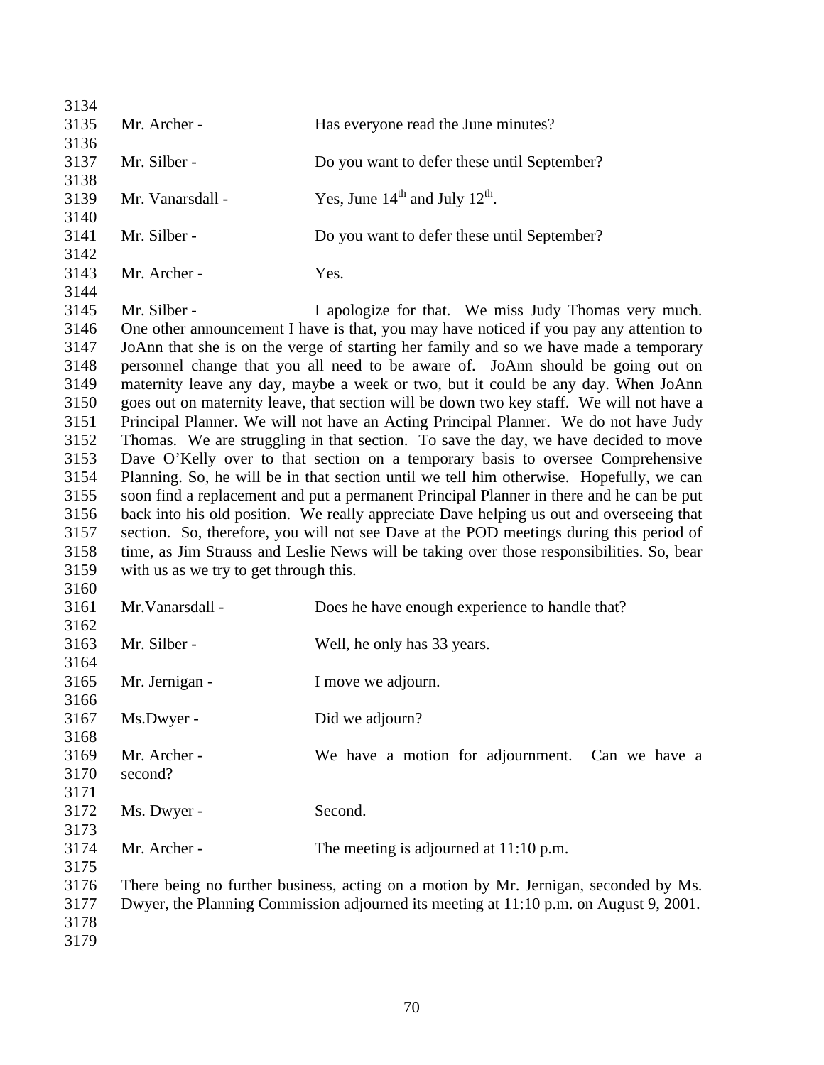3134

3135 Mr. Archer - Has everyone read the June minutes?

3136

3137 Mr. Silber - Do you want to defer these until September?

3138

3139 Mr. Vanarsdall - Yes, June 14th and July 12th.

3140

3141 Mr. Silber - Do you want to defer these until September?

3142

3143 Mr. Archer - Yes.

3144

3145 Mr. Silber - I apologize for that. We miss Judy Thomas very much.
3146 One other announcement I have is that, you may have noticed if you pay any attention to
3147 JoAnn that she is on the verge of starting her family and so we have made a temporary
3148 personnel change that you all need to be aware of. JoAnn should be going out on
3149 maternity leave any day, maybe a week or two, but it could be any day. When JoAnn
3150 goes out on maternity leave, that section will be down two key staff. We will not have a
3151 Principal Planner. We will not have an Acting Principal Planner. We do not have Judy
3152 Thomas. We are struggling in that section. To save the day, we have decided to move
3153 Dave O'Kelly over to that section on a temporary basis to oversee Comprehensive
3154 Planning. So, he will be in that section until we tell him otherwise. Hopefully, we can
3155 soon find a replacement and put a permanent Principal Planner in there and he can be put
3156 back into his old position. We really appreciate Dave helping us out and overseeing that
3157 section. So, therefore, you will not see Dave at the POD meetings during this period of
3158 time, as Jim Strauss and Leslie News will be taking over those responsibilities. So, bear
3159 with us as we try to get through this.

3160

3161 Mr.Vanarsdall - Does he have enough experience to handle that?

3162

3163 Mr. Silber - Well, he only has 33 years.

3164

3165 Mr. Jernigan - I move we adjourn.

3166

3167 Ms.Dwyer - Did we adjourn?

3168

3169 Mr. Archer - We have a motion for adjournment. Can we have a
3170 second?

3171

3172 Ms. Dwyer - Second.

3173

3174 Mr. Archer - The meeting is adjourned at 11:10 p.m.

3175

3176 There being no further business, acting on a motion by Mr. Jernigan, seconded by Ms.
3177 Dwyer, the Planning Commission adjourned its meeting at 11:10 p.m. on August 9, 2001.

3178

3179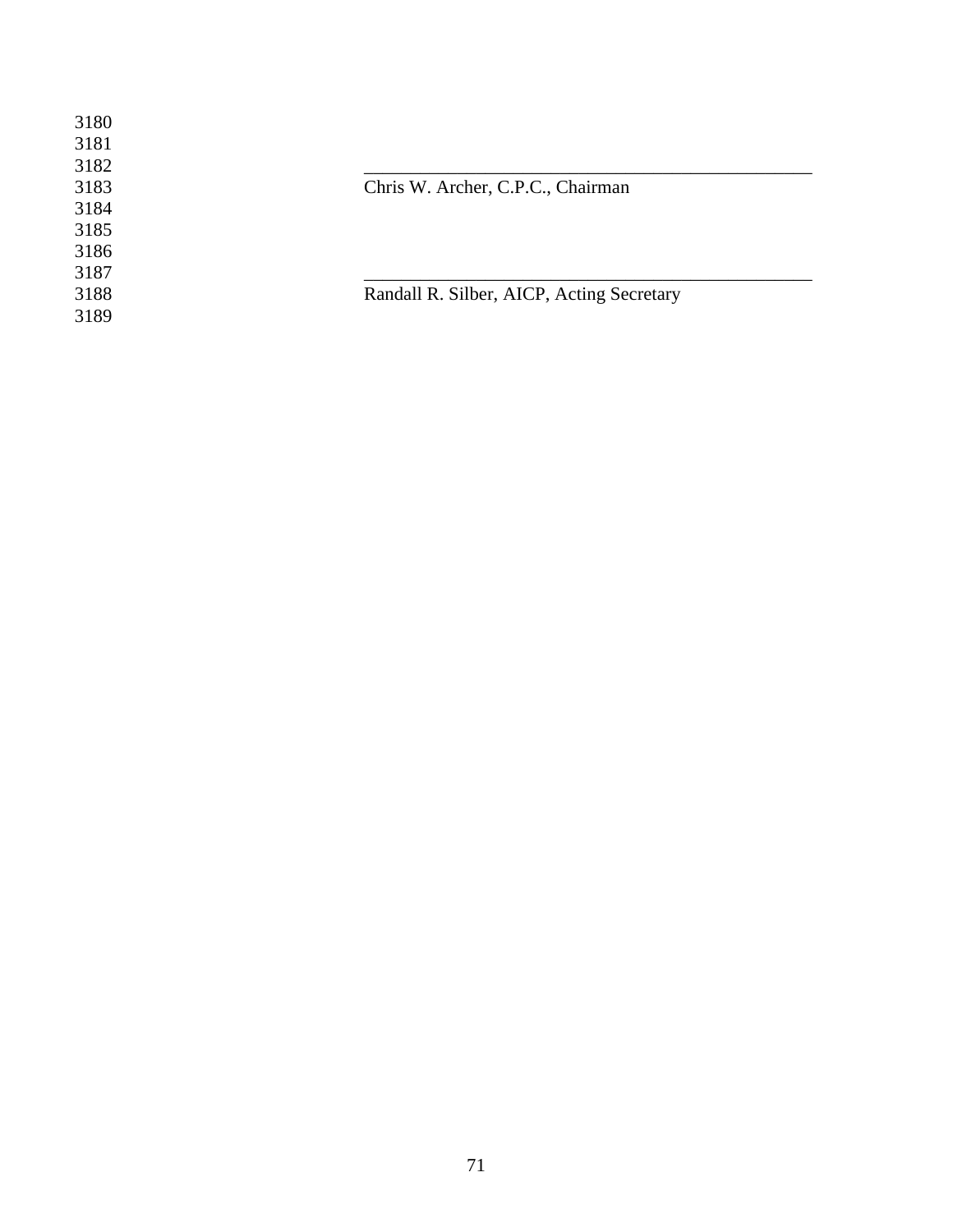3180
3181
3182 \_\_\_\_\_\_\_\_\_\_\_\_\_\_\_\_\_\_\_\_\_\_\_\_\_\_\_\_\_\_\_\_\_\_\_\_\_\_\_\_\_\_\_\_\_\_\_\_
3183 Chris W. Archer, C.P.C., Chairman
3184
3185
3186
3187 \_\_\_\_\_\_\_\_\_\_\_\_\_\_\_\_\_\_\_\_\_\_\_\_\_\_\_\_\_\_\_\_\_\_\_\_\_\_\_\_\_\_\_\_\_\_\_\_
3188 Randall R. Silber, AICP, Acting Secretary
3189